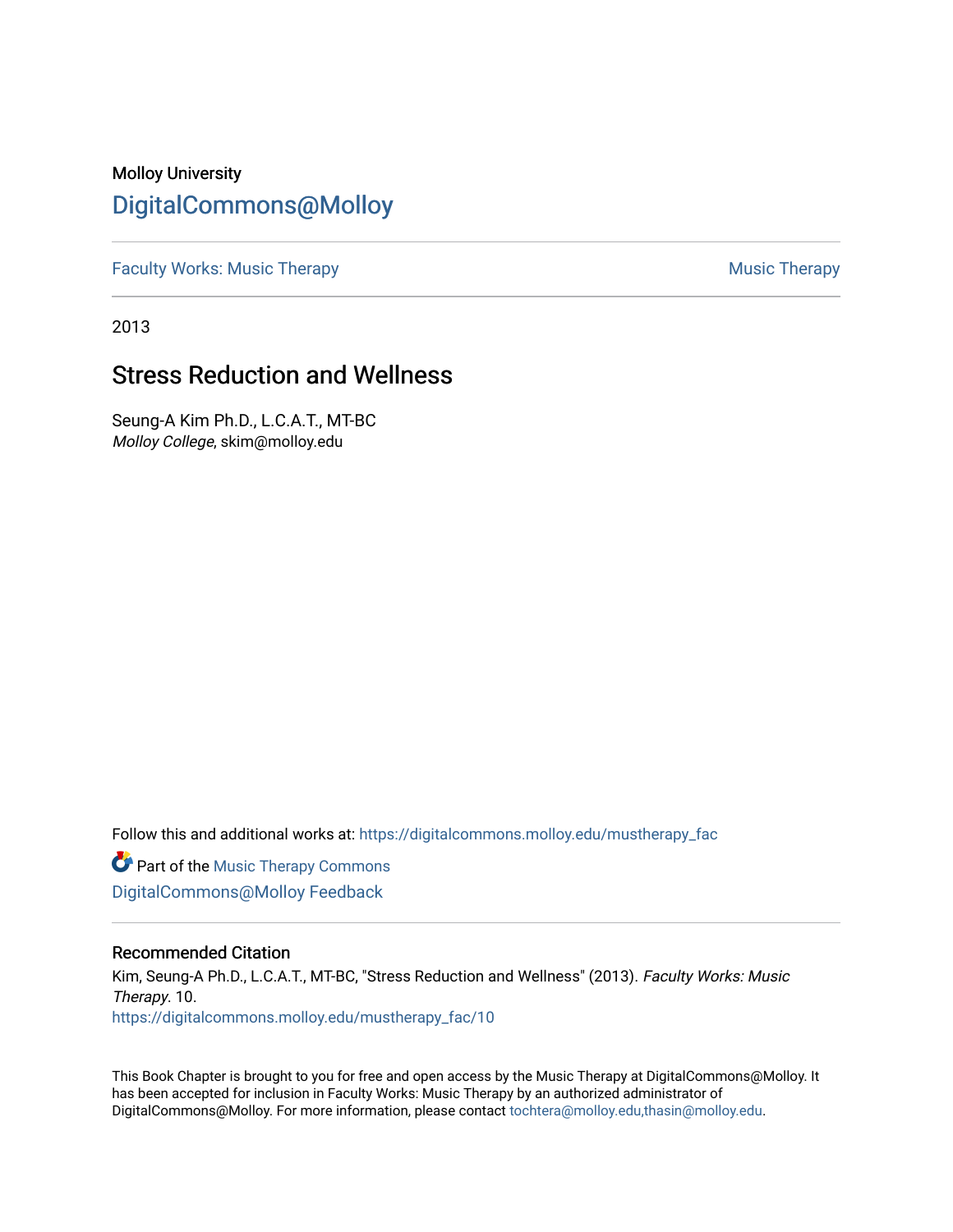Molloy University

# DigitalCommons@Molloy

Faculty Works: Music Therapy | Music Therapy

2013

## Stress Reduction and Wellness

Seung-A Kim Ph.D., L.C.A.T., MT-BC
*Molloy College*, skim@molloy.edu

Follow this and additional works at: https://digitalcommons.molloy.edu/mustherapy_fac

Part of the Music Therapy Commons

DigitalCommons@Molloy Feedback

### Recommended Citation

Kim, Seung-A Ph.D., L.C.A.T., MT-BC, "Stress Reduction and Wellness" (2013). *Faculty Works: Music Therapy*. 10.
https://digitalcommons.molloy.edu/mustherapy_fac/10

This Book Chapter is brought to you for free and open access by the Music Therapy at DigitalCommons@Molloy. It has been accepted for inclusion in Faculty Works: Music Therapy by an authorized administrator of DigitalCommons@Molloy. For more information, please contact tochtera@molloy.edu,thasin@molloy.edu.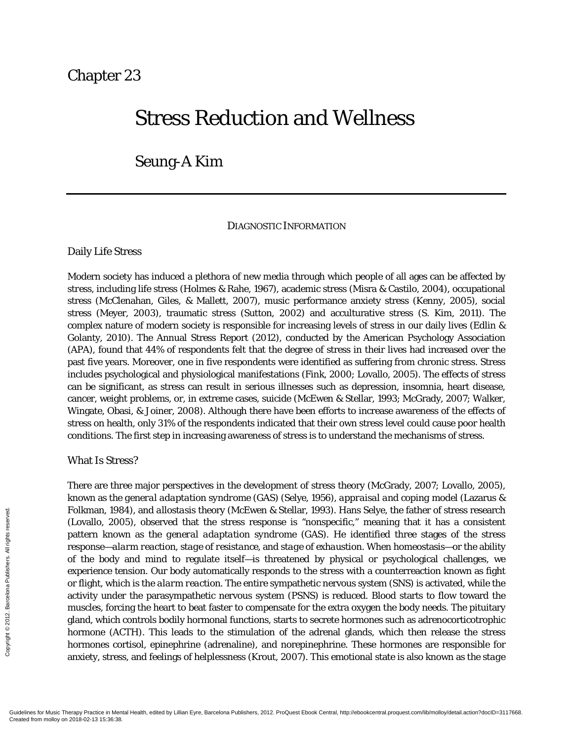# Chapter 23

# Stress Reduction and Wellness

## Seung-A Kim

### DIAGNOSTIC INFORMATION

#### Daily Life Stress

Modern society has induced a plethora of new media through which people of all ages can be affected by stress, including life stress (Holmes & Rahe, 1967), academic stress (Misra & Castilo, 2004), occupational stress (McClenahan, Giles, & Mallett, 2007), music performance anxiety stress (Kenny, 2005), social stress (Meyer, 2003), traumatic stress (Sutton, 2002) and acculturative stress (S. Kim, 2011). The complex nature of modern society is responsible for increasing levels of stress in our daily lives (Edlin & Golanty, 2010). The Annual Stress Report (2012), conducted by the American Psychology Association (APA), found that 44% of respondents felt that the degree of stress in their lives had increased over the past five years. Moreover, one in five respondents were identified as suffering from chronic stress. Stress includes psychological and physiological manifestations (Fink, 2000; Lovallo, 2005). The effects of stress can be significant, as stress can result in serious illnesses such as depression, insomnia, heart disease, cancer, weight problems, or, in extreme cases, suicide (McEwen & Stellar, 1993; McGrady, 2007; Walker, Wingate, Obasi, & Joiner, 2008). Although there have been efforts to increase awareness of the effects of stress on health, only 31% of the respondents indicated that their own stress level could cause poor health conditions. The first step in increasing awareness of stress is to understand the mechanisms of stress.

#### What Is Stress?

There are three major perspectives in the development of stress theory (McGrady, 2007; Lovallo, 2005), known as the *general adaptation syndrome* (GAS) (Selye, 1956), *appraisal and coping model* (Lazarus & Folkman, 1984), and *allostasis theory* (McEwen & Stellar, 1993). Hans Selye, the father of stress research (Lovallo, 2005), observed that the stress response is "nonspecific," meaning that it has a consistent pattern known as the *general adaptation syndrome* (GAS). He identified three stages of the stress response—*alarm reaction*, *stage of resistance*, and *stage of exhaustion*. When homeostasis—or the ability of the body and mind to regulate itself—is threatened by physical or psychological challenges, we experience tension. Our body automatically responds to the stress with a counterreaction known as fight or flight, which is the *alarm reaction*. The entire sympathetic nervous system (SNS) is activated, while the activity under the parasympathetic nervous system (PSNS) is reduced. Blood starts to flow toward the muscles, forcing the heart to beat faster to compensate for the extra oxygen the body needs. The pituitary gland, which controls bodily hormonal functions, starts to secrete hormones such as adrenocorticotrophic hormone (ACTH). This leads to the stimulation of the adrenal glands, which then release the stress hormones cortisol, epinephrine (adrenaline), and norepinephrine. These hormones are responsible for anxiety, stress, and feelings of helplessness (Krout, 2007). This emotional state is also known as the *stage*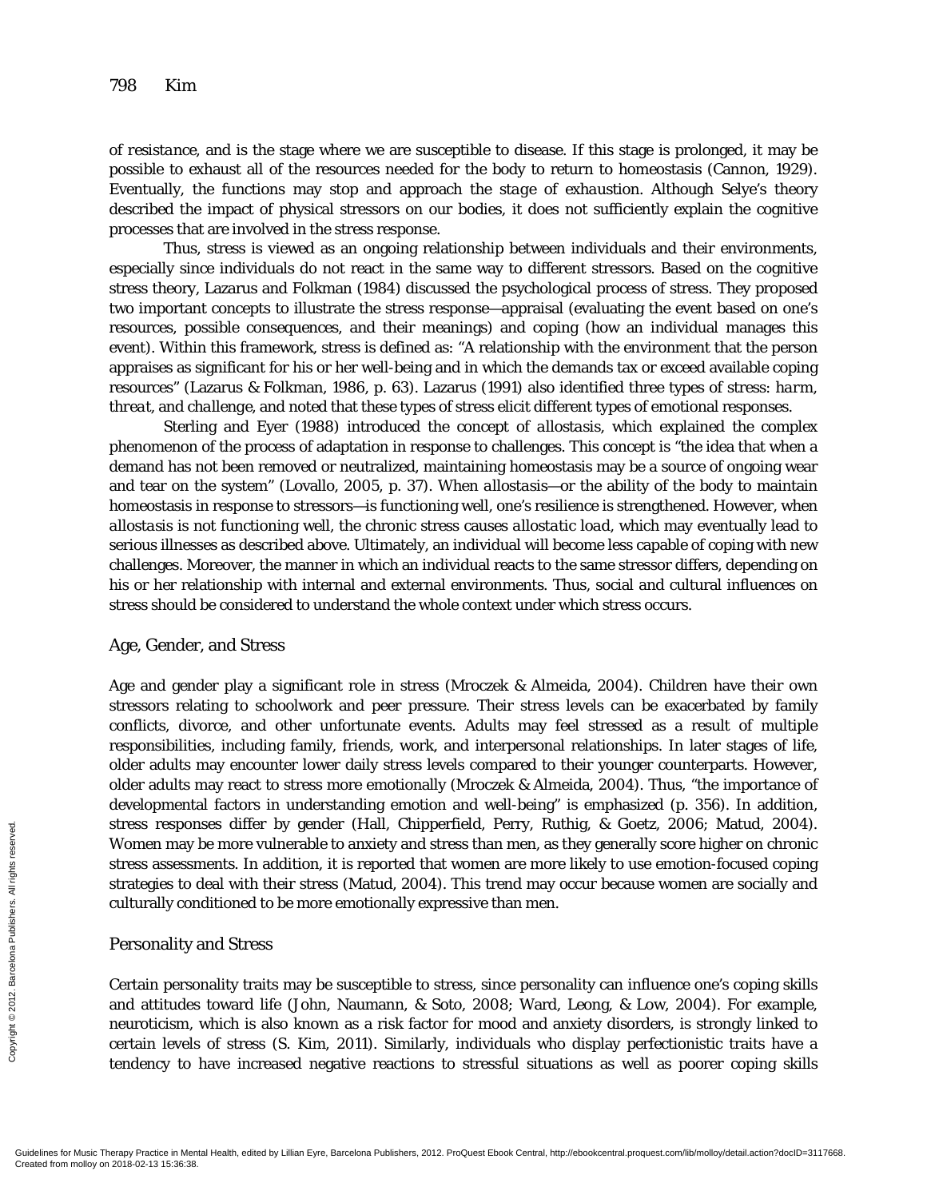of *resistance*, and is the stage where we are susceptible to disease. If this stage is prolonged, it may be possible to exhaust all of the resources needed for the body to return to homeostasis (Cannon, 1929). Eventually, the functions may stop and approach the *stage of exhaustion*. Although Selye's theory described the impact of physical stressors on our bodies, it does not sufficiently explain the cognitive processes that are involved in the stress response.

Thus, stress is viewed as an ongoing relationship between individuals and their environments, especially since individuals do not react in the same way to different stressors. Based on the cognitive stress theory, Lazarus and Folkman (1984) discussed the psychological process of stress. They proposed two important concepts to illustrate the stress response—appraisal (evaluating the event based on one's resources, possible consequences, and their meanings) and coping (how an individual manages this event). Within this framework, stress is defined as: "A relationship with the environment that the person appraises as significant for his or her well-being and in which the demands tax or exceed available coping resources" (Lazarus & Folkman, 1986, p. 63). Lazarus (1991) also identified three types of stress: *harm*, *threat*, and *challenge*, and noted that these types of stress elicit different types of emotional responses.

Sterling and Eyer (1988) introduced the concept of *allostasis*, which explained the complex phenomenon of the process of adaptation in response to challenges. This concept is "the idea that when a demand has not been removed or neutralized, maintaining homeostasis may be a source of ongoing wear and tear on the system" (Lovallo, 2005, p. 37). When *allostasis*—or the ability of the body to maintain homeostasis in response to stressors—is functioning well, one's resilience is strengthened. However, when *allostasis* is not functioning well, the chronic stress causes *allostatic load*, which may eventually lead to serious illnesses as described above. Ultimately, an individual will become less capable of coping with new challenges. Moreover, the manner in which an individual reacts to the same stressor differs, depending on his or her relationship with internal and external environments. Thus, social and cultural influences on stress should be considered to understand the whole context under which stress occurs.

## Age, Gender, and Stress

Age and gender play a significant role in stress (Mroczek & Almeida, 2004). Children have their own stressors relating to schoolwork and peer pressure. Their stress levels can be exacerbated by family conflicts, divorce, and other unfortunate events. Adults may feel stressed as a result of multiple responsibilities, including family, friends, work, and interpersonal relationships. In later stages of life, older adults may encounter lower daily stress levels compared to their younger counterparts. However, older adults may react to stress more emotionally (Mroczek & Almeida, 2004). Thus, "the importance of developmental factors in understanding emotion and well-being" is emphasized (p. 356). In addition, stress responses differ by gender (Hall, Chipperfield, Perry, Ruthig, & Goetz, 2006; Matud, 2004). Women may be more vulnerable to anxiety and stress than men, as they generally score higher on chronic stress assessments. In addition, it is reported that women are more likely to use emotion-focused coping strategies to deal with their stress (Matud, 2004). This trend may occur because women are socially and culturally conditioned to be more emotionally expressive than men.

## Personality and Stress

Certain personality traits may be susceptible to stress, since personality can influence one's coping skills and attitudes toward life (John, Naumann, & Soto, 2008; Ward, Leong, & Low, 2004). For example, neuroticism, which is also known as a risk factor for mood and anxiety disorders, is strongly linked to certain levels of stress (S. Kim, 2011). Similarly, individuals who display perfectionistic traits have a tendency to have increased negative reactions to stressful situations as well as poorer coping skills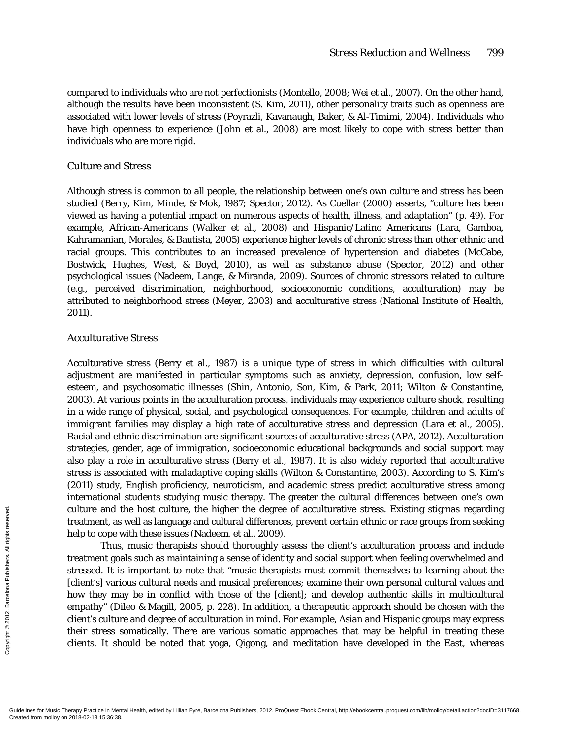compared to individuals who are not perfectionists (Montello, 2008; Wei et al., 2007). On the other hand, although the results have been inconsistent (S. Kim, 2011), other personality traits such as openness are associated with lower levels of stress (Poyrazli, Kavanaugh, Baker, & Al-Timimi, 2004). Individuals who have high openness to experience (John et al., 2008) are most likely to cope with stress better than individuals who are more rigid.

## Culture and Stress

Although stress is common to all people, the relationship between one's own culture and stress has been studied (Berry, Kim, Minde, & Mok, 1987; Spector, 2012). As Cuellar (2000) asserts, "culture has been viewed as having a potential impact on numerous aspects of health, illness, and adaptation" (p. 49). For example, African-Americans (Walker et al., 2008) and Hispanic/Latino Americans (Lara, Gamboa, Kahramanian, Morales, & Bautista, 2005) experience higher levels of chronic stress than other ethnic and racial groups. This contributes to an increased prevalence of hypertension and diabetes (McCabe, Bostwick, Hughes, West, & Boyd, 2010), as well as substance abuse (Spector, 2012) and other psychological issues (Nadeem, Lange, & Miranda, 2009). Sources of chronic stressors related to culture (e.g., perceived discrimination, neighborhood, socioeconomic conditions, acculturation) may be attributed to neighborhood stress (Meyer, 2003) and acculturative stress (National Institute of Health, 2011).

## Acculturative Stress

Acculturative stress (Berry et al., 1987) is a unique type of stress in which difficulties with cultural adjustment are manifested in particular symptoms such as anxiety, depression, confusion, low self-esteem, and psychosomatic illnesses (Shin, Antonio, Son, Kim, & Park, 2011; Wilton & Constantine, 2003). At various points in the acculturation process, individuals may experience culture shock, resulting in a wide range of physical, social, and psychological consequences. For example, children and adults of immigrant families may display a high rate of acculturative stress and depression (Lara et al., 2005). Racial and ethnic discrimination are significant sources of acculturative stress (APA, 2012). Acculturation strategies, gender, age of immigration, socioeconomic educational backgrounds and social support may also play a role in acculturative stress (Berry et al., 1987). It is also widely reported that acculturative stress is associated with maladaptive coping skills (Wilton & Constantine, 2003). According to S. Kim's (2011) study, English proficiency, neuroticism, and academic stress predict acculturative stress among international students studying music therapy. The greater the cultural differences between one's own culture and the host culture, the higher the degree of acculturative stress. Existing stigmas regarding treatment, as well as language and cultural differences, prevent certain ethnic or race groups from seeking help to cope with these issues (Nadeem, et al., 2009).

Thus, music therapists should thoroughly assess the client's acculturation process and include treatment goals such as maintaining a sense of identity and social support when feeling overwhelmed and stressed. It is important to note that "music therapists must commit themselves to learning about the [client's] various cultural needs and musical preferences; examine their own personal cultural values and how they may be in conflict with those of the [client]; and develop authentic skills in multicultural empathy" (Dileo & Magill, 2005, p. 228). In addition, a therapeutic approach should be chosen with the client's culture and degree of acculturation in mind. For example, Asian and Hispanic groups may express their stress somatically. There are various somatic approaches that may be helpful in treating these clients. It should be noted that yoga, Qigong, and meditation have developed in the East, whereas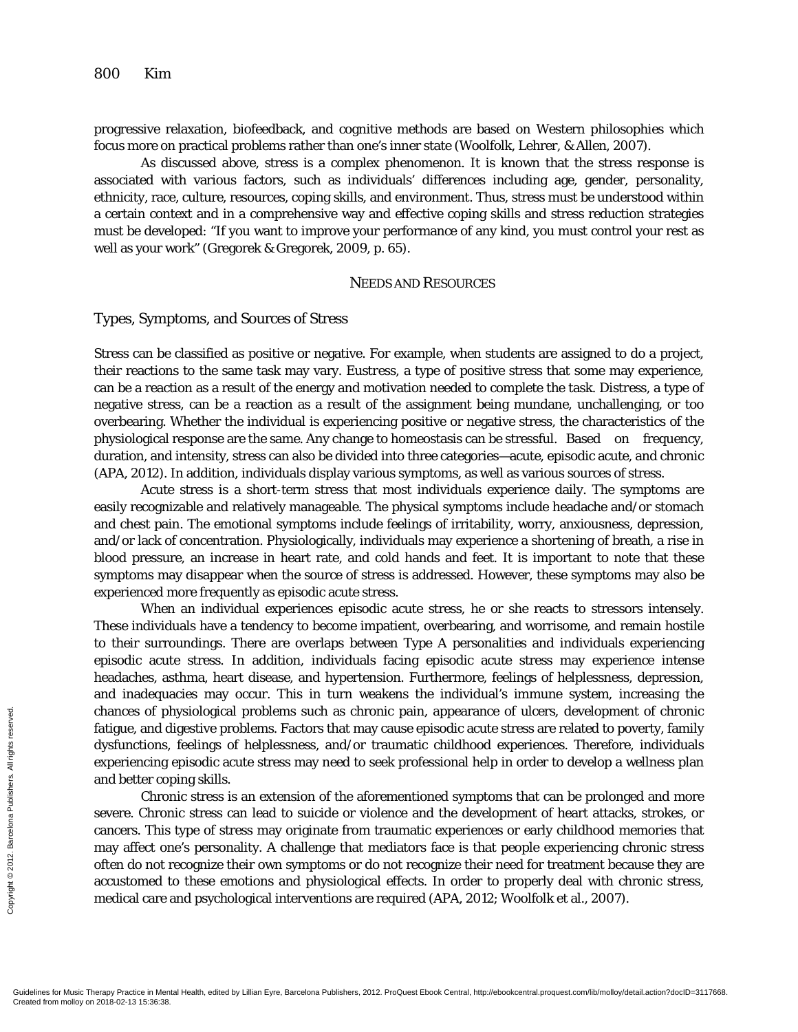progressive relaxation, biofeedback, and cognitive methods are based on Western philosophies which focus more on practical problems rather than one's inner state (Woolfolk, Lehrer, & Allen, 2007).

As discussed above, stress is a complex phenomenon. It is known that the stress response is associated with various factors, such as individuals' differences including age, gender, personality, ethnicity, race, culture, resources, coping skills, and environment. Thus, stress must be understood within a certain context and in a comprehensive way and effective coping skills and stress reduction strategies must be developed: "If you want to improve your performance of any kind, you must control your rest as well as your work" (Gregorek & Gregorek, 2009, p. 65).

## NEEDS AND RESOURCES

### Types, Symptoms, and Sources of Stress

Stress can be classified as positive or negative. For example, when students are assigned to do a project, their reactions to the same task may vary. Eustress, a type of positive stress that some may experience, can be a reaction as a result of the energy and motivation needed to complete the task. Distress, a type of negative stress, can be a reaction as a result of the assignment being mundane, unchallenging, or too overbearing. Whether the individual is experiencing positive or negative stress, the characteristics of the physiological response are the same. Any change to homeostasis can be stressful. Based on frequency, duration, and intensity, stress can also be divided into three categories—acute, episodic acute, and chronic (APA, 2012). In addition, individuals display various symptoms, as well as various sources of stress.

Acute stress is a short-term stress that most individuals experience daily. The symptoms are easily recognizable and relatively manageable. The physical symptoms include headache and/or stomach and chest pain. The emotional symptoms include feelings of irritability, worry, anxiousness, depression, and/or lack of concentration. Physiologically, individuals may experience a shortening of breath, a rise in blood pressure, an increase in heart rate, and cold hands and feet. It is important to note that these symptoms may disappear when the source of stress is addressed. However, these symptoms may also be experienced more frequently as episodic acute stress.

When an individual experiences episodic acute stress, he or she reacts to stressors intensely. These individuals have a tendency to become impatient, overbearing, and worrisome, and remain hostile to their surroundings. There are overlaps between Type A personalities and individuals experiencing episodic acute stress. In addition, individuals facing episodic acute stress may experience intense headaches, asthma, heart disease, and hypertension. Furthermore, feelings of helplessness, depression, and inadequacies may occur. This in turn weakens the individual's immune system, increasing the chances of physiological problems such as chronic pain, appearance of ulcers, development of chronic fatigue, and digestive problems. Factors that may cause episodic acute stress are related to poverty, family dysfunctions, feelings of helplessness, and/or traumatic childhood experiences. Therefore, individuals experiencing episodic acute stress may need to seek professional help in order to develop a wellness plan and better coping skills.

Chronic stress is an extension of the aforementioned symptoms that can be prolonged and more severe. Chronic stress can lead to suicide or violence and the development of heart attacks, strokes, or cancers. This type of stress may originate from traumatic experiences or early childhood memories that may affect one's personality. A challenge that mediators face is that people experiencing chronic stress often do not recognize their own symptoms or do not recognize their need for treatment because they are accustomed to these emotions and physiological effects. In order to properly deal with chronic stress, medical care and psychological interventions are required (APA, 2012; Woolfolk et al., 2007).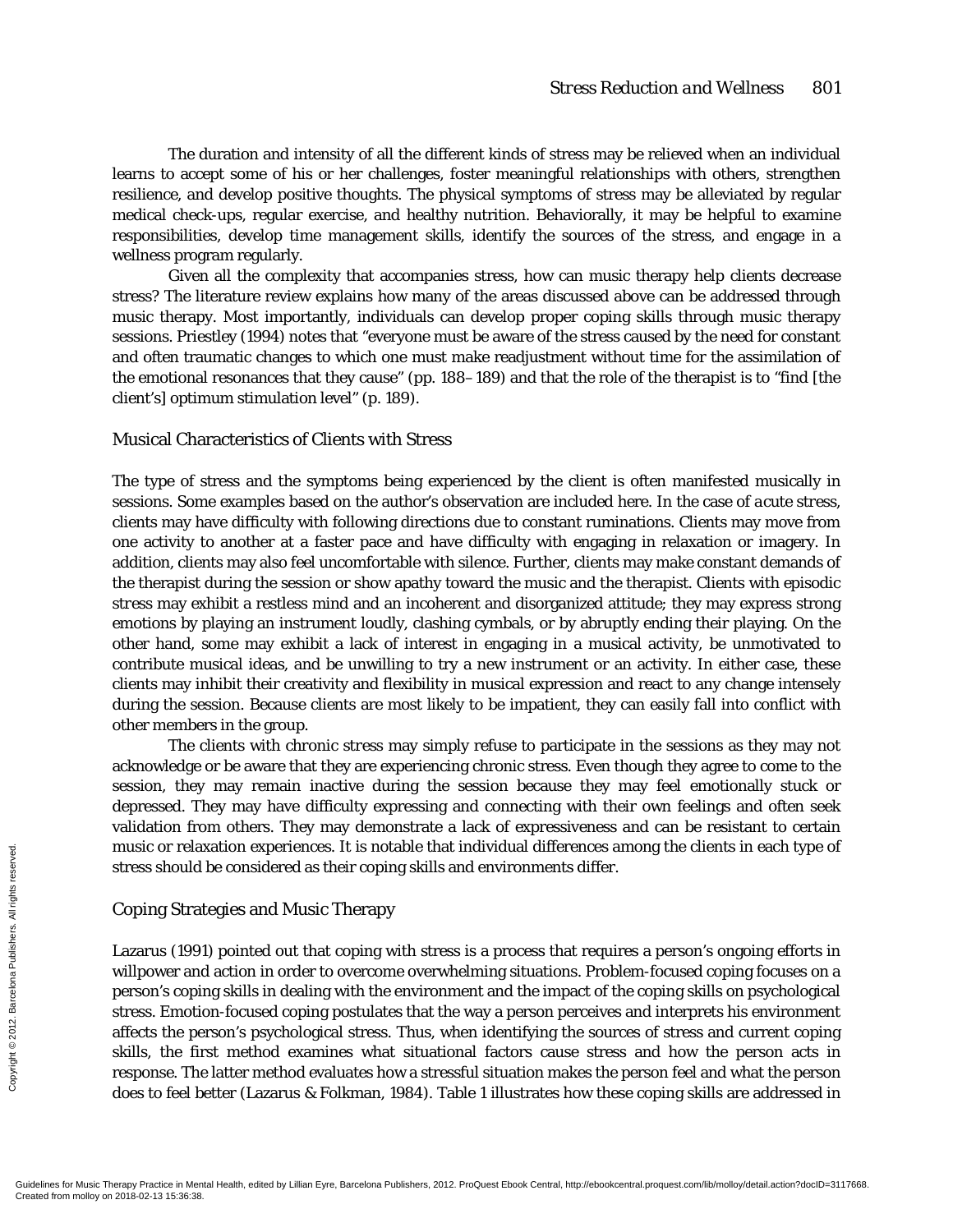The duration and intensity of all the different kinds of stress may be relieved when an individual learns to accept some of his or her challenges, foster meaningful relationships with others, strengthen resilience, and develop positive thoughts. The physical symptoms of stress may be alleviated by regular medical check-ups, regular exercise, and healthy nutrition. Behaviorally, it may be helpful to examine responsibilities, develop time management skills, identify the sources of the stress, and engage in a wellness program regularly.

Given all the complexity that accompanies stress, how can music therapy help clients decrease stress? The literature review explains how many of the areas discussed above can be addressed through music therapy. Most importantly, individuals can develop proper coping skills through music therapy sessions. Priestley (1994) notes that "everyone must be aware of the stress caused by the need for constant and often traumatic changes to which one must make readjustment without time for the assimilation of the emotional resonances that they cause" (pp. 188–189) and that the role of the therapist is to "find [the client's] optimum stimulation level" (p. 189).

## Musical Characteristics of Clients with Stress

The type of stress and the symptoms being experienced by the client is often manifested musically in sessions. Some examples based on the author's observation are included here. In the case of *acute stress*, clients may have difficulty with following directions due to constant ruminations. Clients may move from one activity to another at a faster pace and have difficulty with engaging in relaxation or imagery. In addition, clients may also feel uncomfortable with silence. Further, clients may make constant demands of the therapist during the session or show apathy toward the music and the therapist. Clients with episodic stress may exhibit a restless mind and an incoherent and disorganized attitude; they may express strong emotions by playing an instrument loudly, clashing cymbals, or by abruptly ending their playing. On the other hand, some may exhibit a lack of interest in engaging in a musical activity, be unmotivated to contribute musical ideas, and be unwilling to try a new instrument or an activity. In either case, these clients may inhibit their creativity and flexibility in musical expression and react to any change intensely during the session. Because clients are most likely to be impatient, they can easily fall into conflict with other members in the group.

The clients with *chronic stress* may simply refuse to participate in the sessions as they may not acknowledge or be aware that they are experiencing chronic stress. Even though they agree to come to the session, they may remain inactive during the session because they may feel emotionally stuck or depressed. They may have difficulty expressing and connecting with their own feelings and often seek validation from others. They may demonstrate a lack of expressiveness and can be resistant to certain music or relaxation experiences. It is notable that individual differences among the clients in each type of stress should be considered as their coping skills and environments differ.

## Coping Strategies and Music Therapy

Lazarus (1991) pointed out that coping with stress is a process that requires a person's ongoing efforts in willpower and action in order to overcome overwhelming situations. Problem-focused coping focuses on a person's coping skills in dealing with the environment and the impact of the coping skills on psychological stress. Emotion-focused coping postulates that the way a person perceives and interprets his environment affects the person's psychological stress. Thus, when identifying the sources of stress and current coping skills, the first method examines what situational factors cause stress and how the person acts in response. The latter method evaluates how a stressful situation makes the person feel and what the person does to feel better (Lazarus & Folkman, 1984). Table 1 illustrates how these coping skills are addressed in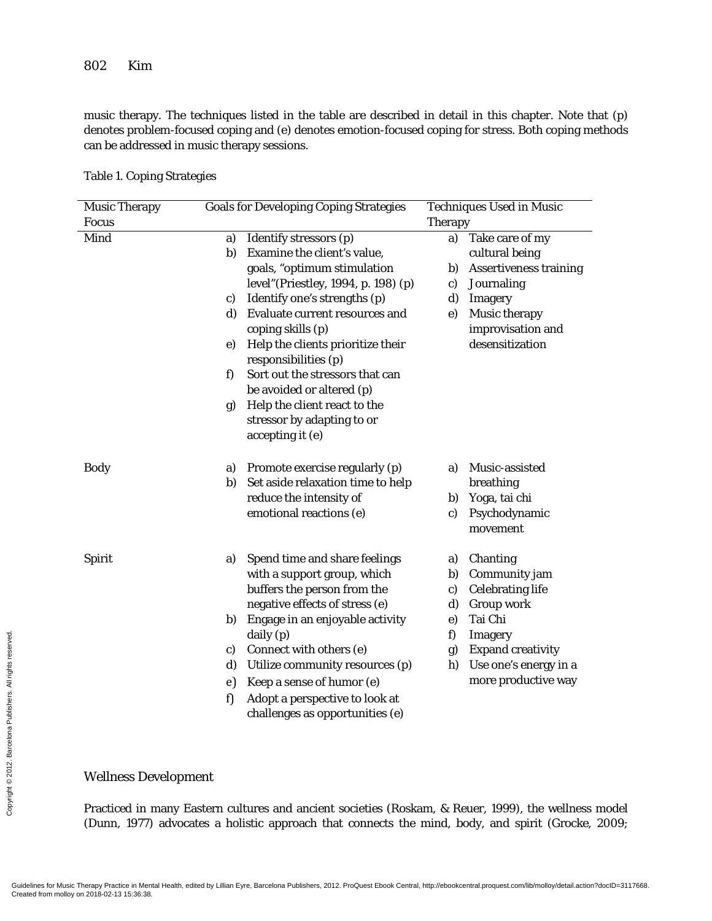music therapy. The techniques listed in the table are described in detail in this chapter. Note that (p) denotes problem-focused coping and (e) denotes emotion-focused coping for stress. Both coping methods can be addressed in music therapy sessions.

Table 1. Coping Strategies

| Music Therapy Focus | Goals for Developing Coping Strategies | Techniques Used in Music Therapy |
|---|---|---|
| Mind | a) Identify stressors (p)<br>b) Examine the client's value, goals, "optimum stimulation level"(Priestley, 1994, p. 198) (p)<br>c) Identify one's strengths (p)<br>d) Evaluate current resources and coping skills (p)<br>e) Help the clients prioritize their responsibilities (p)<br>f) Sort out the stressors that can be avoided or altered (p)<br>g) Help the client react to the stressor by adapting to or accepting it (e) | a) Take care of my cultural being<br>b) Assertiveness training<br>c) Journaling<br>d) Imagery<br>e) Music therapy improvisation and desensitization |
| Body | a) Promote exercise regularly (p)<br>b) Set aside relaxation time to help reduce the intensity of emotional reactions (e) | a) Music-assisted breathing<br>b) Yoga, tai chi<br>c) Psychodynamic movement |
| Spirit | a) Spend time and share feelings with a support group, which buffers the person from the negative effects of stress (e)<br>b) Engage in an enjoyable activity daily (p)<br>c) Connect with others (e)<br>d) Utilize community resources (p)<br>e) Keep a sense of humor (e)<br>f) Adopt a perspective to look at challenges as opportunities (e) | a) Chanting<br>b) Community jam<br>c) Celebrating life<br>d) Group work<br>e) Tai Chi<br>f) Imagery<br>g) Expand creativity<br>h) Use one's energy in a more productive way |

## Wellness Development

Practiced in many Eastern cultures and ancient societies (Roskam, & Reuer, 1999), the wellness model (Dunn, 1977) advocates a holistic approach that connects the mind, body, and spirit (Grocke, 2009;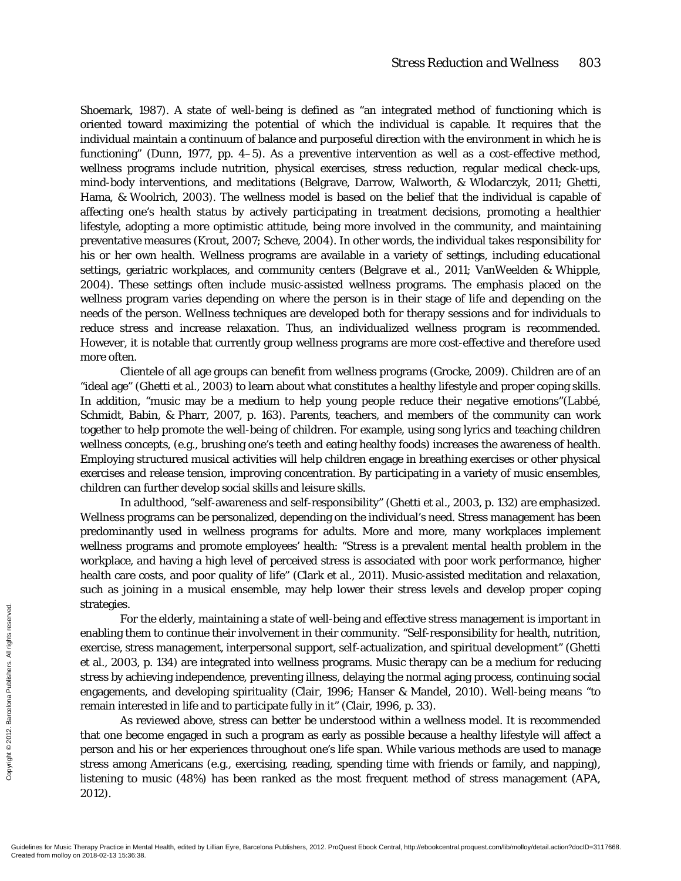Shoemark, 1987). A state of well-being is defined as "an integrated method of functioning which is oriented toward maximizing the potential of which the individual is capable. It requires that the individual maintain a continuum of balance and purposeful direction with the environment in which he is functioning" (Dunn, 1977, pp. 4–5). As a preventive intervention as well as a cost-effective method, wellness programs include nutrition, physical exercises, stress reduction, regular medical check-ups, mind-body interventions, and meditations (Belgrave, Darrow, Walworth, & Wlodarczyk, 2011; Ghetti, Hama, & Woolrich, 2003). The wellness model is based on the belief that the individual is capable of affecting one's health status by actively participating in treatment decisions, promoting a healthier lifestyle, adopting a more optimistic attitude, being more involved in the community, and maintaining preventative measures (Krout, 2007; Scheve, 2004). In other words, the individual takes responsibility for his or her own health. Wellness programs are available in a variety of settings, including educational settings, geriatric workplaces, and community centers (Belgrave et al., 2011; VanWeelden & Whipple, 2004). These settings often include music-assisted wellness programs. The emphasis placed on the wellness program varies depending on where the person is in their stage of life and depending on the needs of the person. Wellness techniques are developed both for therapy sessions and for individuals to reduce stress and increase relaxation. Thus, an individualized wellness program is recommended. However, it is notable that currently group wellness programs are more cost-effective and therefore used more often.

Clientele of all age groups can benefit from wellness programs (Grocke, 2009). Children are of an "ideal age" (Ghetti et al., 2003) to learn about what constitutes a healthy lifestyle and proper coping skills. In addition, "music may be a medium to help young people reduce their negative emotions"(Labbé, Schmidt, Babin, & Pharr, 2007, p. 163). Parents, teachers, and members of the community can work together to help promote the well-being of children. For example, using song lyrics and teaching children wellness concepts, (e.g., brushing one's teeth and eating healthy foods) increases the awareness of health. Employing structured musical activities will help children engage in breathing exercises or other physical exercises and release tension, improving concentration. By participating in a variety of music ensembles, children can further develop social skills and leisure skills.

In adulthood, "self-awareness and self-responsibility" (Ghetti et al., 2003, p. 132) are emphasized. Wellness programs can be personalized, depending on the individual's need. Stress management has been predominantly used in wellness programs for adults. More and more, many workplaces implement wellness programs and promote employees' health: "Stress is a prevalent mental health problem in the workplace, and having a high level of perceived stress is associated with poor work performance, higher health care costs, and poor quality of life" (Clark et al., 2011). Music-assisted meditation and relaxation, such as joining in a musical ensemble, may help lower their stress levels and develop proper coping strategies.

For the elderly, maintaining a state of well-being and effective stress management is important in enabling them to continue their involvement in their community. "Self-responsibility for health, nutrition, exercise, stress management, interpersonal support, self-actualization, and spiritual development" (Ghetti et al., 2003, p. 134) are integrated into wellness programs. Music therapy can be a medium for reducing stress by achieving independence, preventing illness, delaying the normal aging process, continuing social engagements, and developing spirituality (Clair, 1996; Hanser & Mandel, 2010). Well-being means "to remain interested in life and to participate fully in it" (Clair, 1996, p. 33).

As reviewed above, stress can better be understood within a wellness model. It is recommended that one become engaged in such a program as early as possible because a healthy lifestyle will affect a person and his or her experiences throughout one's life span. While various methods are used to manage stress among Americans (e.g., exercising, reading, spending time with friends or family, and napping), listening to music (48%) has been ranked as the most frequent method of stress management (APA, 2012).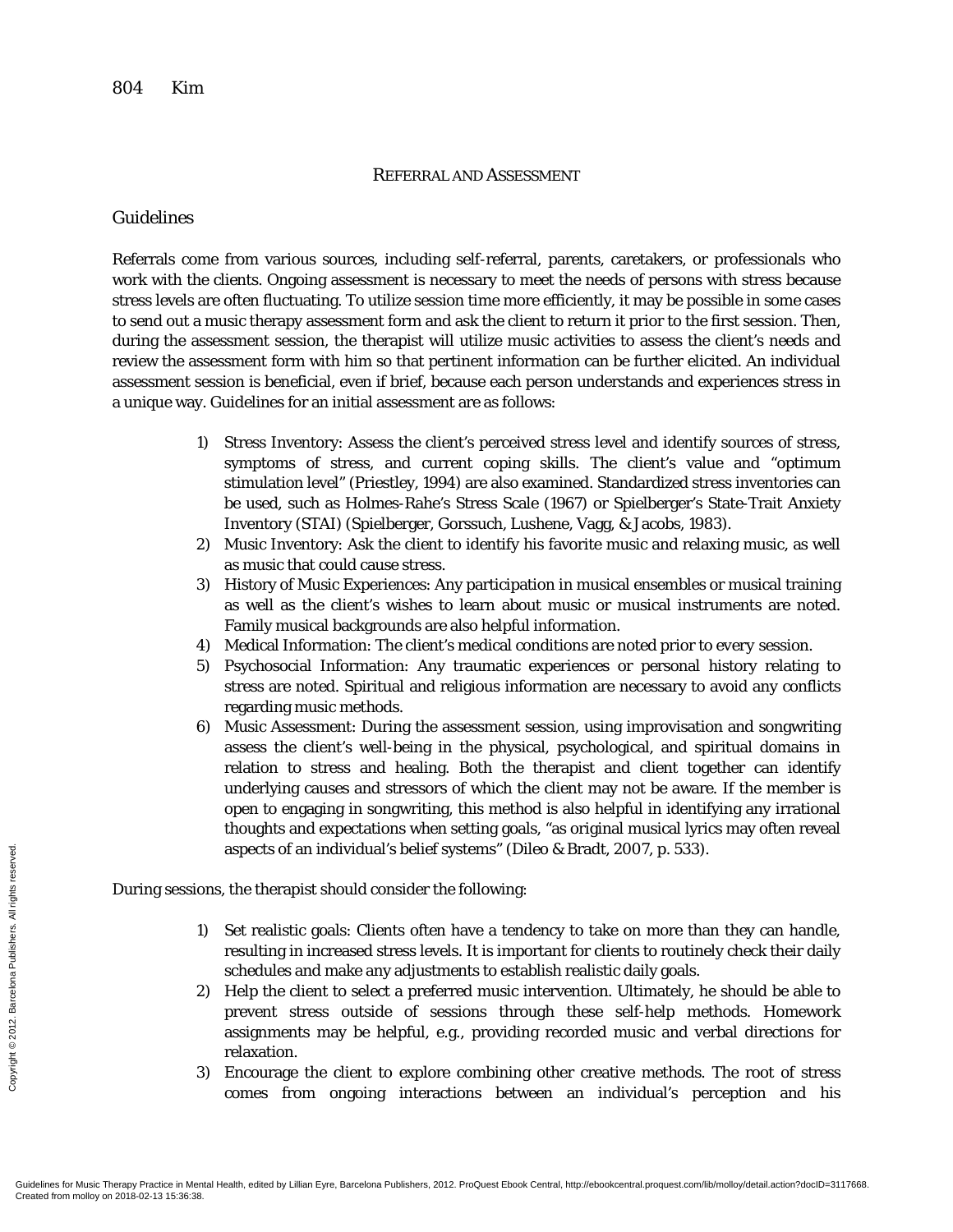## Referral and Assessment

### Guidelines

Referrals come from various sources, including self-referral, parents, caretakers, or professionals who work with the clients. Ongoing assessment is necessary to meet the needs of persons with stress because stress levels are often fluctuating. To utilize session time more efficiently, it may be possible in some cases to send out a music therapy assessment form and ask the client to return it prior to the first session. Then, during the assessment session, the therapist will utilize music activities to assess the client's needs and review the assessment form with him so that pertinent information can be further elicited. An individual assessment session is beneficial, even if brief, because each person understands and experiences stress in a unique way. Guidelines for an initial assessment are as follows:

1) Stress Inventory: Assess the client's perceived stress level and identify sources of stress, symptoms of stress, and current coping skills. The client's value and "optimum stimulation level" (Priestley, 1994) are also examined. Standardized stress inventories can be used, such as Holmes-Rahe's Stress Scale (1967) or Spielberger's State-Trait Anxiety Inventory (STAI) (Spielberger, Gorssuch, Lushene, Vagg, & Jacobs, 1983).
2) Music Inventory: Ask the client to identify his favorite music and relaxing music, as well as music that could cause stress.
3) History of Music Experiences: Any participation in musical ensembles or musical training as well as the client's wishes to learn about music or musical instruments are noted. Family musical backgrounds are also helpful information.
4) Medical Information: The client's medical conditions are noted prior to every session.
5) Psychosocial Information: Any traumatic experiences or personal history relating to stress are noted. Spiritual and religious information are necessary to avoid any conflicts regarding music methods.
6) Music Assessment: During the assessment session, using improvisation and songwriting assess the client's well-being in the physical, psychological, and spiritual domains in relation to stress and healing. Both the therapist and client together can identify underlying causes and stressors of which the client may not be aware. If the member is open to engaging in songwriting, this method is also helpful in identifying any irrational thoughts and expectations when setting goals, "as original musical lyrics may often reveal aspects of an individual's belief systems" (Dileo & Bradt, 2007, p. 533).

During sessions, the therapist should consider the following:

1) Set realistic goals: Clients often have a tendency to take on more than they can handle, resulting in increased stress levels. It is important for clients to routinely check their daily schedules and make any adjustments to establish realistic daily goals.
2) Help the client to select a preferred music intervention. Ultimately, he should be able to prevent stress outside of sessions through these self-help methods. Homework assignments may be helpful, e.g., providing recorded music and verbal directions for relaxation.
3) Encourage the client to explore combining other creative methods. The root of stress comes from ongoing interactions between an individual's perception and his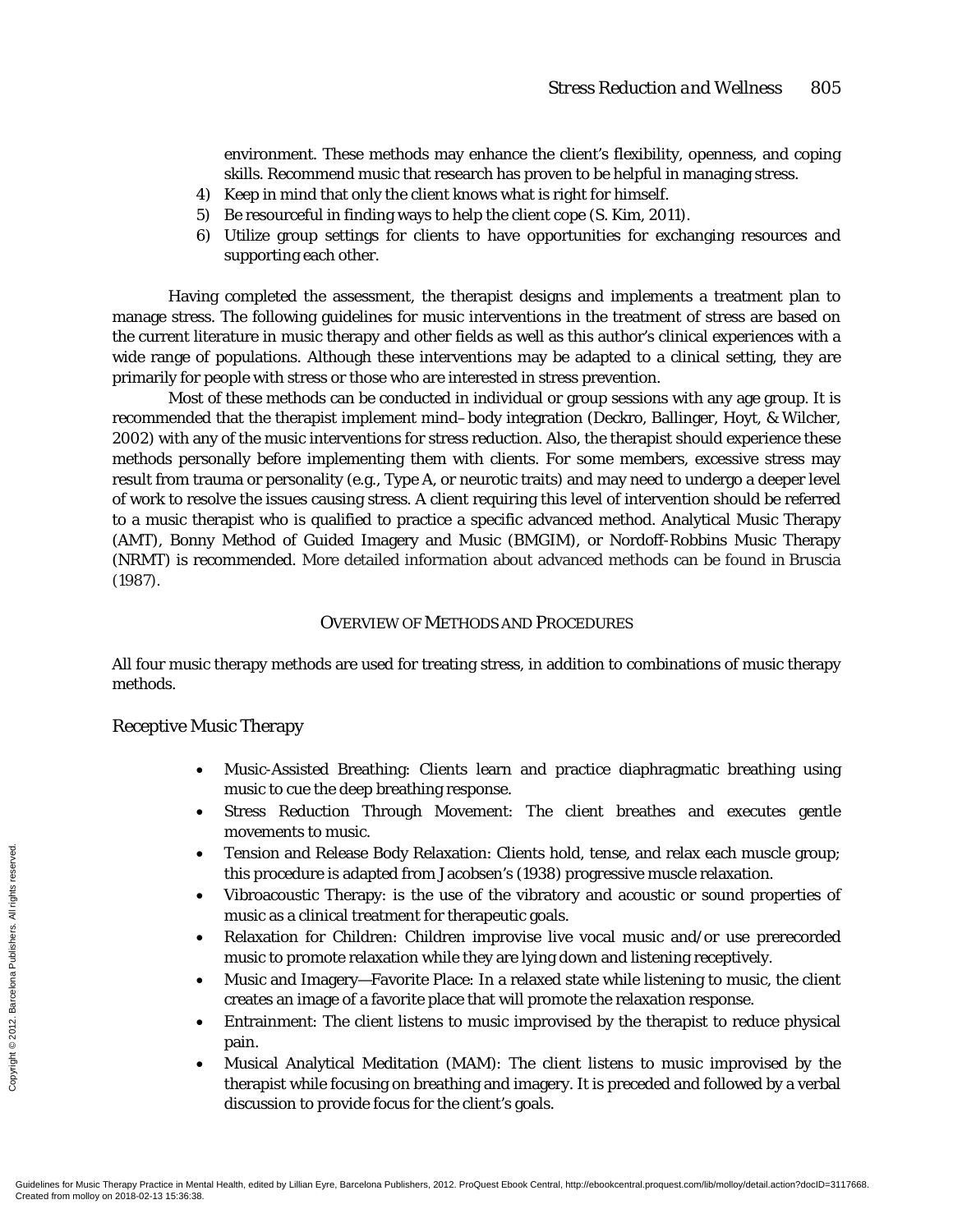environment. These methods may enhance the client's flexibility, openness, and coping skills. Recommend music that research has proven to be helpful in managing stress.

4) Keep in mind that only the client knows what is right for himself.
5) Be resourceful in finding ways to help the client cope (S. Kim, 2011).
6) Utilize group settings for clients to have opportunities for exchanging resources and supporting each other.

Having completed the assessment, the therapist designs and implements a treatment plan to manage stress. The following guidelines for music interventions in the treatment of stress are based on the current literature in music therapy and other fields as well as this author's clinical experiences with a wide range of populations. Although these interventions may be adapted to a clinical setting, they are primarily for people with stress or those who are interested in stress prevention.

Most of these methods can be conducted in individual or group sessions with any age group. It is recommended that the therapist implement mind–body integration (Deckro, Ballinger, Hoyt, & Wilcher, 2002) with any of the music interventions for stress reduction. Also, the therapist should experience these methods personally before implementing them with clients. For some members, excessive stress may result from trauma or personality (e.g., Type A, or neurotic traits) and may need to undergo a deeper level of work to resolve the issues causing stress. A client requiring this level of intervention should be referred to a music therapist who is qualified to practice a specific advanced method. Analytical Music Therapy (AMT), Bonny Method of Guided Imagery and Music (BMGIM), or Nordoff-Robbins Music Therapy (NRMT) is recommended. More detailed information about advanced methods can be found in Bruscia (1987).

## OVERVIEW OF METHODS AND PROCEDURES

All four music therapy methods are used for treating stress, in addition to combinations of music therapy methods.

### Receptive Music Therapy

- Music-Assisted Breathing: Clients learn and practice diaphragmatic breathing using music to cue the deep breathing response.
- Stress Reduction Through Movement: The client breathes and executes gentle movements to music.
- Tension and Release Body Relaxation: Clients hold, tense, and relax each muscle group; this procedure is adapted from Jacobsen's (1938) progressive muscle relaxation.
- Vibroacoustic Therapy: is the use of the vibratory and acoustic or sound properties of music as a clinical treatment for therapeutic goals.
- Relaxation for Children: Children improvise live vocal music and/or use prerecorded music to promote relaxation while they are lying down and listening receptively.
- Music and Imagery—Favorite Place: In a relaxed state while listening to music, the client creates an image of a favorite place that will promote the relaxation response.
- Entrainment: The client listens to music improvised by the therapist to reduce physical pain.
- Musical Analytical Meditation (MAM): The client listens to music improvised by the therapist while focusing on breathing and imagery. It is preceded and followed by a verbal discussion to provide focus for the client's goals.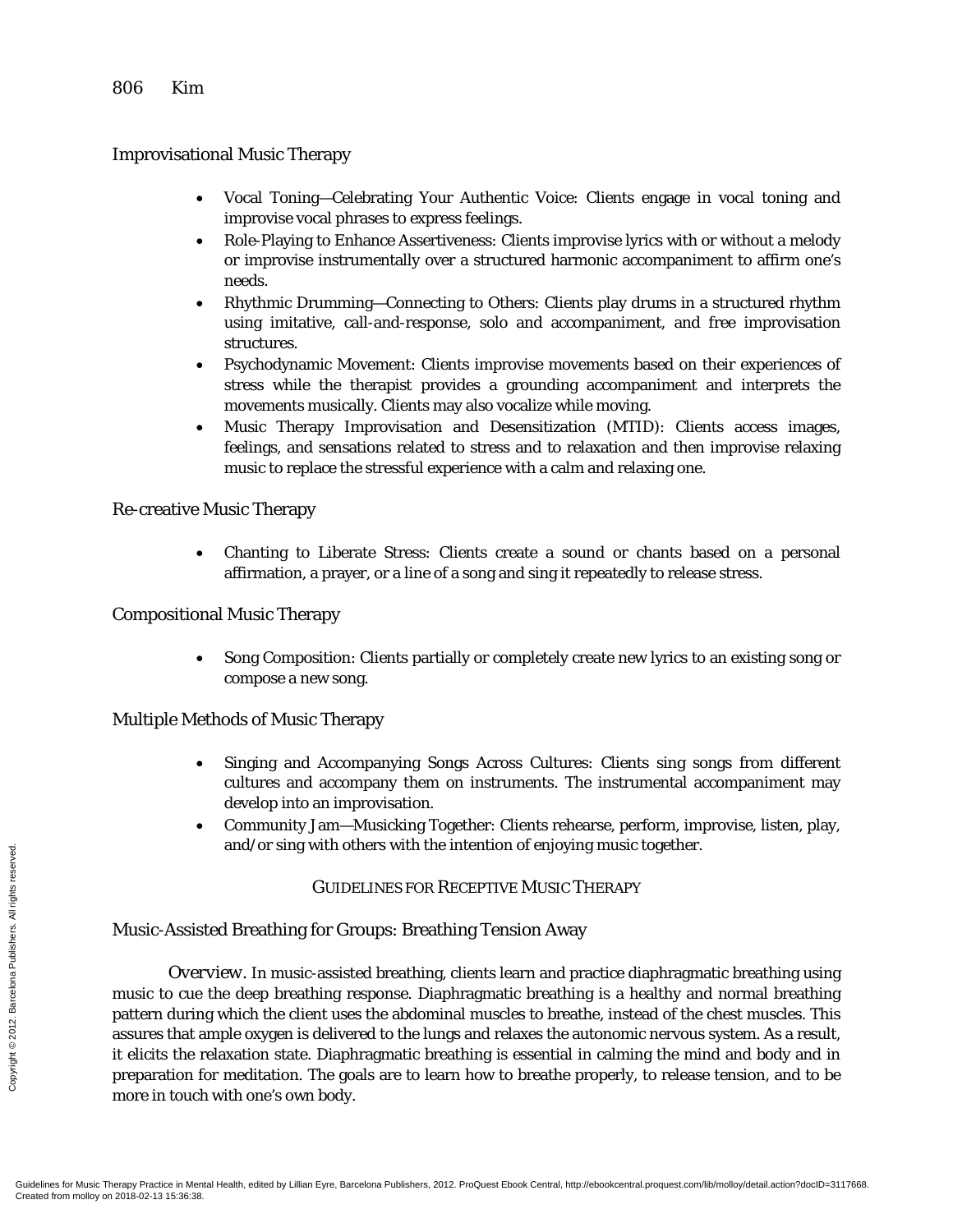### Improvisational Music Therapy

- Vocal Toning—Celebrating Your Authentic Voice: Clients engage in vocal toning and improvise vocal phrases to express feelings.
- Role-Playing to Enhance Assertiveness: Clients improvise lyrics with or without a melody or improvise instrumentally over a structured harmonic accompaniment to affirm one's needs.
- Rhythmic Drumming—Connecting to Others: Clients play drums in a structured rhythm using imitative, call-and-response, solo and accompaniment, and free improvisation structures.
- Psychodynamic Movement: Clients improvise movements based on their experiences of stress while the therapist provides a grounding accompaniment and interprets the movements musically. Clients may also vocalize while moving.
- Music Therapy Improvisation and Desensitization (MTID): Clients access images, feelings, and sensations related to stress and to relaxation and then improvise relaxing music to replace the stressful experience with a calm and relaxing one.

### Re-creative Music Therapy

- Chanting to Liberate Stress: Clients create a sound or chants based on a personal affirmation, a prayer, or a line of a song and sing it repeatedly to release stress.

### Compositional Music Therapy

- Song Composition: Clients partially or completely create new lyrics to an existing song or compose a new song.

### Multiple Methods of Music Therapy

- Singing and Accompanying Songs Across Cultures: Clients sing songs from different cultures and accompany them on instruments. The instrumental accompaniment may develop into an improvisation.
- Community Jam—Musicking Together: Clients rehearse, perform, improvise, listen, play, and/or sing with others with the intention of enjoying music together.

## Guidelines for Receptive Music Therapy

### Music-Assisted Breathing for Groups: Breathing Tension Away

*Overview.* In music-assisted breathing, clients learn and practice diaphragmatic breathing using music to cue the deep breathing response. Diaphragmatic breathing is a healthy and normal breathing pattern during which the client uses the abdominal muscles to breathe, instead of the chest muscles. This assures that ample oxygen is delivered to the lungs and relaxes the autonomic nervous system. As a result, it elicits the relaxation state. Diaphragmatic breathing is essential in calming the mind and body and in preparation for meditation. The goals are to learn how to breathe properly, to release tension, and to be more in touch with one's own body.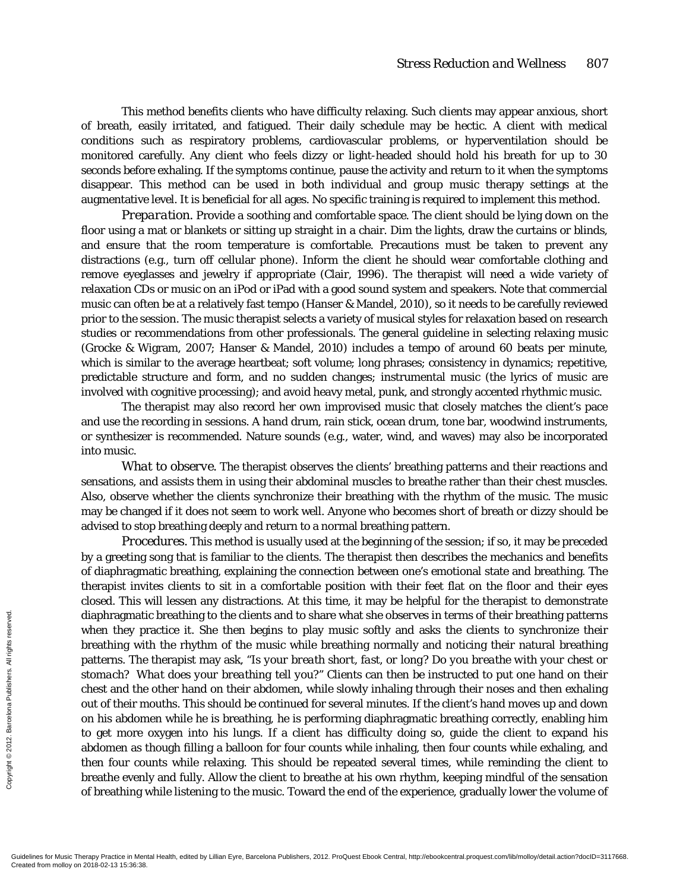This method benefits clients who have difficulty relaxing. Such clients may appear anxious, short of breath, easily irritated, and fatigued. Their daily schedule may be hectic. A client with medical conditions such as respiratory problems, cardiovascular problems, or hyperventilation should be monitored carefully. Any client who feels dizzy or light-headed should hold his breath for up to 30 seconds before exhaling. If the symptoms continue, pause the activity and return to it when the symptoms disappear. This method can be used in both individual and group music therapy settings at the augmentative level. It is beneficial for all ages. No specific training is required to implement this method.

*Preparation.* Provide a soothing and comfortable space. The client should be lying down on the floor using a mat or blankets or sitting up straight in a chair. Dim the lights, draw the curtains or blinds, and ensure that the room temperature is comfortable. Precautions must be taken to prevent any distractions (e.g., turn off cellular phone). Inform the client he should wear comfortable clothing and remove eyeglasses and jewelry if appropriate (Clair, 1996). The therapist will need a wide variety of relaxation CDs or music on an iPod or iPad with a good sound system and speakers. Note that commercial music can often be at a relatively fast tempo (Hanser & Mandel, 2010), so it needs to be carefully reviewed prior to the session. The music therapist selects a variety of musical styles for relaxation based on research studies or recommendations from other professionals. The general guideline in selecting relaxing music (Grocke & Wigram, 2007; Hanser & Mandel, 2010) includes a tempo of around 60 beats per minute, which is similar to the average heartbeat; soft volume; long phrases; consistency in dynamics; repetitive, predictable structure and form, and no sudden changes; instrumental music (the lyrics of music are involved with cognitive processing); and avoid heavy metal, punk, and strongly accented rhythmic music.

The therapist may also record her own improvised music that closely matches the client's pace and use the recording in sessions. A hand drum, rain stick, ocean drum, tone bar, woodwind instruments, or synthesizer is recommended. Nature sounds (e.g., water, wind, and waves) may also be incorporated into music.

*What to observe.* The therapist observes the clients' breathing patterns and their reactions and sensations, and assists them in using their abdominal muscles to breathe rather than their chest muscles. Also, observe whether the clients synchronize their breathing with the rhythm of the music. The music may be changed if it does not seem to work well. Anyone who becomes short of breath or dizzy should be advised to stop breathing deeply and return to a normal breathing pattern.

*Procedures.* This method is usually used at the beginning of the session; if so, it may be preceded by a greeting song that is familiar to the clients. The therapist then describes the mechanics and benefits of diaphragmatic breathing, explaining the connection between one's emotional state and breathing. The therapist invites clients to sit in a comfortable position with their feet flat on the floor and their eyes closed. This will lessen any distractions. At this time, it may be helpful for the therapist to demonstrate diaphragmatic breathing to the clients and to share what she observes in terms of their breathing patterns when they practice it. She then begins to play music softly and asks the clients to synchronize their breathing with the rhythm of the music while breathing normally and noticing their natural breathing patterns. The therapist may ask, "*Is your breath short, fast, or long? Do you breathe with your chest or stomach? What does your breathing tell you?*" Clients can then be instructed to put one hand on their chest and the other hand on their abdomen, while slowly inhaling through their noses and then exhaling out of their mouths. This should be continued for several minutes. If the client's hand moves up and down on his abdomen while he is breathing, he is performing diaphragmatic breathing correctly, enabling him to get more oxygen into his lungs. If a client has difficulty doing so, guide the client to expand his abdomen as though filling a balloon for four counts while inhaling, then four counts while exhaling, and then four counts while relaxing. This should be repeated several times, while reminding the client to breathe evenly and fully. Allow the client to breathe at his own rhythm, keeping mindful of the sensation of breathing while listening to the music. Toward the end of the experience, gradually lower the volume of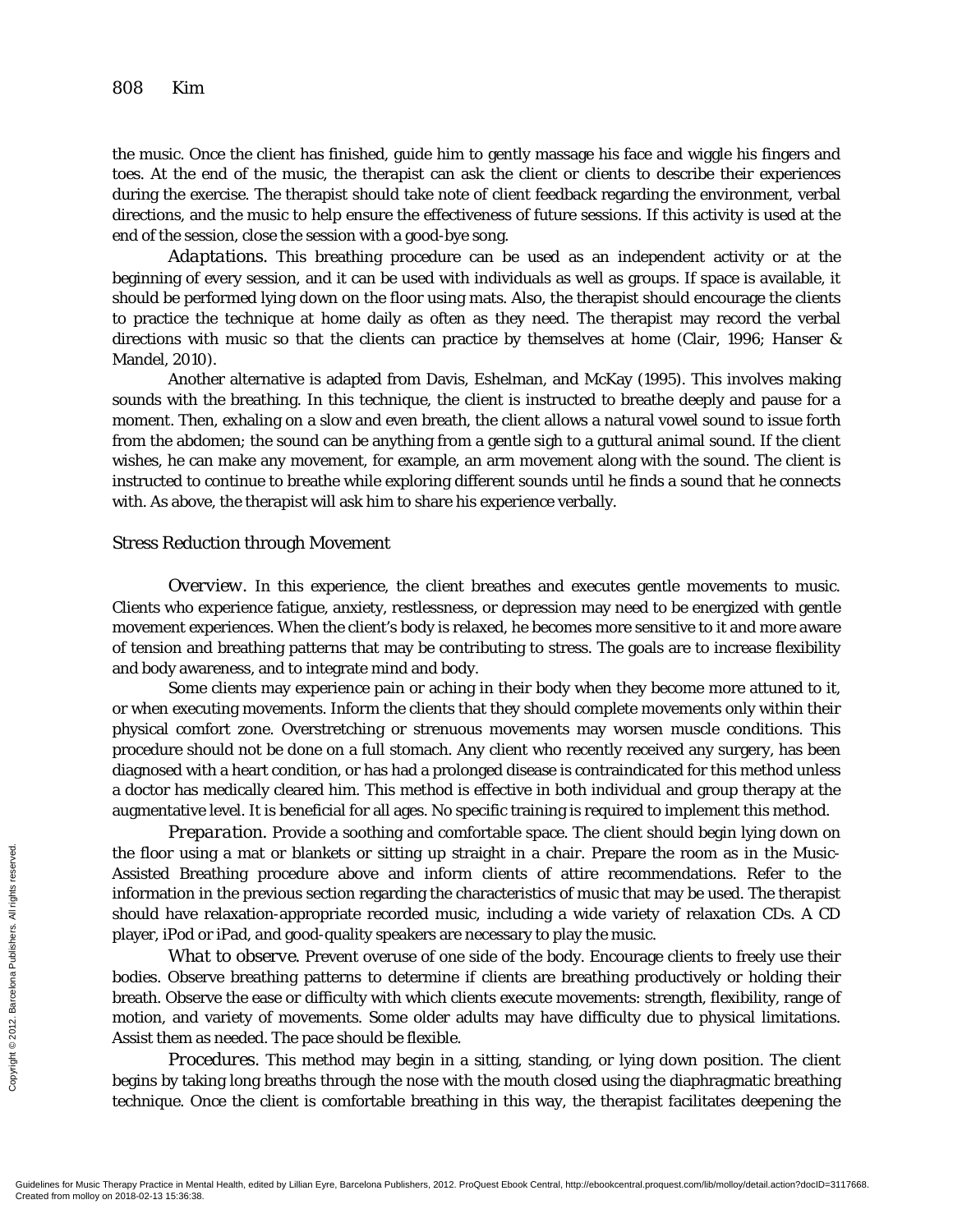the music. Once the client has finished, guide him to gently massage his face and wiggle his fingers and toes. At the end of the music, the therapist can ask the client or clients to describe their experiences during the exercise. The therapist should take note of client feedback regarding the environment, verbal directions, and the music to help ensure the effectiveness of future sessions. If this activity is used at the end of the session, close the session with a good-bye song.

*Adaptations.* This breathing procedure can be used as an independent activity or at the beginning of every session, and it can be used with individuals as well as groups. If space is available, it should be performed lying down on the floor using mats. Also, the therapist should encourage the clients to practice the technique at home daily as often as they need. The therapist may record the verbal directions with music so that the clients can practice by themselves at home (Clair, 1996; Hanser & Mandel, 2010).

Another alternative is adapted from Davis, Eshelman, and McKay (1995). This involves making sounds with the breathing. In this technique, the client is instructed to breathe deeply and pause for a moment. Then, exhaling on a slow and even breath, the client allows a natural vowel sound to issue forth from the abdomen; the sound can be anything from a gentle sigh to a guttural animal sound. If the client wishes, he can make any movement, for example, an arm movement along with the sound. The client is instructed to continue to breathe while exploring different sounds until he finds a sound that he connects with. As above, the therapist will ask him to share his experience verbally.

### Stress Reduction through Movement

*Overview.* In this experience, the client breathes and executes gentle movements to music. Clients who experience fatigue, anxiety, restlessness, or depression may need to be energized with gentle movement experiences. When the client's body is relaxed, he becomes more sensitive to it and more aware of tension and breathing patterns that may be contributing to stress. The goals are to increase flexibility and body awareness, and to integrate mind and body.

Some clients may experience pain or aching in their body when they become more attuned to it, or when executing movements. Inform the clients that they should complete movements only within their physical comfort zone. Overstretching or strenuous movements may worsen muscle conditions. This procedure should not be done on a full stomach. Any client who recently received any surgery, has been diagnosed with a heart condition, or has had a prolonged disease is contraindicated for this method unless a doctor has medically cleared him. This method is effective in both individual and group therapy at the augmentative level. It is beneficial for all ages. No specific training is required to implement this method.

*Preparation.* Provide a soothing and comfortable space. The client should begin lying down on the floor using a mat or blankets or sitting up straight in a chair. Prepare the room as in the Music-Assisted Breathing procedure above and inform clients of attire recommendations. Refer to the information in the previous section regarding the characteristics of music that may be used. The therapist should have relaxation-appropriate recorded music, including a wide variety of relaxation CDs. A CD player, iPod or iPad, and good-quality speakers are necessary to play the music.

*What to observe.* Prevent overuse of one side of the body. Encourage clients to freely use their bodies. Observe breathing patterns to determine if clients are breathing productively or holding their breath. Observe the ease or difficulty with which clients execute movements: strength, flexibility, range of motion, and variety of movements. Some older adults may have difficulty due to physical limitations. Assist them as needed. The pace should be flexible.

*Procedures.* This method may begin in a sitting, standing, or lying down position. The client begins by taking long breaths through the nose with the mouth closed using the diaphragmatic breathing technique. Once the client is comfortable breathing in this way, the therapist facilitates deepening the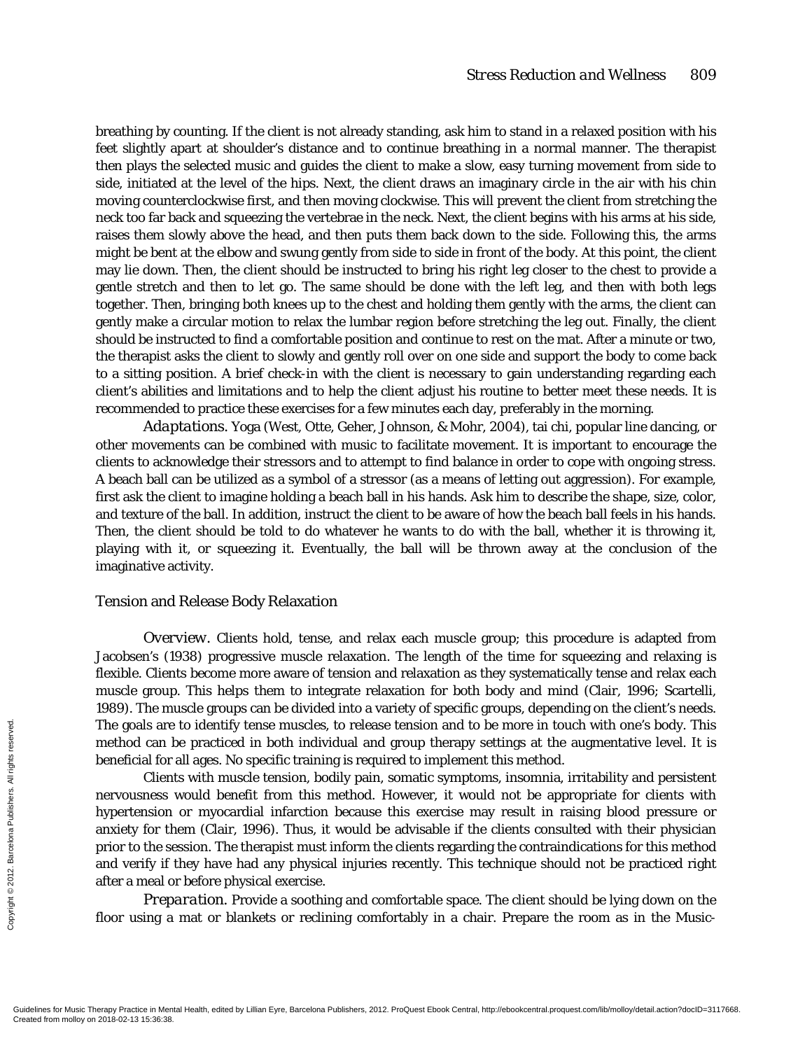breathing by counting. If the client is not already standing, ask him to stand in a relaxed position with his feet slightly apart at shoulder's distance and to continue breathing in a normal manner. The therapist then plays the selected music and guides the client to make a slow, easy turning movement from side to side, initiated at the level of the hips. Next, the client draws an imaginary circle in the air with his chin moving counterclockwise first, and then moving clockwise. This will prevent the client from stretching the neck too far back and squeezing the vertebrae in the neck. Next, the client begins with his arms at his side, raises them slowly above the head, and then puts them back down to the side. Following this, the arms might be bent at the elbow and swung gently from side to side in front of the body. At this point, the client may lie down. Then, the client should be instructed to bring his right leg closer to the chest to provide a gentle stretch and then to let go. The same should be done with the left leg, and then with both legs together. Then, bringing both knees up to the chest and holding them gently with the arms, the client can gently make a circular motion to relax the lumbar region before stretching the leg out. Finally, the client should be instructed to find a comfortable position and continue to rest on the mat. After a minute or two, the therapist asks the client to slowly and gently roll over on one side and support the body to come back to a sitting position. A brief check-in with the client is necessary to gain understanding regarding each client's abilities and limitations and to help the client adjust his routine to better meet these needs. It is recommended to practice these exercises for a few minutes each day, preferably in the morning.

*Adaptations.* Yoga (West, Otte, Geher, Johnson, & Mohr, 2004), tai chi, popular line dancing, or other movements can be combined with music to facilitate movement. It is important to encourage the clients to acknowledge their stressors and to attempt to find balance in order to cope with ongoing stress. A beach ball can be utilized as a symbol of a stressor (as a means of letting out aggression). For example, first ask the client to imagine holding a beach ball in his hands. Ask him to describe the shape, size, color, and texture of the ball. In addition, instruct the client to be aware of how the beach ball feels in his hands. Then, the client should be told to do whatever he wants to do with the ball, whether it is throwing it, playing with it, or squeezing it. Eventually, the ball will be thrown away at the conclusion of the imaginative activity.

### Tension and Release Body Relaxation

*Overview.* Clients hold, tense, and relax each muscle group; this procedure is adapted from Jacobsen's (1938) progressive muscle relaxation. The length of the time for squeezing and relaxing is flexible. Clients become more aware of tension and relaxation as they systematically tense and relax each muscle group. This helps them to integrate relaxation for both body and mind (Clair, 1996; Scartelli, 1989). The muscle groups can be divided into a variety of specific groups, depending on the client's needs. The goals are to identify tense muscles, to release tension and to be more in touch with one's body. This method can be practiced in both individual and group therapy settings at the augmentative level. It is beneficial for all ages. No specific training is required to implement this method.

Clients with muscle tension, bodily pain, somatic symptoms, insomnia, irritability and persistent nervousness would benefit from this method. However, it would not be appropriate for clients with hypertension or myocardial infarction because this exercise may result in raising blood pressure or anxiety for them (Clair, 1996). Thus, it would be advisable if the clients consulted with their physician prior to the session. The therapist must inform the clients regarding the contraindications for this method and verify if they have had any physical injuries recently. This technique should not be practiced right after a meal or before physical exercise.

*Preparation.* Provide a soothing and comfortable space. The client should be lying down on the floor using a mat or blankets or reclining comfortably in a chair. Prepare the room as in the Music-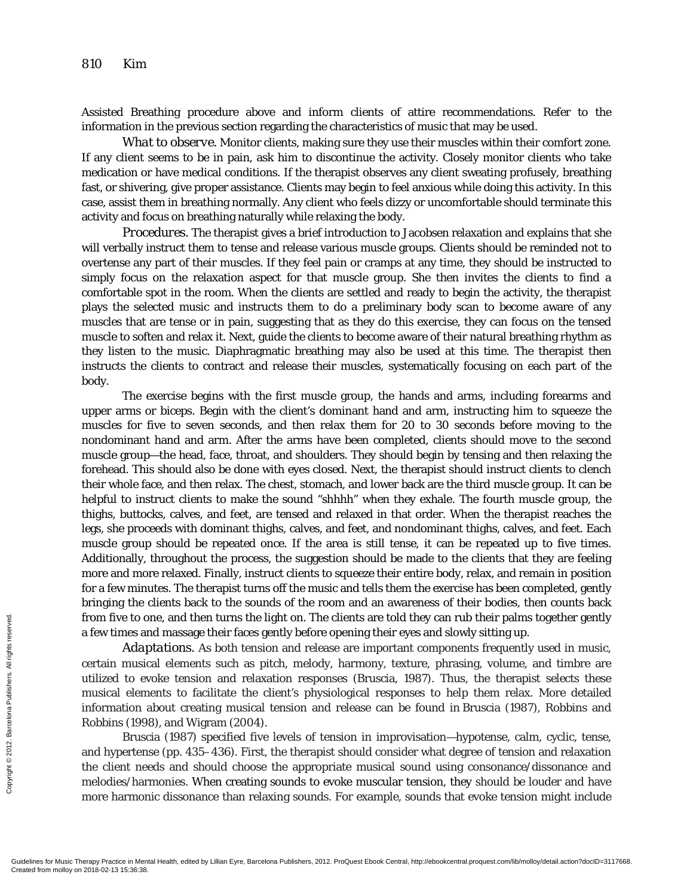Assisted Breathing procedure above and inform clients of attire recommendations. Refer to the information in the previous section regarding the characteristics of music that may be used.

*What to observe.* Monitor clients, making sure they use their muscles within their comfort zone. If any client seems to be in pain, ask him to discontinue the activity. Closely monitor clients who take medication or have medical conditions. If the therapist observes any client sweating profusely, breathing fast, or shivering, give proper assistance. Clients may begin to feel anxious while doing this activity. In this case, assist them in breathing normally. Any client who feels dizzy or uncomfortable should terminate this activity and focus on breathing naturally while relaxing the body.

*Procedures.* The therapist gives a brief introduction to Jacobsen relaxation and explains that she will verbally instruct them to tense and release various muscle groups. Clients should be reminded not to overtense any part of their muscles. If they feel pain or cramps at any time, they should be instructed to simply focus on the relaxation aspect for that muscle group. She then invites the clients to find a comfortable spot in the room. When the clients are settled and ready to begin the activity, the therapist plays the selected music and instructs them to do a preliminary body scan to become aware of any muscles that are tense or in pain, suggesting that as they do this exercise, they can focus on the tensed muscle to soften and relax it. Next, guide the clients to become aware of their natural breathing rhythm as they listen to the music. Diaphragmatic breathing may also be used at this time. The therapist then instructs the clients to contract and release their muscles, systematically focusing on each part of the body.

The exercise begins with the first muscle group, the hands and arms, including forearms and upper arms or biceps. Begin with the client's dominant hand and arm, instructing him to squeeze the muscles for five to seven seconds, and then relax them for 20 to 30 seconds before moving to the nondominant hand and arm. After the arms have been completed, clients should move to the second muscle group—the head, face, throat, and shoulders. They should begin by tensing and then relaxing the forehead. This should also be done with eyes closed. Next, the therapist should instruct clients to clench their whole face, and then relax. The chest, stomach, and lower back are the third muscle group. It can be helpful to instruct clients to make the sound "shhhh" when they exhale. The fourth muscle group, the thighs, buttocks, calves, and feet, are tensed and relaxed in that order. When the therapist reaches the legs, she proceeds with dominant thighs, calves, and feet, and nondominant thighs, calves, and feet. Each muscle group should be repeated once. If the area is still tense, it can be repeated up to five times. Additionally, throughout the process, the suggestion should be made to the clients that they are feeling more and more relaxed. Finally, instruct clients to squeeze their entire body, relax, and remain in position for a few minutes. The therapist turns off the music and tells them the exercise has been completed, gently bringing the clients back to the sounds of the room and an awareness of their bodies, then counts back from five to one, and then turns the light on. The clients are told they can rub their palms together gently a few times and massage their faces gently before opening their eyes and slowly sitting up.

*Adaptations.* As both tension and release are important components frequently used in music, certain musical elements such as pitch, melody, harmony, texture, phrasing, volume, and timbre are utilized to evoke tension and relaxation responses (Bruscia, 1987). Thus, the therapist selects these musical elements to facilitate the client's physiological responses to help them relax. More detailed information about creating musical tension and release can be found in Bruscia (1987), Robbins and Robbins (1998), and Wigram (2004).

Bruscia (1987) specified five levels of tension in improvisation—hypotense, calm, cyclic, tense, and hypertense (pp. 435–436). First, the therapist should consider what degree of tension and relaxation the client needs and should choose the appropriate musical sound using consonance/dissonance and melodies/harmonies. When creating sounds to evoke muscular tension, they should be louder and have more harmonic dissonance than relaxing sounds. For example, sounds that evoke tension might include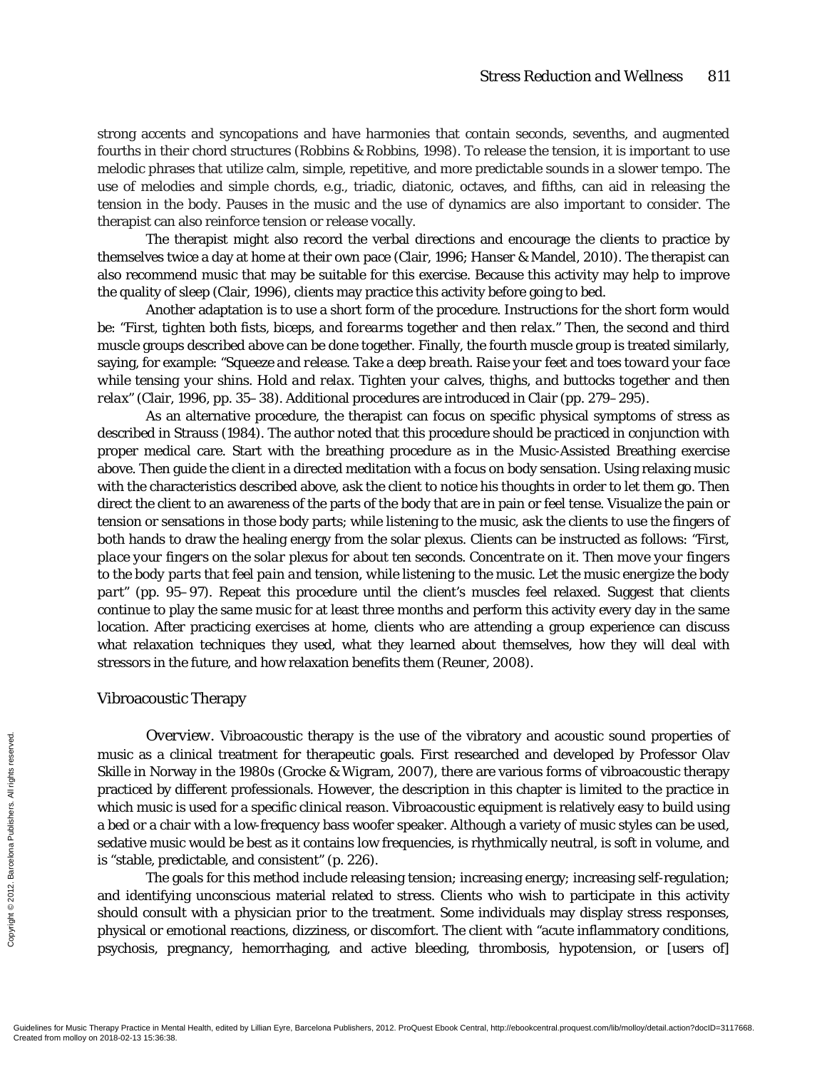strong accents and syncopations and have harmonies that contain seconds, sevenths, and augmented fourths in their chord structures (Robbins & Robbins, 1998). To release the tension, it is important to use melodic phrases that utilize calm, simple, repetitive, and more predictable sounds in a slower tempo. The use of melodies and simple chords, e.g., triadic, diatonic, octaves, and fifths, can aid in releasing the tension in the body. Pauses in the music and the use of dynamics are also important to consider. The therapist can also reinforce tension or release vocally.

The therapist might also record the verbal directions and encourage the clients to practice by themselves twice a day at home at their own pace (Clair, 1996; Hanser & Mandel, 2010). The therapist can also recommend music that may be suitable for this exercise. Because this activity may help to improve the quality of sleep (Clair, 1996), clients may practice this activity before going to bed.

Another adaptation is to use a short form of the procedure. Instructions for the short form would be: "*First, tighten both fists, biceps, and forearms together and then relax.*" Then, the second and third muscle groups described above can be done together. Finally, the fourth muscle group is treated similarly, saying, for example: "*Squeeze and release. Take a deep breath. Raise your feet and toes toward your face while tensing your shins. Hold and relax. Tighten your calves, thighs, and buttocks together and then relax*" (Clair, 1996, pp. 35–38). Additional procedures are introduced in Clair (pp. 279–295).

As an alternative procedure, the therapist can focus on specific physical symptoms of stress as described in Strauss (1984). The author noted that this procedure should be practiced in conjunction with proper medical care. Start with the breathing procedure as in the Music-Assisted Breathing exercise above. Then guide the client in a directed meditation with a focus on body sensation. Using relaxing music with the characteristics described above, ask the client to notice his thoughts in order to let them go. Then direct the client to an awareness of the parts of the body that are in pain or feel tense. Visualize the pain or tension or sensations in those body parts; while listening to the music, ask the clients to use the fingers of both hands to draw the healing energy from the solar plexus. Clients can be instructed as follows: "*First, place your fingers on the solar plexus for about ten seconds. Concentrate on it. Then move your fingers to the body parts that feel pain and tension, while listening to the music. Let the music energize the body part*" (pp. 95–97). Repeat this procedure until the client's muscles feel relaxed. Suggest that clients continue to play the same music for at least three months and perform this activity every day in the same location. After practicing exercises at home, clients who are attending a group experience can discuss what relaxation techniques they used, what they learned about themselves, how they will deal with stressors in the future, and how relaxation benefits them (Reuner, 2008).

## Vibroacoustic Therapy

*Overview.* Vibroacoustic therapy is the use of the vibratory and acoustic sound properties of music as a clinical treatment for therapeutic goals. First researched and developed by Professor Olav Skille in Norway in the 1980s (Grocke & Wigram, 2007), there are various forms of vibroacoustic therapy practiced by different professionals. However, the description in this chapter is limited to the practice in which music is used for a specific clinical reason. Vibroacoustic equipment is relatively easy to build using a bed or a chair with a low-frequency bass woofer speaker. Although a variety of music styles can be used, sedative music would be best as it contains low frequencies, is rhythmically neutral, is soft in volume, and is "stable, predictable, and consistent" (p. 226).

The goals for this method include releasing tension; increasing energy; increasing self-regulation; and identifying unconscious material related to stress. Clients who wish to participate in this activity should consult with a physician prior to the treatment. Some individuals may display stress responses, physical or emotional reactions, dizziness, or discomfort. The client with "acute inflammatory conditions, psychosis, pregnancy, hemorrhaging, and active bleeding, thrombosis, hypotension, or [users of]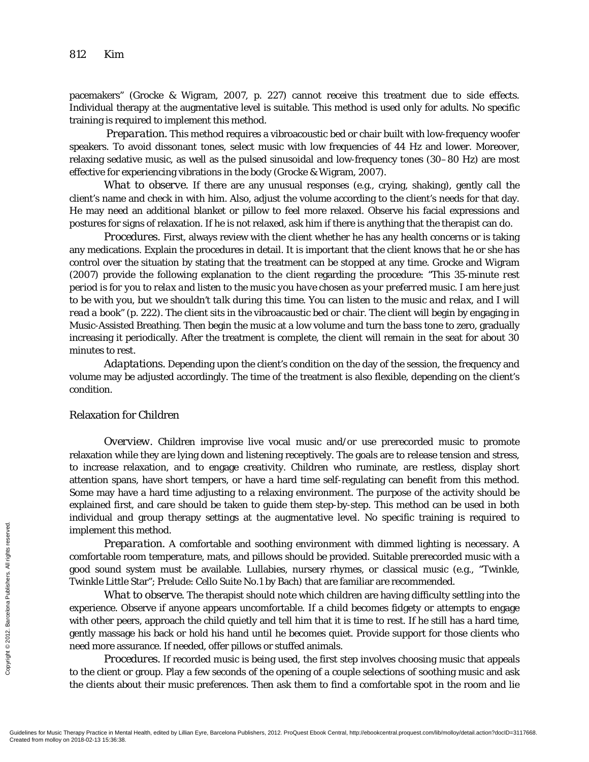pacemakers" (Grocke & Wigram, 2007, p. 227) cannot receive this treatment due to side effects. Individual therapy at the augmentative level is suitable. This method is used only for adults. No specific training is required to implement this method.

*Preparation.* This method requires a vibroacoustic bed or chair built with low-frequency woofer speakers. To avoid dissonant tones, select music with low frequencies of 44 Hz and lower. Moreover, relaxing sedative music, as well as the pulsed sinusoidal and low-frequency tones (30–80 Hz) are most effective for experiencing vibrations in the body (Grocke & Wigram, 2007).

*What to observe.* If there are any unusual responses (e.g., crying, shaking), gently call the client's name and check in with him. Also, adjust the volume according to the client's needs for that day. He may need an additional blanket or pillow to feel more relaxed. Observe his facial expressions and postures for signs of relaxation. If he is not relaxed, ask him if there is anything that the therapist can do.

*Procedures.* First, always review with the client whether he has any health concerns or is taking any medications. Explain the procedures in detail. It is important that the client knows that he or she has control over the situation by stating that the treatment can be stopped at any time. Grocke and Wigram (2007) provide the following explanation to the client regarding the procedure: "*This 35-minute rest period is for you to relax and listen to the music you have chosen as your preferred music. I am here just to be with you, but we shouldn't talk during this time. You can listen to the music and relax, and I will read a book*" (p. 222). The client sits in the vibroacaustic bed or chair. The client will begin by engaging in Music-Assisted Breathing. Then begin the music at a low volume and turn the bass tone to zero, gradually increasing it periodically. After the treatment is complete, the client will remain in the seat for about 30 minutes to rest.

*Adaptations.* Depending upon the client's condition on the day of the session, the frequency and volume may be adjusted accordingly. The time of the treatment is also flexible, depending on the client's condition.

### Relaxation for Children

*Overview.* Children improvise live vocal music and/or use prerecorded music to promote relaxation while they are lying down and listening receptively. The goals are to release tension and stress, to increase relaxation, and to engage creativity. Children who ruminate, are restless, display short attention spans, have short tempers, or have a hard time self-regulating can benefit from this method. Some may have a hard time adjusting to a relaxing environment. The purpose of the activity should be explained first, and care should be taken to guide them step-by-step. This method can be used in both individual and group therapy settings at the augmentative level. No specific training is required to implement this method.

*Preparation.* A comfortable and soothing environment with dimmed lighting is necessary. A comfortable room temperature, mats, and pillows should be provided. Suitable prerecorded music with a good sound system must be available. Lullabies, nursery rhymes, or classical music (e.g., "Twinkle, Twinkle Little Star"; Prelude: Cello Suite No.1 by Bach) that are familiar are recommended.

*What to observe.* The therapist should note which children are having difficulty settling into the experience. Observe if anyone appears uncomfortable. If a child becomes fidgety or attempts to engage with other peers, approach the child quietly and tell him that it is time to rest. If he still has a hard time, gently massage his back or hold his hand until he becomes quiet. Provide support for those clients who need more assurance. If needed, offer pillows or stuffed animals.

*Procedures.* If recorded music is being used, the first step involves choosing music that appeals to the client or group. Play a few seconds of the opening of a couple selections of soothing music and ask the clients about their music preferences. Then ask them to find a comfortable spot in the room and lie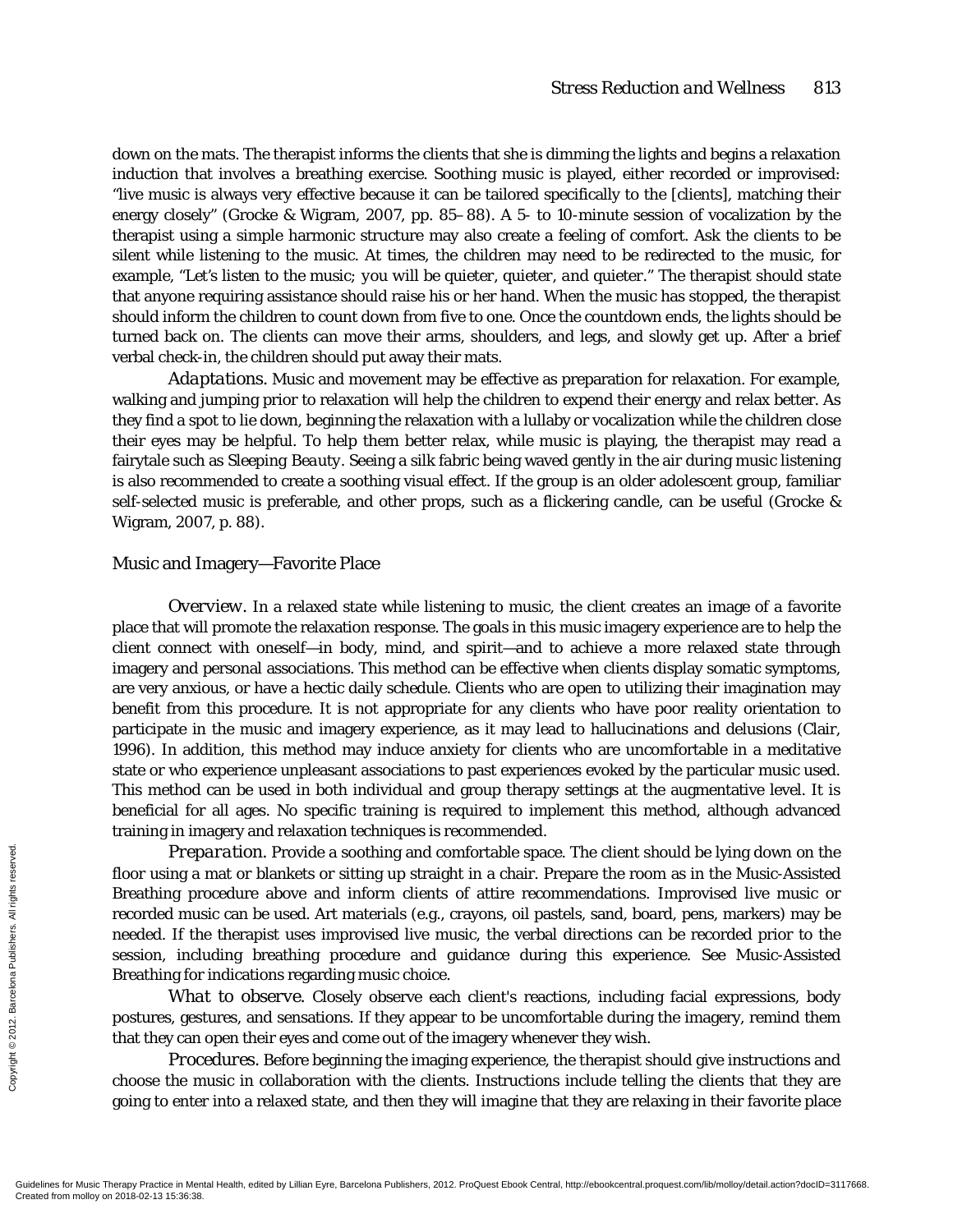down on the mats. The therapist informs the clients that she is dimming the lights and begins a relaxation induction that involves a breathing exercise. Soothing music is played, either recorded or improvised: "live music is always very effective because it can be tailored specifically to the [clients], matching their energy closely" (Grocke & Wigram, 2007, pp. 85–88). A 5- to 10-minute session of vocalization by the therapist using a simple harmonic structure may also create a feeling of comfort. Ask the clients to be silent while listening to the music. At times, the children may need to be redirected to the music, for example, "Let's listen to the music; *you will be quieter, quieter, and quieter*." The therapist should state that anyone requiring assistance should raise his or her hand. When the music has stopped, the therapist should inform the children to count down from five to one. Once the countdown ends, the lights should be turned back on. The clients can move their arms, shoulders, and legs, and slowly get up. After a brief verbal check-in, the children should put away their mats.

*Adaptations.* Music and movement may be effective as preparation for relaxation. For example, walking and jumping prior to relaxation will help the children to expend their energy and relax better. As they find a spot to lie down, beginning the relaxation with a lullaby or vocalization while the children close their eyes may be helpful. To help them better relax, while music is playing, the therapist may read a fairytale such as *Sleeping Beauty*. Seeing a silk fabric being waved gently in the air during music listening is also recommended to create a soothing visual effect. If the group is an older adolescent group, familiar self-selected music is preferable, and other props, such as a flickering candle, can be useful (Grocke & Wigram, 2007, p. 88).

### Music and Imagery—Favorite Place

*Overview.* In a relaxed state while listening to music, the client creates an image of a favorite place that will promote the relaxation response. The goals in this music imagery experience are to help the client connect with oneself—in body, mind, and spirit—and to achieve a more relaxed state through imagery and personal associations. This method can be effective when clients display somatic symptoms, are very anxious, or have a hectic daily schedule. Clients who are open to utilizing their imagination may benefit from this procedure. It is not appropriate for any clients who have poor reality orientation to participate in the music and imagery experience, as it may lead to hallucinations and delusions (Clair, 1996). In addition, this method may induce anxiety for clients who are uncomfortable in a meditative state or who experience unpleasant associations to past experiences evoked by the particular music used. This method can be used in both individual and group therapy settings at the augmentative level. It is beneficial for all ages. No specific training is required to implement this method, although advanced training in imagery and relaxation techniques is recommended.

*Preparation.* Provide a soothing and comfortable space. The client should be lying down on the floor using a mat or blankets or sitting up straight in a chair. Prepare the room as in the Music-Assisted Breathing procedure above and inform clients of attire recommendations. Improvised live music or recorded music can be used. Art materials (e.g., crayons, oil pastels, sand, board, pens, markers) may be needed. If the therapist uses improvised live music, the verbal directions can be recorded prior to the session, including breathing procedure and guidance during this experience. See Music-Assisted Breathing for indications regarding music choice.

*What to observe.* Closely observe each client's reactions, including facial expressions, body postures, gestures, and sensations. If they appear to be uncomfortable during the imagery, remind them that they can open their eyes and come out of the imagery whenever they wish.

*Procedures.* Before beginning the imaging experience, the therapist should give instructions and choose the music in collaboration with the clients. Instructions include telling the clients that they are going to enter into a relaxed state, and then they will imagine that they are relaxing in their favorite place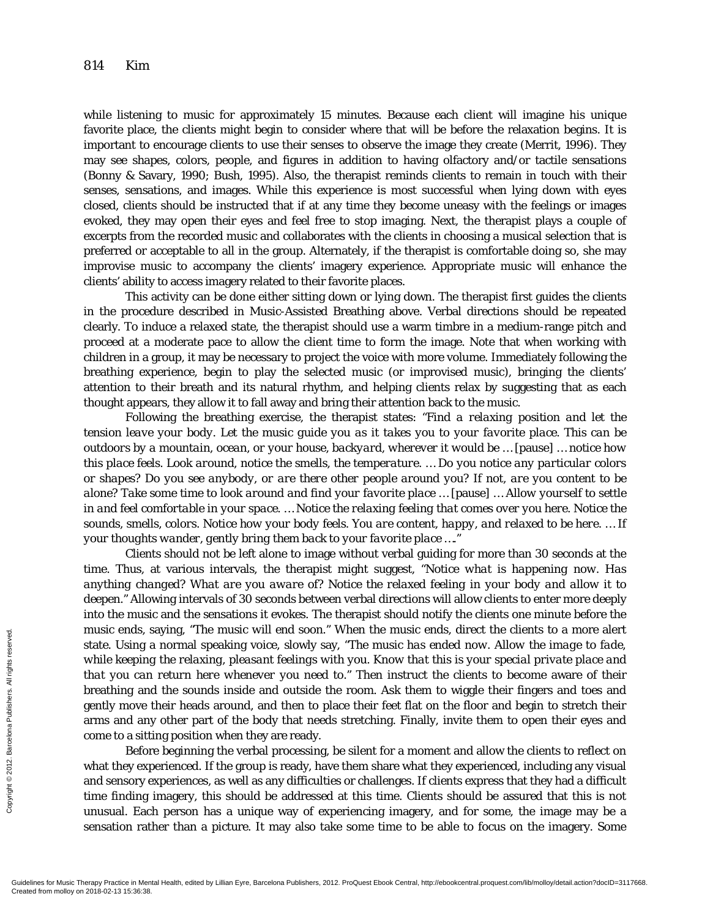while listening to music for approximately 15 minutes. Because each client will imagine his unique favorite place, the clients might begin to consider where that will be before the relaxation begins. It is important to encourage clients to use their senses to observe the image they create (Merrit, 1996). They may see shapes, colors, people, and figures in addition to having olfactory and/or tactile sensations (Bonny & Savary, 1990; Bush, 1995). Also, the therapist reminds clients to remain in touch with their senses, sensations, and images. While this experience is most successful when lying down with eyes closed, clients should be instructed that if at any time they become uneasy with the feelings or images evoked, they may open their eyes and feel free to stop imaging. Next, the therapist plays a couple of excerpts from the recorded music and collaborates with the clients in choosing a musical selection that is preferred or acceptable to all in the group. Alternately, if the therapist is comfortable doing so, she may improvise music to accompany the clients' imagery experience. Appropriate music will enhance the clients' ability to access imagery related to their favorite places.

This activity can be done either sitting down or lying down. The therapist first guides the clients in the procedure described in Music-Assisted Breathing above. Verbal directions should be repeated clearly. To induce a relaxed state, the therapist should use a warm timbre in a medium-range pitch and proceed at a moderate pace to allow the client time to form the image. Note that when working with children in a group, it may be necessary to project the voice with more volume. Immediately following the breathing experience, begin to play the selected music (or improvised music), bringing the clients' attention to their breath and its natural rhythm, and helping clients relax by suggesting that as each thought appears, they allow it to fall away and bring their attention back to the music.

Following the breathing exercise, the therapist states: "*Find a relaxing position and let the tension leave your body. Let the music guide you as it takes you to your favorite place. This can be outdoors by a mountain, ocean, or your house, backyard, wherever it would be … [pause] … notice how this place feels. Look around, notice the smells, the temperature. … Do you notice any particular colors or shapes? Do you see anybody, or are there other people around you? If not, are you content to be alone? Take some time to look around and find your favorite place … [pause] … Allow yourself to settle in and feel comfortable in your space. … Notice the relaxing feeling that comes over you here. Notice the sounds, smells, colors. Notice how your body feels. You are content, happy, and relaxed to be here. … If your thoughts wander, gently bring them back to your favorite place ….*"

Clients should not be left alone to image without verbal guiding for more than 30 seconds at the time. Thus, at various intervals, the therapist might suggest, "*Notice what is happening now. Has anything changed? What are you aware of? Notice the relaxed feeling in your body and allow it to deepen.*" Allowing intervals of 30 seconds between verbal directions will allow clients to enter more deeply into the music and the sensations it evokes. The therapist should notify the clients one minute before the music ends, saying, "*The music will end soon.*" When the music ends, direct the clients to a more alert state. Using a normal speaking voice, slowly say, "*The music has ended now. Allow the image to fade, while keeping the relaxing, pleasant feelings with you. Know that this is your special private place and that you can return here whenever you need to.*" Then instruct the clients to become aware of their breathing and the sounds inside and outside the room. Ask them to wiggle their fingers and toes and gently move their heads around, and then to place their feet flat on the floor and begin to stretch their arms and any other part of the body that needs stretching. Finally, invite them to open their eyes and come to a sitting position when they are ready.

Before beginning the verbal processing, be silent for a moment and allow the clients to reflect on what they experienced. If the group is ready, have them share what they experienced, including any visual and sensory experiences, as well as any difficulties or challenges. If clients express that they had a difficult time finding imagery, this should be addressed at this time. Clients should be assured that this is not unusual. Each person has a unique way of experiencing imagery, and for some, the image may be a sensation rather than a picture. It may also take some time to be able to focus on the imagery. Some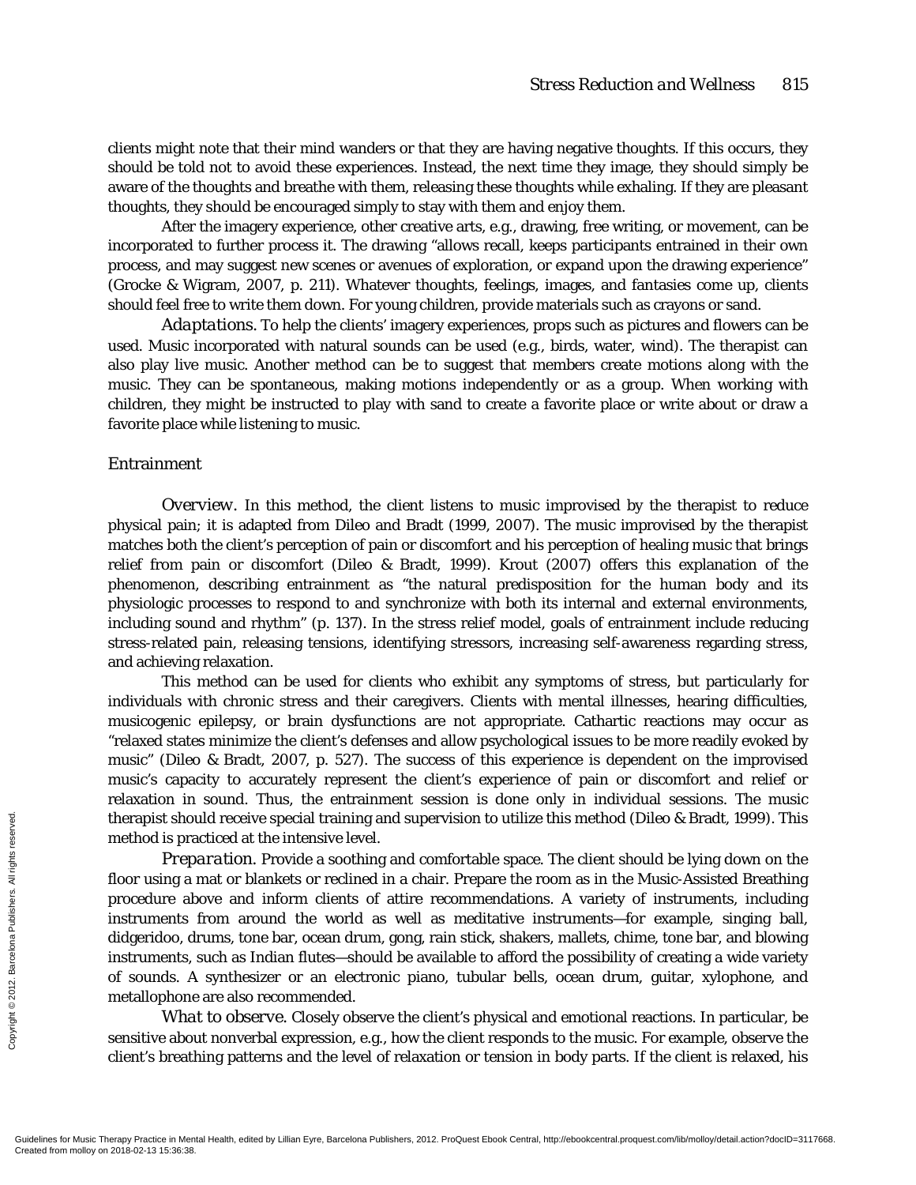clients might note that their mind wanders or that they are having negative thoughts. If this occurs, they should be told not to avoid these experiences. Instead, the next time they image, they should simply be aware of the thoughts and breathe with them, releasing these thoughts while exhaling. If they are pleasant thoughts, they should be encouraged simply to stay with them and enjoy them.

After the imagery experience, other creative arts, e.g., drawing, free writing, or movement, can be incorporated to further process it. The drawing "allows recall, keeps participants entrained in their own process, and may suggest new scenes or avenues of exploration, or expand upon the drawing experience" (Grocke & Wigram, 2007, p. 211). Whatever thoughts, feelings, images, and fantasies come up, clients should feel free to write them down. For young children, provide materials such as crayons or sand.

*Adaptations.* To help the clients' imagery experiences, props such as pictures and flowers can be used. Music incorporated with natural sounds can be used (e.g., birds, water, wind). The therapist can also play live music. Another method can be to suggest that members create motions along with the music. They can be spontaneous, making motions independently or as a group. When working with children, they might be instructed to play with sand to create a favorite place or write about or draw a favorite place while listening to music.

### Entrainment

*Overview.* In this method, the client listens to music improvised by the therapist to reduce physical pain; it is adapted from Dileo and Bradt (1999, 2007). The music improvised by the therapist matches both the client's perception of pain or discomfort and his perception of healing music that brings relief from pain or discomfort (Dileo & Bradt, 1999). Krout (2007) offers this explanation of the phenomenon, describing entrainment as "the natural predisposition for the human body and its physiologic processes to respond to and synchronize with both its internal and external environments, including sound and rhythm" (p. 137). In the stress relief model, goals of entrainment include reducing stress-related pain, releasing tensions, identifying stressors, increasing self-awareness regarding stress, and achieving relaxation.

This method can be used for clients who exhibit any symptoms of stress, but particularly for individuals with chronic stress and their caregivers. Clients with mental illnesses, hearing difficulties, musicogenic epilepsy, or brain dysfunctions are not appropriate. Cathartic reactions may occur as "relaxed states minimize the client's defenses and allow psychological issues to be more readily evoked by music" (Dileo & Bradt, 2007, p. 527). The success of this experience is dependent on the improvised music's capacity to accurately represent the client's experience of pain or discomfort and relief or relaxation in sound. Thus, the entrainment session is done only in individual sessions. The music therapist should receive special training and supervision to utilize this method (Dileo & Bradt, 1999). This method is practiced at the intensive level.

*Preparation.* Provide a soothing and comfortable space. The client should be lying down on the floor using a mat or blankets or reclined in a chair. Prepare the room as in the Music-Assisted Breathing procedure above and inform clients of attire recommendations. A variety of instruments, including instruments from around the world as well as meditative instruments—for example, singing ball, didgeridoo, drums, tone bar, ocean drum, gong, rain stick, shakers, mallets, chime, tone bar, and blowing instruments, such as Indian flutes—should be available to afford the possibility of creating a wide variety of sounds. A synthesizer or an electronic piano, tubular bells, ocean drum, guitar, xylophone, and metallophone are also recommended.

*What to observe.* Closely observe the client's physical and emotional reactions. In particular, be sensitive about nonverbal expression, e.g., how the client responds to the music. For example, observe the client's breathing patterns and the level of relaxation or tension in body parts. If the client is relaxed, his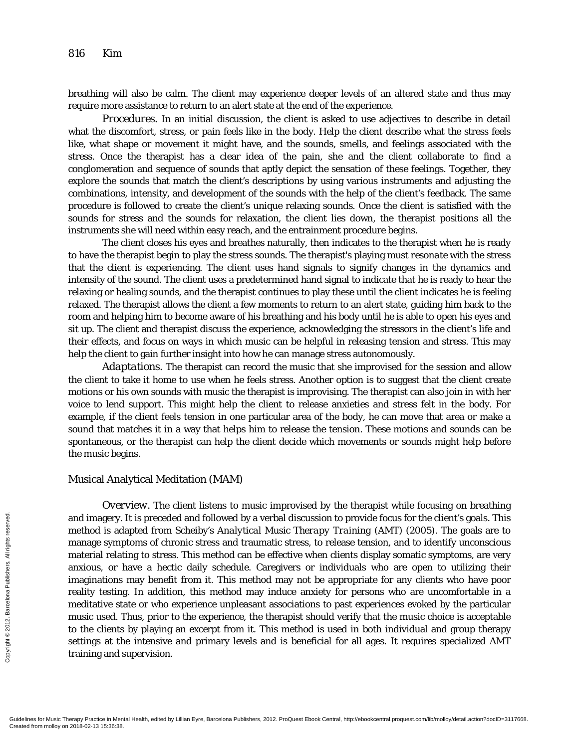breathing will also be calm. The client may experience deeper levels of an altered state and thus may require more assistance to return to an alert state at the end of the experience.

*Procedures.* In an initial discussion, the client is asked to use adjectives to describe in detail what the discomfort, stress, or pain feels like in the body. Help the client describe what the stress feels like, what shape or movement it might have, and the sounds, smells, and feelings associated with the stress. Once the therapist has a clear idea of the pain, she and the client collaborate to find a conglomeration and sequence of sounds that aptly depict the sensation of these feelings. Together, they explore the sounds that match the client's descriptions by using various instruments and adjusting the combinations, intensity, and development of the sounds with the help of the client's feedback. The same procedure is followed to create the client's unique relaxing sounds. Once the client is satisfied with the sounds for stress and the sounds for relaxation, the client lies down, the therapist positions all the instruments she will need within easy reach, and the entrainment procedure begins.

The client closes his eyes and breathes naturally, then indicates to the therapist when he is ready to have the therapist begin to play the stress sounds. The therapist's playing must *resonate* with the stress that the client is experiencing. The client uses hand signals to signify changes in the dynamics and intensity of the sound. The client uses a predetermined hand signal to indicate that he is ready to hear the relaxing or healing sounds, and the therapist continues to play these until the client indicates he is feeling relaxed. The therapist allows the client a few moments to return to an alert state, guiding him back to the room and helping him to become aware of his breathing and his body until he is able to open his eyes and sit up. The client and therapist discuss the experience, acknowledging the stressors in the client's life and their effects, and focus on ways in which music can be helpful in releasing tension and stress. This may help the client to gain further insight into how he can manage stress autonomously.

*Adaptations.* The therapist can record the music that she improvised for the session and allow the client to take it home to use when he feels stress. Another option is to suggest that the client create motions or his own sounds with music the therapist is improvising. The therapist can also join in with her voice to lend support. This might help the client to release anxieties and stress felt in the body. For example, if the client feels tension in one particular area of the body, he can move that area or make a sound that matches it in a way that helps him to release the tension. These motions and sounds can be spontaneous, or the therapist can help the client decide which movements or sounds might help before the music begins.

### Musical Analytical Meditation (MAM)

*Overview.* The client listens to music improvised by the therapist while focusing on breathing and imagery. It is preceded and followed by a verbal discussion to provide focus for the client's goals. This method is adapted from Scheiby's *Analytical Music Therapy Training* (AMT) (2005). The goals are to manage symptoms of chronic stress and traumatic stress, to release tension, and to identify unconscious material relating to stress. This method can be effective when clients display somatic symptoms, are very anxious, or have a hectic daily schedule. Caregivers or individuals who are open to utilizing their imaginations may benefit from it. This method may not be appropriate for any clients who have poor reality testing. In addition, this method may induce anxiety for persons who are uncomfortable in a meditative state or who experience unpleasant associations to past experiences evoked by the particular music used. Thus, prior to the experience, the therapist should verify that the music choice is acceptable to the clients by playing an excerpt from it. This method is used in both individual and group therapy settings at the intensive and primary levels and is beneficial for all ages. It requires specialized AMT training and supervision.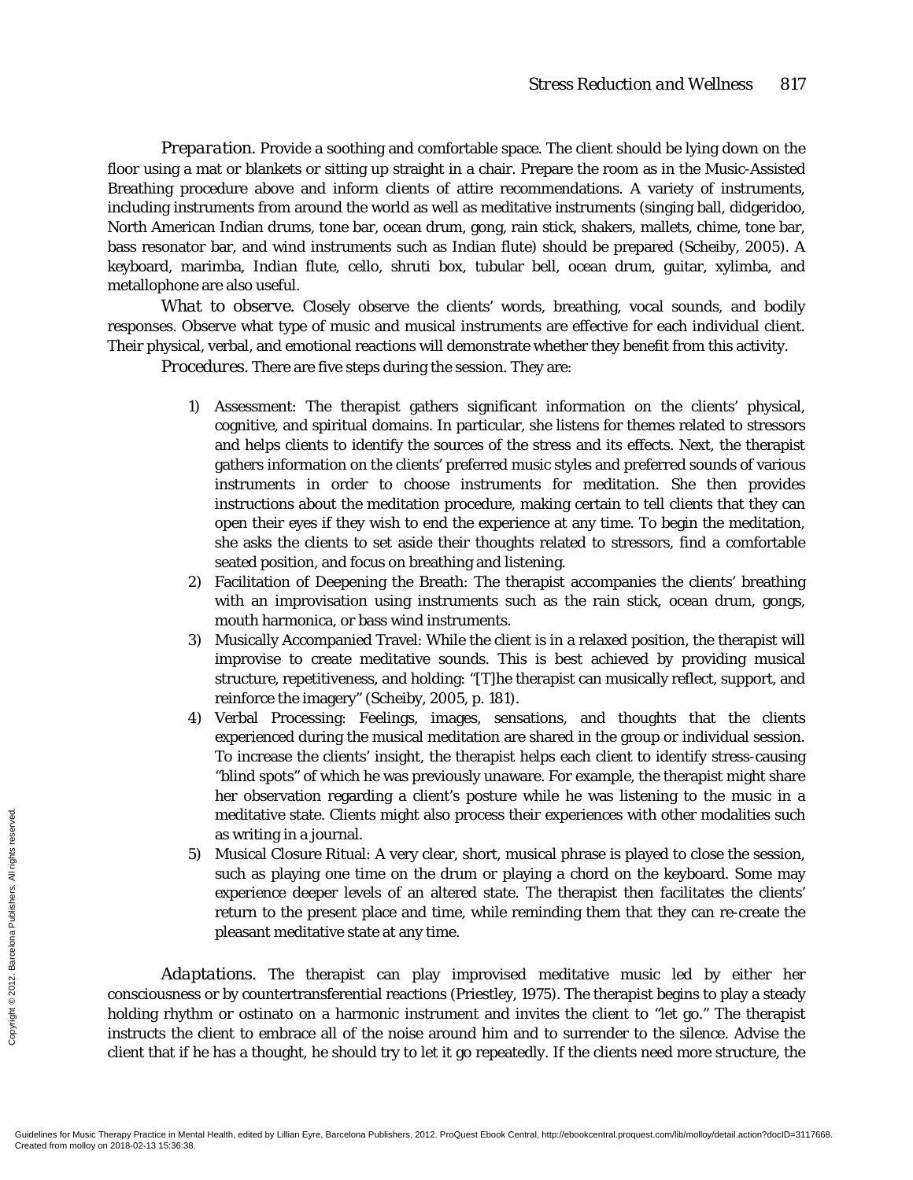*Preparation.* Provide a soothing and comfortable space. The client should be lying down on the floor using a mat or blankets or sitting up straight in a chair. Prepare the room as in the Music-Assisted Breathing procedure above and inform clients of attire recommendations. A variety of instruments, including instruments from around the world as well as meditative instruments (singing ball, didgeridoo, North American Indian drums, tone bar, ocean drum, gong, rain stick, shakers, mallets, chime, tone bar, bass resonator bar, and wind instruments such as Indian flute) should be prepared (Scheiby, 2005). A keyboard, marimba, Indian flute, cello, shruti box, tubular bell, ocean drum, guitar, xylimba, and metallophone are also useful.

*What to observe.* Closely observe the clients' words, breathing, vocal sounds, and bodily responses. Observe what type of music and musical instruments are effective for each individual client. Their physical, verbal, and emotional reactions will demonstrate whether they benefit from this activity.

*Procedures.* There are five steps during the session. They are:

1) Assessment: The therapist gathers significant information on the clients' physical, cognitive, and spiritual domains. In particular, she listens for themes related to stressors and helps clients to identify the sources of the stress and its effects. Next, the therapist gathers information on the clients' preferred music styles and preferred sounds of various instruments in order to choose instruments for meditation. She then provides instructions about the meditation procedure, making certain to tell clients that they can open their eyes if they wish to end the experience at any time. To begin the meditation, she asks the clients to set aside their thoughts related to stressors, find a comfortable seated position, and focus on breathing and listening.
2) Facilitation of Deepening the Breath: The therapist accompanies the clients' breathing with an improvisation using instruments such as the rain stick, ocean drum, gongs, mouth harmonica, or bass wind instruments.
3) Musically Accompanied Travel: While the client is in a relaxed position, the therapist will improvise to create meditative sounds. This is best achieved by providing musical structure, repetitiveness, and holding: "[T]he therapist can musically reflect, support, and reinforce the imagery" (Scheiby, 2005, p. 181).
4) Verbal Processing: Feelings, images, sensations, and thoughts that the clients experienced during the musical meditation are shared in the group or individual session. To increase the clients' insight, the therapist helps each client to identify stress-causing "blind spots" of which he was previously unaware. For example, the therapist might share her observation regarding a client's posture while he was listening to the music in a meditative state. Clients might also process their experiences with other modalities such as writing in a journal.
5) Musical Closure Ritual: A very clear, short, musical phrase is played to close the session, such as playing one time on the drum or playing a chord on the keyboard. Some may experience deeper levels of an altered state. The therapist then facilitates the clients' return to the present place and time, while reminding them that they can re-create the pleasant meditative state at any time.

*Adaptations.* The therapist can play improvised meditative music led by either her consciousness or by countertransferential reactions (Priestley, 1975). The therapist begins to play a steady holding rhythm or ostinato on a harmonic instrument and invites the client to "let go." The therapist instructs the client to embrace all of the noise around him and to surrender to the silence. Advise the client that if he has a thought, he should try to let it go repeatedly. If the clients need more structure, the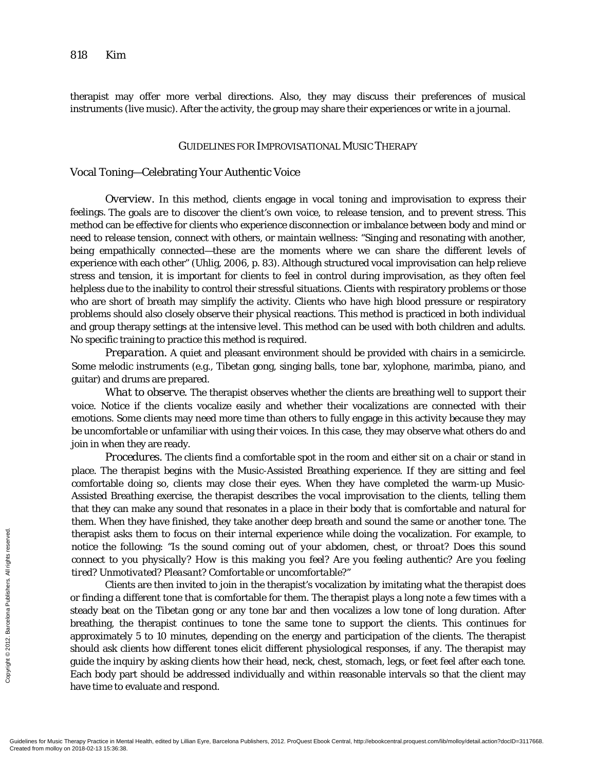therapist may offer more verbal directions. Also, they may discuss their preferences of musical instruments (live music). After the activity, the group may share their experiences or write in a journal.

## GUIDELINES FOR IMPROVISATIONAL MUSIC THERAPY

### Vocal Toning—Celebrating Your Authentic Voice

*Overview.* In this method, clients engage in vocal toning and improvisation to express their feelings. The goals are to discover the client's own voice, to release tension, and to prevent stress. This method can be effective for clients who experience disconnection or imbalance between body and mind or need to release tension, connect with others, or maintain wellness: "Singing and resonating with another, being empathically connected—these are the moments where we can share the different levels of experience with each other" (Uhlig, 2006, p. 83). Although structured vocal improvisation can help relieve stress and tension, it is important for clients to feel in control during improvisation, as they often feel helpless due to the inability to control their stressful situations. Clients with respiratory problems or those who are short of breath may simplify the activity. Clients who have high blood pressure or respiratory problems should also closely observe their physical reactions. This method is practiced in both individual and group therapy settings at the intensive level. This method can be used with both children and adults. No specific training to practice this method is required.

*Preparation.* A quiet and pleasant environment should be provided with chairs in a semicircle. Some melodic instruments (e.g., Tibetan gong, singing balls, tone bar, xylophone, marimba, piano, and guitar) and drums are prepared.

*What to observe.* The therapist observes whether the clients are breathing well to support their voice. Notice if the clients vocalize easily and whether their vocalizations are connected with their emotions. Some clients may need more time than others to fully engage in this activity because they may be uncomfortable or unfamiliar with using their voices. In this case, they may observe what others do and join in when they are ready.

*Procedures.* The clients find a comfortable spot in the room and either sit on a chair or stand in place. The therapist begins with the Music-Assisted Breathing experience. If they are sitting and feel comfortable doing so, clients may close their eyes. When they have completed the warm-up Music-Assisted Breathing exercise, the therapist describes the vocal improvisation to the clients, telling them that they can make any sound that resonates in a place in their body that is comfortable and natural for them. When they have finished, they take another deep breath and sound the same or another tone. The therapist asks them to focus on their internal experience while doing the vocalization. For example, to notice the following: "*Is the sound coming out of your abdomen, chest, or throat? Does this sound connect to you physically? How is this making you feel? Are you feeling authentic? Are you feeling tired? Unmotivated? Pleasant? Comfortable or uncomfortable?*"

Clients are then invited to join in the therapist's vocalization by imitating what the therapist does or finding a different tone that is comfortable for them. The therapist plays a long note a few times with a steady beat on the Tibetan gong or any tone bar and then vocalizes a low tone of long duration. After breathing, the therapist continues to tone the same tone to support the clients. This continues for approximately 5 to 10 minutes, depending on the energy and participation of the clients. The therapist should ask clients how different tones elicit different physiological responses, if any. The therapist may guide the inquiry by asking clients how their head, neck, chest, stomach, legs, or feet feel after each tone. Each body part should be addressed individually and within reasonable intervals so that the client may have time to evaluate and respond.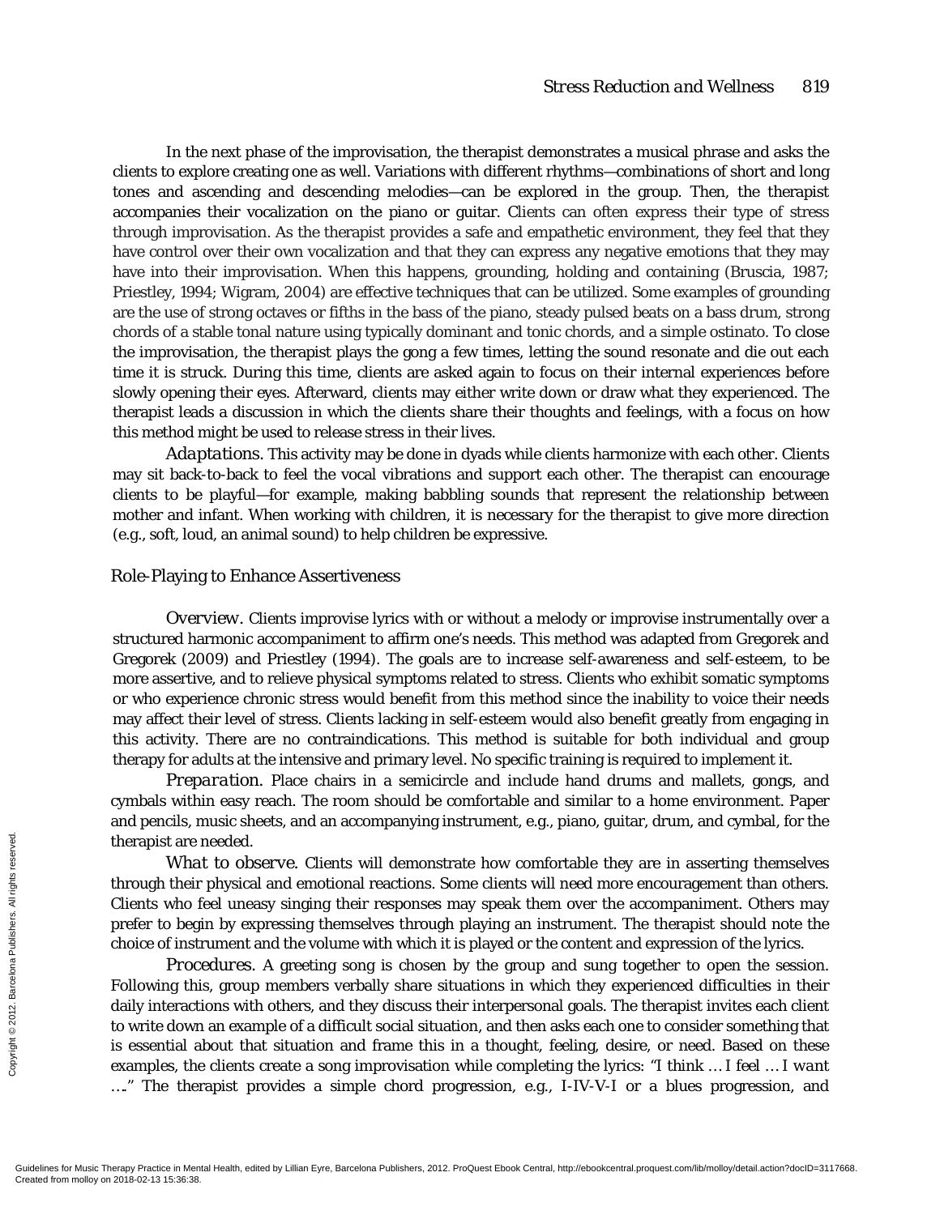In the next phase of the improvisation, the therapist demonstrates a musical phrase and asks the clients to explore creating one as well. Variations with different rhythms—combinations of short and long tones and ascending and descending melodies—can be explored in the group. Then, the therapist accompanies their vocalization on the piano or guitar. Clients can often express their type of stress through improvisation. As the therapist provides a safe and empathetic environment, they feel that they have control over their own vocalization and that they can express any negative emotions that they may have into their improvisation. When this happens, grounding, holding and containing (Bruscia, 1987; Priestley, 1994; Wigram, 2004) are effective techniques that can be utilized. Some examples of grounding are the use of strong octaves or fifths in the bass of the piano, steady pulsed beats on a bass drum, strong chords of a stable tonal nature using typically dominant and tonic chords, and a simple ostinato. To close the improvisation, the therapist plays the gong a few times, letting the sound resonate and die out each time it is struck. During this time, clients are asked again to focus on their internal experiences before slowly opening their eyes. Afterward, clients may either write down or draw what they experienced. The therapist leads a discussion in which the clients share their thoughts and feelings, with a focus on how this method might be used to release stress in their lives.

*Adaptations.* This activity may be done in dyads while clients harmonize with each other. Clients may sit back-to-back to feel the vocal vibrations and support each other. The therapist can encourage clients to be playful—for example, making babbling sounds that represent the relationship between mother and infant. When working with children, it is necessary for the therapist to give more direction (e.g., soft, loud, an animal sound) to help children be expressive.

## Role-Playing to Enhance Assertiveness

*Overview.* Clients improvise lyrics with or without a melody or improvise instrumentally over a structured harmonic accompaniment to affirm one's needs. This method was adapted from Gregorek and Gregorek (2009) and Priestley (1994). The goals are to increase self-awareness and self-esteem, to be more assertive, and to relieve physical symptoms related to stress. Clients who exhibit somatic symptoms or who experience chronic stress would benefit from this method since the inability to voice their needs may affect their level of stress. Clients lacking in self-esteem would also benefit greatly from engaging in this activity. There are no contraindications. This method is suitable for both individual and group therapy for adults at the intensive and primary level. No specific training is required to implement it.

*Preparation.* Place chairs in a semicircle and include hand drums and mallets, gongs, and cymbals within easy reach. The room should be comfortable and similar to a home environment. Paper and pencils, music sheets, and an accompanying instrument, e.g., piano, guitar, drum, and cymbal, for the therapist are needed.

*What to observe.* Clients will demonstrate how comfortable they are in asserting themselves through their physical and emotional reactions. Some clients will need more encouragement than others. Clients who feel uneasy singing their responses may speak them over the accompaniment. Others may prefer to begin by expressing themselves through playing an instrument. The therapist should note the choice of instrument and the volume with which it is played or the content and expression of the lyrics.

*Procedures.* A greeting song is chosen by the group and sung together to open the session. Following this, group members verbally share situations in which they experienced difficulties in their daily interactions with others, and they discuss their interpersonal goals. The therapist invites each client to write down an example of a difficult social situation, and then asks each one to consider something that is essential about that situation and frame this in a thought, feeling, desire, or need. Based on these examples, the clients create a song improvisation while completing the lyrics: "I think … I feel … I want …." The therapist provides a simple chord progression, e.g., I-IV-V-I or a blues progression, and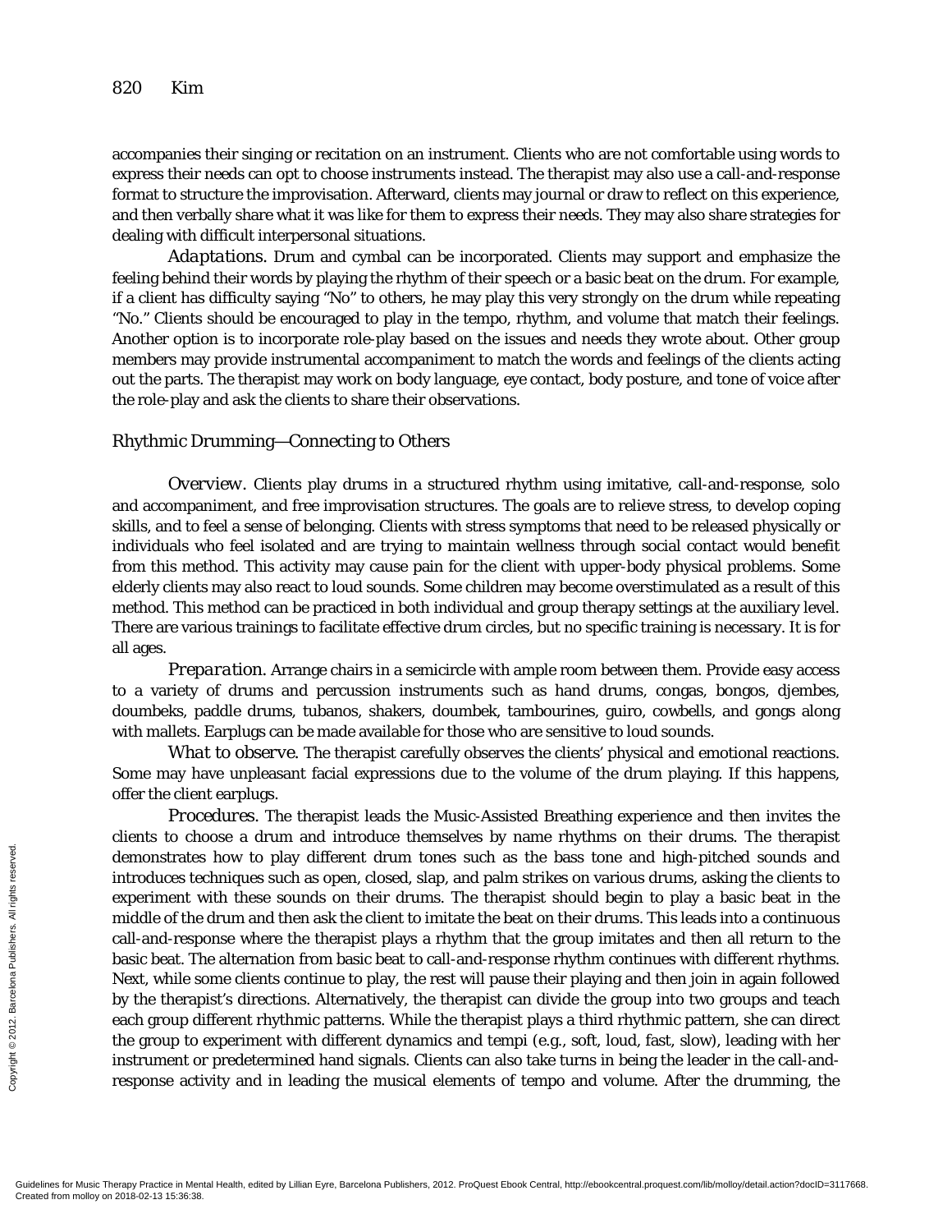accompanies their singing or recitation on an instrument. Clients who are not comfortable using words to express their needs can opt to choose instruments instead. The therapist may also use a call-and-response format to structure the improvisation. Afterward, clients may journal or draw to reflect on this experience, and then verbally share what it was like for them to express their needs. They may also share strategies for dealing with difficult interpersonal situations.

*Adaptations.* Drum and cymbal can be incorporated. Clients may support and emphasize the feeling behind their words by playing the rhythm of their speech or a basic beat on the drum. For example, if a client has difficulty saying "No" to others, he may play this very strongly on the drum while repeating "No." Clients should be encouraged to play in the tempo, rhythm, and volume that match their feelings. Another option is to incorporate role-play based on the issues and needs they wrote about. Other group members may provide instrumental accompaniment to match the words and feelings of the clients acting out the parts. The therapist may work on body language, eye contact, body posture, and tone of voice after the role-play and ask the clients to share their observations.

### Rhythmic Drumming—Connecting to Others

*Overview.* Clients play drums in a structured rhythm using imitative, call-and-response, solo and accompaniment, and free improvisation structures. The goals are to relieve stress, to develop coping skills, and to feel a sense of belonging. Clients with stress symptoms that need to be released physically or individuals who feel isolated and are trying to maintain wellness through social contact would benefit from this method. This activity may cause pain for the client with upper-body physical problems. Some elderly clients may also react to loud sounds. Some children may become overstimulated as a result of this method. This method can be practiced in both individual and group therapy settings at the auxiliary level. There are various trainings to facilitate effective drum circles, but no specific training is necessary. It is for all ages.

*Preparation.* Arrange chairs in a semicircle with ample room between them. Provide easy access to a variety of drums and percussion instruments such as hand drums, congas, bongos, djembes, doumbeks, paddle drums, tubanos, shakers, doumbek, tambourines, guiro, cowbells, and gongs along with mallets. Earplugs can be made available for those who are sensitive to loud sounds.

*What to observe.* The therapist carefully observes the clients' physical and emotional reactions. Some may have unpleasant facial expressions due to the volume of the drum playing. If this happens, offer the client earplugs.

*Procedures.* The therapist leads the Music-Assisted Breathing experience and then invites the clients to choose a drum and introduce themselves by name rhythms on their drums. The therapist demonstrates how to play different drum tones such as the bass tone and high-pitched sounds and introduces techniques such as open, closed, slap, and palm strikes on various drums, asking the clients to experiment with these sounds on their drums. The therapist should begin to play a basic beat in the middle of the drum and then ask the client to imitate the beat on their drums. This leads into a continuous call-and-response where the therapist plays a rhythm that the group imitates and then all return to the basic beat. The alternation from basic beat to call-and-response rhythm continues with different rhythms. Next, while some clients continue to play, the rest will pause their playing and then join in again followed by the therapist's directions. Alternatively, the therapist can divide the group into two groups and teach each group different rhythmic patterns. While the therapist plays a third rhythmic pattern, she can direct the group to experiment with different dynamics and tempi (e.g., soft, loud, fast, slow), leading with her instrument or predetermined hand signals. Clients can also take turns in being the leader in the call-and-response activity and in leading the musical elements of tempo and volume. After the drumming, the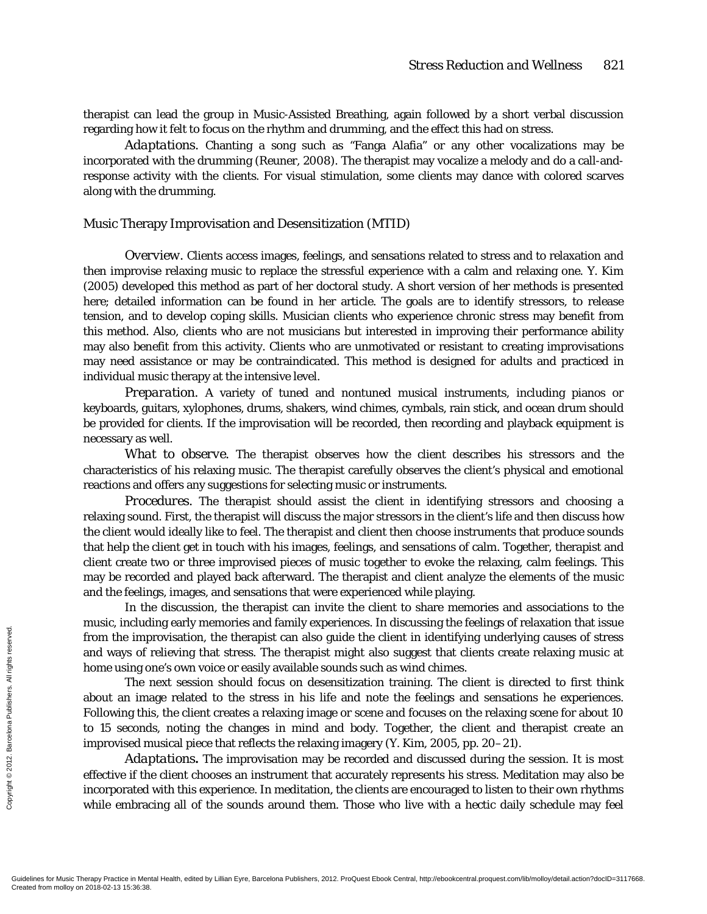therapist can lead the group in Music-Assisted Breathing, again followed by a short verbal discussion regarding how it felt to focus on the rhythm and drumming, and the effect this had on stress.

*Adaptations.* Chanting a song such as "Fanga Alafia" or any other vocalizations may be incorporated with the drumming (Reuner, 2008). The therapist may vocalize a melody and do a call-and-response activity with the clients. For visual stimulation, some clients may dance with colored scarves along with the drumming.

## Music Therapy Improvisation and Desensitization (MTID)

*Overview.* Clients access images, feelings, and sensations related to stress and to relaxation and then improvise relaxing music to replace the stressful experience with a calm and relaxing one. Y. Kim (2005) developed this method as part of her doctoral study. A short version of her methods is presented here; detailed information can be found in her article. The goals are to identify stressors, to release tension, and to develop coping skills. Musician clients who experience chronic stress may benefit from this method. Also, clients who are not musicians but interested in improving their performance ability may also benefit from this activity. Clients who are unmotivated or resistant to creating improvisations may need assistance or may be contraindicated. This method is designed for adults and practiced in individual music therapy at the intensive level.

*Preparation.* A variety of tuned and nontuned musical instruments, including pianos or keyboards, guitars, xylophones, drums, shakers, wind chimes, cymbals, rain stick, and ocean drum should be provided for clients. If the improvisation will be recorded, then recording and playback equipment is necessary as well.

*What to observe.* The therapist observes how the client describes his stressors and the characteristics of his relaxing music. The therapist carefully observes the client's physical and emotional reactions and offers any suggestions for selecting music or instruments.

*Procedures.* The therapist should assist the client in identifying stressors and choosing a relaxing sound. First, the therapist will discuss the major stressors in the client's life and then discuss how the client would ideally like to feel. The therapist and client then choose instruments that produce sounds that help the client get in touch with his images, feelings, and sensations of calm. Together, therapist and client create two or three improvised pieces of music together to evoke the relaxing, calm feelings. This may be recorded and played back afterward. The therapist and client analyze the elements of the music and the feelings, images, and sensations that were experienced while playing.

In the discussion, the therapist can invite the client to share memories and associations to the music, including early memories and family experiences. In discussing the feelings of relaxation that issue from the improvisation, the therapist can also guide the client in identifying underlying causes of stress and ways of relieving that stress. The therapist might also suggest that clients create relaxing music at home using one's own voice or easily available sounds such as wind chimes.

The next session should focus on desensitization training. The client is directed to first think about an image related to the stress in his life and note the feelings and sensations he experiences. Following this, the client creates a relaxing image or scene and focuses on the relaxing scene for about 10 to 15 seconds, noting the changes in mind and body. Together, the client and therapist create an improvised musical piece that reflects the relaxing imagery (Y. Kim, 2005, pp. 20–21).

*Adaptations.* The improvisation may be recorded and discussed during the session. It is most effective if the client chooses an instrument that accurately represents his stress. Meditation may also be incorporated with this experience. In meditation, the clients are encouraged to listen to their own rhythms while embracing all of the sounds around them. Those who live with a hectic daily schedule may feel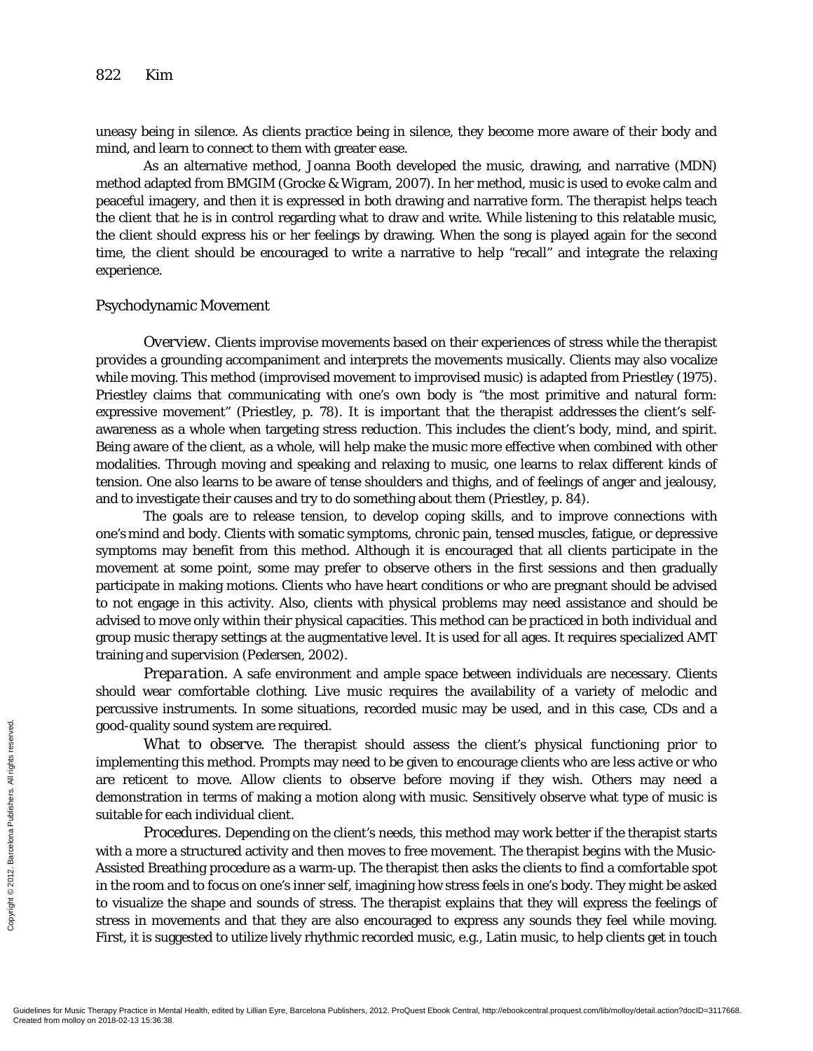uneasy being in silence. As clients practice being in silence, they become more aware of their body and mind, and learn to connect to them with greater ease.

As an alternative method, Joanna Booth developed the music, drawing, and narrative (MDN) method adapted from BMGIM (Grocke & Wigram, 2007). In her method, music is used to evoke calm and peaceful imagery, and then it is expressed in both drawing and narrative form. The therapist helps teach the client that he is in control regarding what to draw and write. While listening to this relatable music, the client should express his or her feelings by drawing. When the song is played again for the second time, the client should be encouraged to write a narrative to help "recall" and integrate the relaxing experience.

### Psychodynamic Movement

*Overview.* Clients improvise movements based on their experiences of stress while the therapist provides a grounding accompaniment and interprets the movements musically. Clients may also vocalize while moving. This method (improvised movement to improvised music) is adapted from Priestley (1975). Priestley claims that communicating with one's own body is "the most primitive and natural form: expressive movement" (Priestley, p. 78). It is important that the therapist addresses the client's self-awareness as a whole when targeting stress reduction. This includes the client's body, mind, and spirit. Being aware of the client, as a whole, will help make the music more effective when combined with other modalities. Through moving and speaking and relaxing to music, one learns to relax different kinds of tension. One also learns to be aware of tense shoulders and thighs, and of feelings of anger and jealousy, and to investigate their causes and try to do something about them (Priestley, p. 84).

The goals are to release tension, to develop coping skills, and to improve connections with one's mind and body. Clients with somatic symptoms, chronic pain, tensed muscles, fatigue, or depressive symptoms may benefit from this method. Although it is encouraged that all clients participate in the movement at some point, some may prefer to observe others in the first sessions and then gradually participate in making motions. Clients who have heart conditions or who are pregnant should be advised to not engage in this activity. Also, clients with physical problems may need assistance and should be advised to move only within their physical capacities. This method can be practiced in both individual and group music therapy settings at the augmentative level. It is used for all ages. It requires specialized AMT training and supervision (Pedersen, 2002).

*Preparation.* A safe environment and ample space between individuals are necessary. Clients should wear comfortable clothing. Live music requires the availability of a variety of melodic and percussive instruments. In some situations, recorded music may be used, and in this case, CDs and a good-quality sound system are required.

*What to observe.* The therapist should assess the client's physical functioning prior to implementing this method. Prompts may need to be given to encourage clients who are less active or who are reticent to move. Allow clients to observe before moving if they wish. Others may need a demonstration in terms of making a motion along with music. Sensitively observe what type of music is suitable for each individual client.

*Procedures.* Depending on the client's needs, this method may work better if the therapist starts with a more a structured activity and then moves to free movement. The therapist begins with the Music-Assisted Breathing procedure as a warm-up. The therapist then asks the clients to find a comfortable spot in the room and to focus on one's inner self, imagining how stress feels in one's body. They might be asked to visualize the shape and sounds of stress. The therapist explains that they will express the feelings of stress in movements and that they are also encouraged to express any sounds they feel while moving. First, it is suggested to utilize lively rhythmic recorded music, e.g., Latin music, to help clients get in touch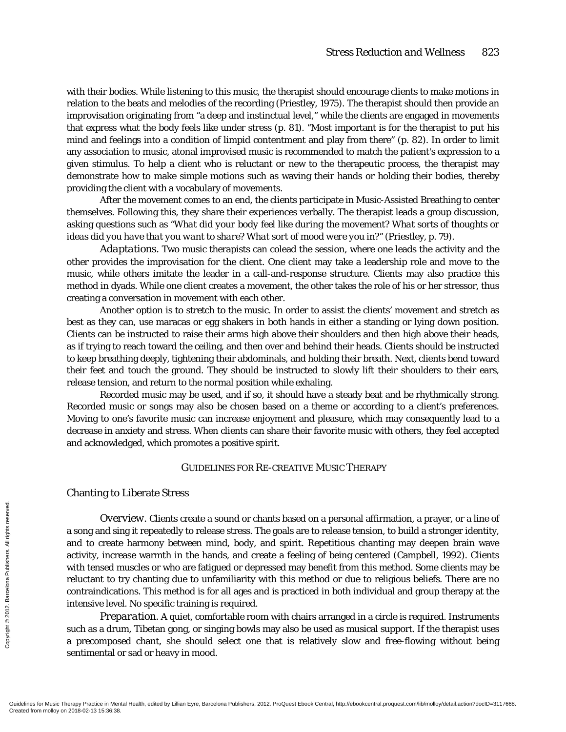with their bodies. While listening to this music, the therapist should encourage clients to make motions in relation to the beats and melodies of the recording (Priestley, 1975). The therapist should then provide an improvisation originating from "a deep and instinctual level," while the clients are engaged in movements that express what the body feels like under stress (p. 81). "Most important is for the therapist to put his mind and feelings into a condition of limpid contentment and play from there" (p. 82). In order to limit any association to music, atonal improvised music is recommended to match the patient's expression to a given stimulus. To help a client who is reluctant or new to the therapeutic process, the therapist may demonstrate how to make simple motions such as waving their hands or holding their bodies, thereby providing the client with a vocabulary of movements.

After the movement comes to an end, the clients participate in Music-Assisted Breathing to center themselves. Following this, they share their experiences verbally. The therapist leads a group discussion, asking questions such as "*What did your body feel like during the movement? What sorts of thoughts or ideas did you have that you want to share? What sort of mood were you in?*" (Priestley, p. 79).

*Adaptations.* Two music therapists can colead the session, where one leads the activity and the other provides the improvisation for the client. One client may take a leadership role and move to the music, while others imitate the leader in a call-and-response structure. Clients may also practice this method in dyads. While one client creates a movement, the other takes the role of his or her stressor, thus creating a conversation in movement with each other.

Another option is to stretch to the music. In order to assist the clients' movement and stretch as best as they can, use maracas or egg shakers in both hands in either a standing or lying down position. Clients can be instructed to raise their arms high above their shoulders and then high above their heads, as if trying to reach toward the ceiling, and then over and behind their heads. Clients should be instructed to keep breathing deeply, tightening their abdominals, and holding their breath. Next, clients bend toward their feet and touch the ground. They should be instructed to slowly lift their shoulders to their ears, release tension, and return to the normal position while exhaling.

Recorded music may be used, and if so, it should have a steady beat and be rhythmically strong. Recorded music or songs may also be chosen based on a theme or according to a client's preferences. Moving to one's favorite music can increase enjoyment and pleasure, which may consequently lead to a decrease in anxiety and stress. When clients can share their favorite music with others, they feel accepted and acknowledged, which promotes a positive spirit.

## GUIDELINES FOR RE-CREATIVE MUSIC THERAPY

### Chanting to Liberate Stress

*Overview.* Clients create a sound or chants based on a personal affirmation, a prayer, or a line of a song and sing it repeatedly to release stress. The goals are to release tension, to build a stronger identity, and to create harmony between mind, body, and spirit. Repetitious chanting may deepen brain wave activity, increase warmth in the hands, and create a feeling of being centered (Campbell, 1992). Clients with tensed muscles or who are fatigued or depressed may benefit from this method. Some clients may be reluctant to try chanting due to unfamiliarity with this method or due to religious beliefs. There are no contraindications. This method is for all ages and is practiced in both individual and group therapy at the intensive level. No specific training is required.

*Preparation.* A quiet, comfortable room with chairs arranged in a circle is required. Instruments such as a drum, Tibetan gong, or singing bowls may also be used as musical support. If the therapist uses a precomposed chant, she should select one that is relatively slow and free-flowing without being sentimental or sad or heavy in mood.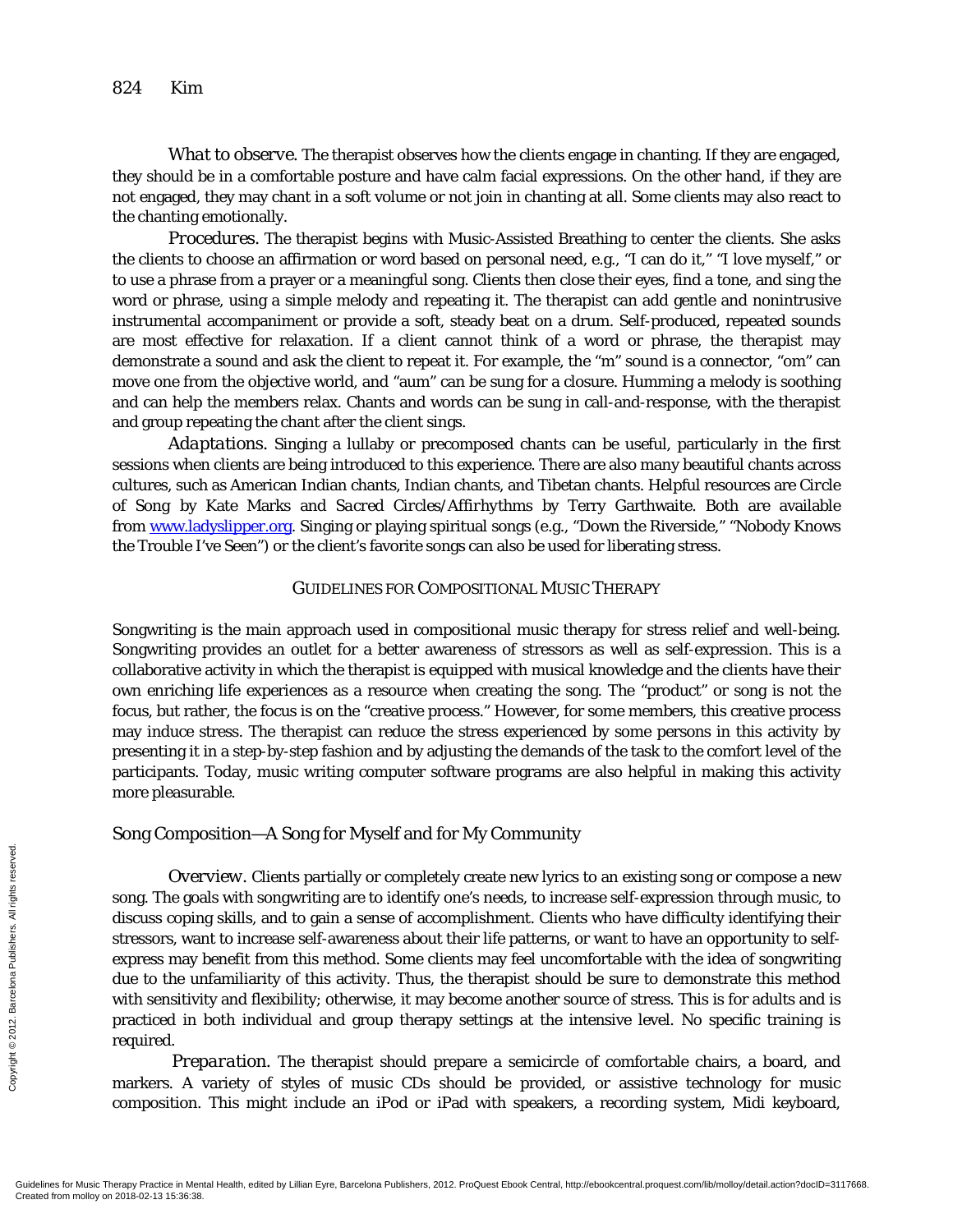*What to observe.* The therapist observes how the clients engage in chanting. If they are engaged, they should be in a comfortable posture and have calm facial expressions. On the other hand, if they are not engaged, they may chant in a soft volume or not join in chanting at all. Some clients may also react to the chanting emotionally.

*Procedures.* The therapist begins with Music-Assisted Breathing to center the clients. She asks the clients to choose an affirmation or word based on personal need, e.g., "I can do it," "I love myself," or to use a phrase from a prayer or a meaningful song. Clients then close their eyes, find a tone, and sing the word or phrase, using a simple melody and repeating it. The therapist can add gentle and nonintrusive instrumental accompaniment or provide a soft, steady beat on a drum. Self-produced, repeated sounds are most effective for relaxation. If a client cannot think of a word or phrase, the therapist may demonstrate a sound and ask the client to repeat it. For example, the "m" sound is a connector, "om" can move one from the objective world, and "aum" can be sung for a closure. Humming a melody is soothing and can help the members relax. Chants and words can be sung in call-and-response, with the therapist and group repeating the chant after the client sings.

*Adaptations.* Singing a lullaby or precomposed chants can be useful, particularly in the first sessions when clients are being introduced to this experience. There are also many beautiful chants across cultures, such as American Indian chants, Indian chants, and Tibetan chants. Helpful resources are *Circle of Song* by Kate Marks and *Sacred Circles/Affirhythms* by Terry Garthwaite. Both are available from www.ladyslipper.org. Singing or playing spiritual songs (e.g., "Down the Riverside," "Nobody Knows the Trouble I've Seen") or the client's favorite songs can also be used for liberating stress.

## GUIDELINES FOR COMPOSITIONAL MUSIC THERAPY

Songwriting is the main approach used in compositional music therapy for stress relief and well-being. Songwriting provides an outlet for a better awareness of stressors as well as self-expression. This is a collaborative activity in which the therapist is equipped with musical knowledge and the clients have their own enriching life experiences as a resource when creating the song. The "product" or song is not the focus, but rather, the focus is on the "creative process." However, for some members, this creative process may induce stress. The therapist can reduce the stress experienced by some persons in this activity by presenting it in a step-by-step fashion and by adjusting the demands of the task to the comfort level of the participants. Today, music writing computer software programs are also helpful in making this activity more pleasurable.

### Song Composition—A Song for Myself and for My Community

*Overview.* Clients partially or completely create new lyrics to an existing song or compose a new song. The goals with songwriting are to identify one's needs, to increase self-expression through music, to discuss coping skills, and to gain a sense of accomplishment. Clients who have difficulty identifying their stressors, want to increase self-awareness about their life patterns, or want to have an opportunity to self-express may benefit from this method. Some clients may feel uncomfortable with the idea of songwriting due to the unfamiliarity of this activity. Thus, the therapist should be sure to demonstrate this method with sensitivity and flexibility; otherwise, it may become another source of stress. This is for adults and is practiced in both individual and group therapy settings at the intensive level. No specific training is required.

*Preparation.* The therapist should prepare a semicircle of comfortable chairs, a board, and markers. A variety of styles of music CDs should be provided, or assistive technology for music composition. This might include an iPod or iPad with speakers, a recording system, Midi keyboard,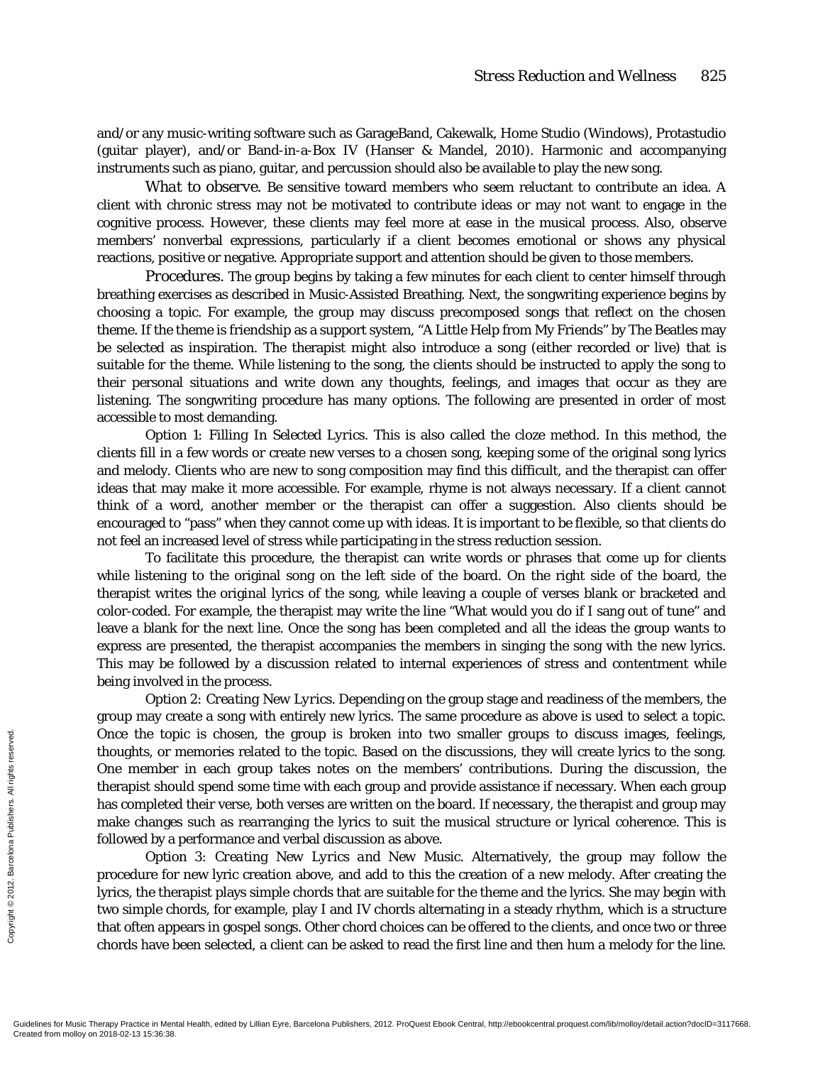and/or any music-writing software such as GarageBand, Cakewalk, Home Studio (Windows), Protastudio (guitar player), and/or Band-in-a-Box IV (Hanser & Mandel, 2010). Harmonic and accompanying instruments such as piano, guitar, and percussion should also be available to play the new song.

*What to observe.* Be sensitive toward members who seem reluctant to contribute an idea. A client with chronic stress may not be motivated to contribute ideas or may not want to engage in the cognitive process. However, these clients may feel more at ease in the musical process. Also, observe members' nonverbal expressions, particularly if a client becomes emotional or shows any physical reactions, positive or negative. Appropriate support and attention should be given to those members.

*Procedures.* The group begins by taking a few minutes for each client to center himself through breathing exercises as described in Music-Assisted Breathing. Next, the songwriting experience begins by choosing a topic. For example, the group may discuss precomposed songs that reflect on the chosen theme. If the theme is friendship as a support system, "A Little Help from My Friends" by The Beatles may be selected as inspiration. The therapist might also introduce a song (either recorded or live) that is suitable for the theme. While listening to the song, the clients should be instructed to apply the song to their personal situations and write down any thoughts, feelings, and images that occur as they are listening. The songwriting procedure has many options. The following are presented in order of most accessible to most demanding.

*Option 1: Filling In Selected Lyrics.* This is also called the cloze method. In this method, the clients fill in a few words or create new verses to a chosen song, keeping some of the original song lyrics and melody. Clients who are new to song composition may find this difficult, and the therapist can offer ideas that may make it more accessible. For example, rhyme is not always necessary. If a client cannot think of a word, another member or the therapist can offer a suggestion. Also clients should be encouraged to "pass" when they cannot come up with ideas. It is important to be flexible, so that clients do not feel an increased level of stress while participating in the stress reduction session.

To facilitate this procedure, the therapist can write words or phrases that come up for clients while listening to the original song on the left side of the board. On the right side of the board, the therapist writes the original lyrics of the song, while leaving a couple of verses blank or bracketed and color-coded. For example, the therapist may write the line "What would you do if I sang out of tune" and leave a blank for the next line. Once the song has been completed and all the ideas the group wants to express are presented, the therapist accompanies the members in singing the song with the new lyrics. This may be followed by a discussion related to internal experiences of stress and contentment while being involved in the process.

*Option 2: Creating New Lyrics.* Depending on the group stage and readiness of the members, the group may create a song with entirely new lyrics. The same procedure as above is used to select a topic. Once the topic is chosen, the group is broken into two smaller groups to discuss images, feelings, thoughts, or memories related to the topic. Based on the discussions, they will create lyrics to the song. One member in each group takes notes on the members' contributions. During the discussion, the therapist should spend some time with each group and provide assistance if necessary. When each group has completed their verse, both verses are written on the board. If necessary, the therapist and group may make changes such as rearranging the lyrics to suit the musical structure or lyrical coherence. This is followed by a performance and verbal discussion as above.

*Option 3: Creating New Lyrics and New Music.* Alternatively, the group may follow the procedure for new lyric creation above, and add to this the creation of a new melody. After creating the lyrics, the therapist plays simple chords that are suitable for the theme and the lyrics. She may begin with two simple chords, for example, play I and IV chords alternating in a steady rhythm, which is a structure that often appears in gospel songs. Other chord choices can be offered to the clients, and once two or three chords have been selected, a client can be asked to read the first line and then hum a melody for the line.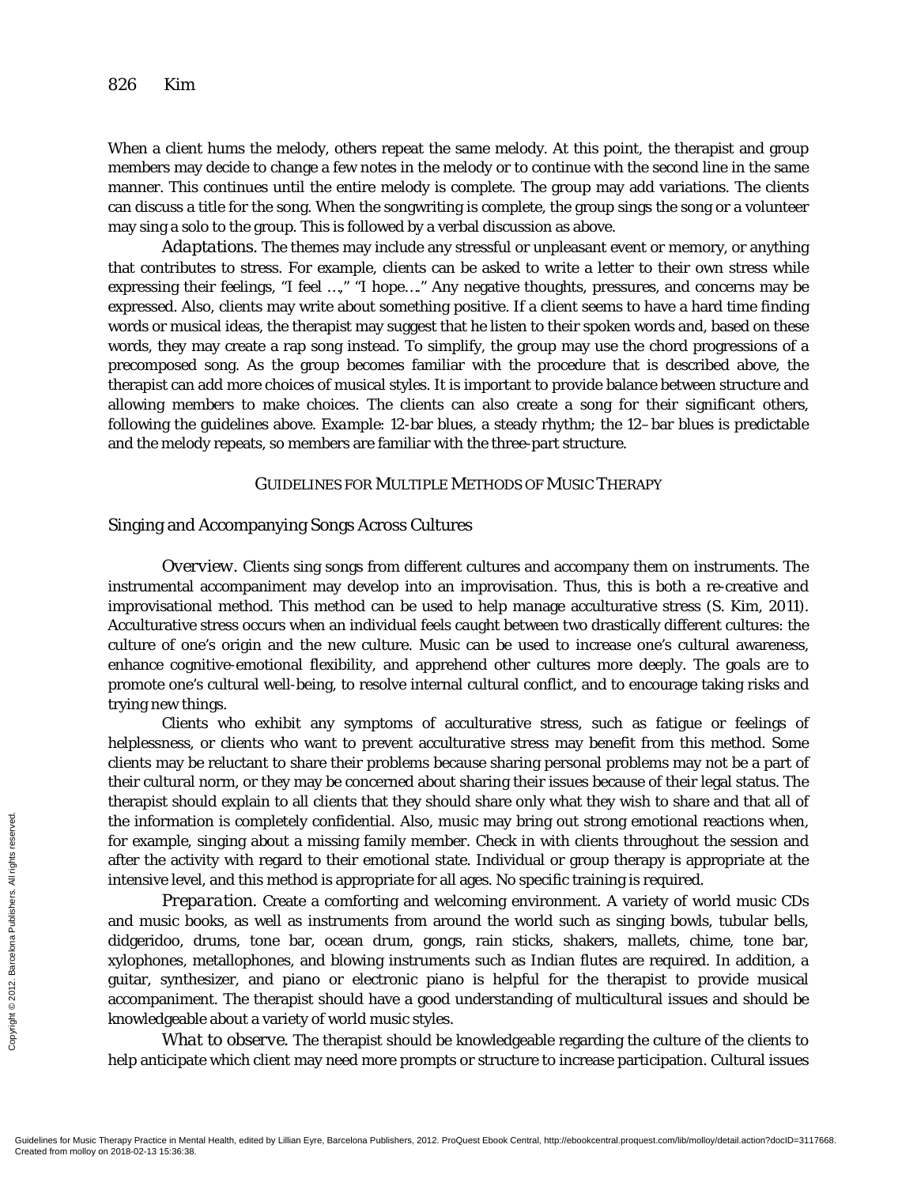When a client hums the melody, others repeat the same melody. At this point, the therapist and group members may decide to change a few notes in the melody or to continue with the second line in the same manner. This continues until the entire melody is complete. The group may add variations. The clients can discuss a title for the song. When the songwriting is complete, the group sings the song or a volunteer may sing a solo to the group. This is followed by a verbal discussion as above.

*Adaptations.* The themes may include any stressful or unpleasant event or memory, or anything that contributes to stress. For example, clients can be asked to write a letter to their own stress while expressing their feelings, "I feel …," "I hope…." Any negative thoughts, pressures, and concerns may be expressed. Also, clients may write about something positive. If a client seems to have a hard time finding words or musical ideas, the therapist may suggest that he listen to their spoken words and, based on these words, they may create a rap song instead. To simplify, the group may use the chord progressions of a precomposed song. As the group becomes familiar with the procedure that is described above, the therapist can add more choices of musical styles. It is important to provide balance between structure and allowing members to make choices. The clients can also create a song for their significant others, following the guidelines above. *Example:* 12-bar blues, a steady rhythm; the 12–bar blues is predictable and the melody repeats, so members are familiar with the three-part structure.

## GUIDELINES FOR MULTIPLE METHODS OF MUSIC THERAPY

### Singing and Accompanying Songs Across Cultures

*Overview.* Clients sing songs from different cultures and accompany them on instruments. The instrumental accompaniment may develop into an improvisation. Thus, this is both a re-creative and improvisational method. This method can be used to help manage acculturative stress (S. Kim, 2011). Acculturative stress occurs when an individual feels caught between two drastically different cultures: the culture of one's origin and the new culture. Music can be used to increase one's cultural awareness, enhance cognitive-emotional flexibility, and apprehend other cultures more deeply. The goals are to promote one's cultural well-being, to resolve internal cultural conflict, and to encourage taking risks and trying new things.

Clients who exhibit any symptoms of acculturative stress, such as fatigue or feelings of helplessness, or clients who want to prevent acculturative stress may benefit from this method. Some clients may be reluctant to share their problems because sharing personal problems may not be a part of their cultural norm, or they may be concerned about sharing their issues because of their legal status. The therapist should explain to all clients that they should share only what they wish to share and that all of the information is completely confidential. Also, music may bring out strong emotional reactions when, for example, singing about a missing family member. Check in with clients throughout the session and after the activity with regard to their emotional state. Individual or group therapy is appropriate at the intensive level, and this method is appropriate for all ages. No specific training is required.

*Preparation.* Create a comforting and welcoming environment. A variety of world music CDs and music books, as well as instruments from around the world such as singing bowls, tubular bells, didgeridoo, drums, tone bar, ocean drum, gongs, rain sticks, shakers, mallets, chime, tone bar, xylophones, metallophones, and blowing instruments such as Indian flutes are required. In addition, a guitar, synthesizer, and piano or electronic piano is helpful for the therapist to provide musical accompaniment. The therapist should have a good understanding of multicultural issues and should be knowledgeable about a variety of world music styles.

*What to observe.* The therapist should be knowledgeable regarding the culture of the clients to help anticipate which client may need more prompts or structure to increase participation. Cultural issues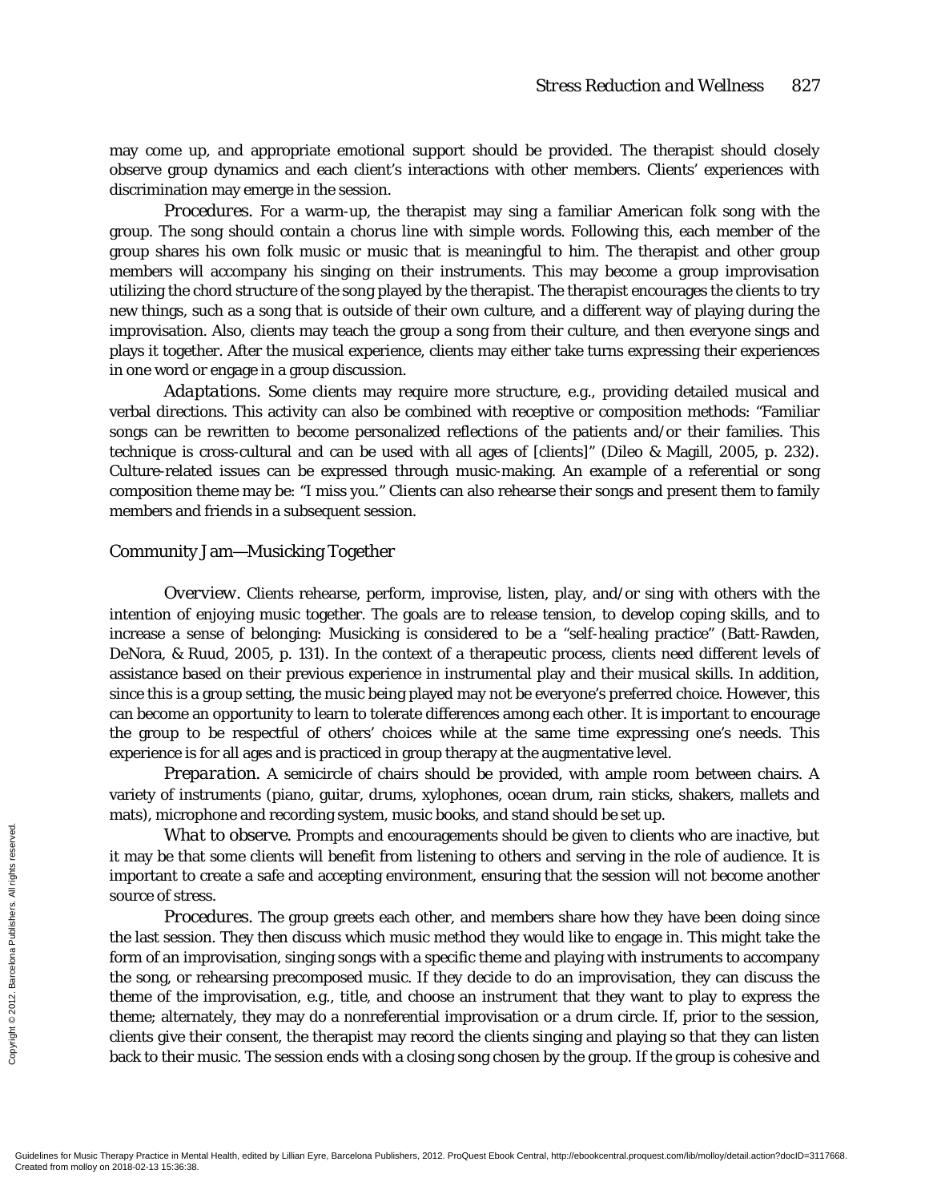may come up, and appropriate emotional support should be provided. The therapist should closely observe group dynamics and each client's interactions with other members. Clients' experiences with discrimination may emerge in the session.

*Procedures.* For a warm-up, the therapist may sing a familiar American folk song with the group. The song should contain a chorus line with simple words. Following this, each member of the group shares his own folk music or music that is meaningful to him. The therapist and other group members will accompany his singing on their instruments. This may become a group improvisation utilizing the chord structure of the song played by the therapist. The therapist encourages the clients to try new things, such as a song that is outside of their own culture, and a different way of playing during the improvisation. Also, clients may teach the group a song from their culture, and then everyone sings and plays it together. After the musical experience, clients may either take turns expressing their experiences in one word or engage in a group discussion.

*Adaptations.* Some clients may require more structure, e.g., providing detailed musical and verbal directions. This activity can also be combined with receptive or composition methods: "Familiar songs can be rewritten to become personalized reflections of the patients and/or their families. This technique is cross-cultural and can be used with all ages of [clients]" (Dileo & Magill, 2005, p. 232). Culture-related issues can be expressed through music-making. An example of a referential or song composition theme may be: "I miss you." Clients can also rehearse their songs and present them to family members and friends in a subsequent session.

### Community Jam—Musicking Together

*Overview.* Clients rehearse, perform, improvise, listen, play, and/or sing with others with the intention of enjoying music together. The goals are to release tension, to develop coping skills, and to increase a sense of belonging: Musicking is considered to be a "self-healing practice" (Batt-Rawden, DeNora, & Ruud, 2005, p. 131). In the context of a therapeutic process, clients need different levels of assistance based on their previous experience in instrumental play and their musical skills. In addition, since this is a group setting, the music being played may not be everyone's preferred choice. However, this can become an opportunity to learn to tolerate differences among each other. It is important to encourage the group to be respectful of others' choices while at the same time expressing one's needs. This experience is for all ages and is practiced in group therapy at the augmentative level.

*Preparation.* A semicircle of chairs should be provided, with ample room between chairs. A variety of instruments (piano, guitar, drums, xylophones, ocean drum, rain sticks, shakers, mallets and mats), microphone and recording system, music books, and stand should be set up.

*What to observe.* Prompts and encouragements should be given to clients who are inactive, but it may be that some clients will benefit from listening to others and serving in the role of audience. It is important to create a safe and accepting environment, ensuring that the session will not become another source of stress.

*Procedures.* The group greets each other, and members share how they have been doing since the last session. They then discuss which music method they would like to engage in. This might take the form of an improvisation, singing songs with a specific theme and playing with instruments to accompany the song, or rehearsing precomposed music. If they decide to do an improvisation, they can discuss the theme of the improvisation, e.g., title, and choose an instrument that they want to play to express the theme; alternately, they may do a nonreferential improvisation or a drum circle. If, prior to the session, clients give their consent, the therapist may record the clients singing and playing so that they can listen back to their music. The session ends with a closing song chosen by the group. If the group is cohesive and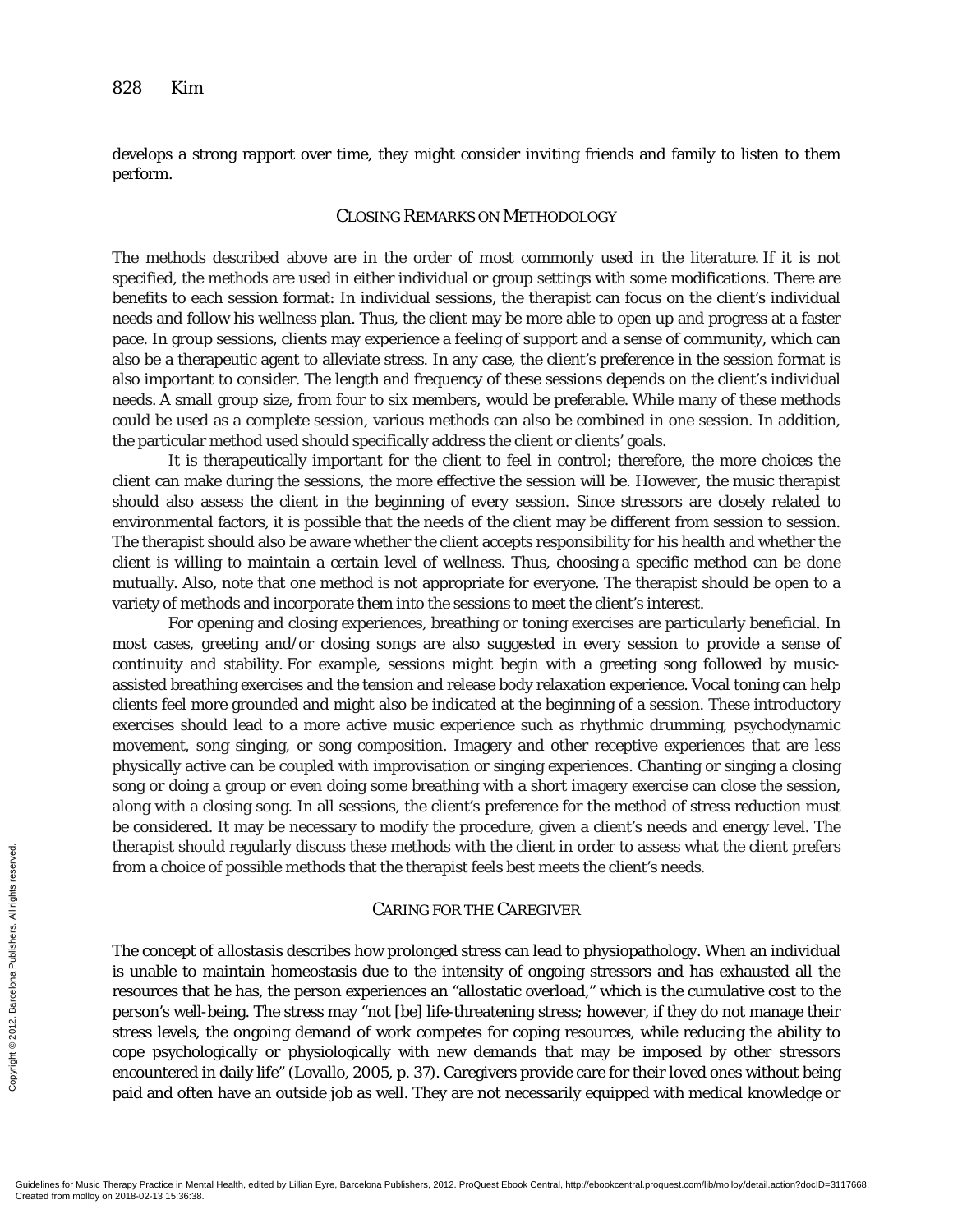develops a strong rapport over time, they might consider inviting friends and family to listen to them perform.

## CLOSING REMARKS ON METHODOLOGY

The methods described above are in the order of most commonly used in the literature. If it is not specified, the methods are used in either individual or group settings with some modifications. There are benefits to each session format: In individual sessions, the therapist can focus on the client's individual needs and follow his wellness plan. Thus, the client may be more able to open up and progress at a faster pace. In group sessions, clients may experience a feeling of support and a sense of community, which can also be a therapeutic agent to alleviate stress. In any case, the client's preference in the session format is also important to consider. The length and frequency of these sessions depends on the client's individual needs. A small group size, from four to six members, would be preferable. While many of these methods could be used as a complete session, various methods can also be combined in one session. In addition, the particular method used should specifically address the client or clients' goals.

It is therapeutically important for the client to feel in control; therefore, the more choices the client can make during the sessions, the more effective the session will be. However, the music therapist should also assess the client in the beginning of every session. Since stressors are closely related to environmental factors, it is possible that the needs of the client may be different from session to session. The therapist should also be aware whether the client accepts responsibility for his health and whether the client is willing to maintain a certain level of wellness. Thus, choosing a specific method can be done mutually. Also, note that one method is not appropriate for everyone. The therapist should be open to a variety of methods and incorporate them into the sessions to meet the client's interest.

For opening and closing experiences, breathing or toning exercises are particularly beneficial. In most cases, greeting and/or closing songs are also suggested in every session to provide a sense of continuity and stability. For example, sessions might begin with a greeting song followed by music-assisted breathing exercises and the tension and release body relaxation experience. Vocal toning can help clients feel more grounded and might also be indicated at the beginning of a session. These introductory exercises should lead to a more active music experience such as rhythmic drumming, psychodynamic movement, song singing, or song composition. Imagery and other receptive experiences that are less physically active can be coupled with improvisation or singing experiences. Chanting or singing a closing song or doing a group or even doing some breathing with a short imagery exercise can close the session, along with a closing song. In all sessions, the client's preference for the method of stress reduction must be considered. It may be necessary to modify the procedure, given a client's needs and energy level. The therapist should regularly discuss these methods with the client in order to assess what the client prefers from a choice of possible methods that the therapist feels best meets the client's needs.

## CARING FOR THE CAREGIVER

The concept of *allostasis* describes how prolonged stress can lead to physiopathology. When an individual is unable to maintain homeostasis due to the intensity of ongoing stressors and has exhausted all the resources that he has, the person experiences an "allostatic overload," which is the cumulative cost to the person's well-being. The stress may "not [be] life-threatening stress; however, if they do not manage their stress levels, the ongoing demand of work competes for coping resources, while reducing the ability to cope psychologically or physiologically with new demands that may be imposed by other stressors encountered in daily life" (Lovallo, 2005, p. 37). Caregivers provide care for their loved ones without being paid and often have an outside job as well. They are not necessarily equipped with medical knowledge or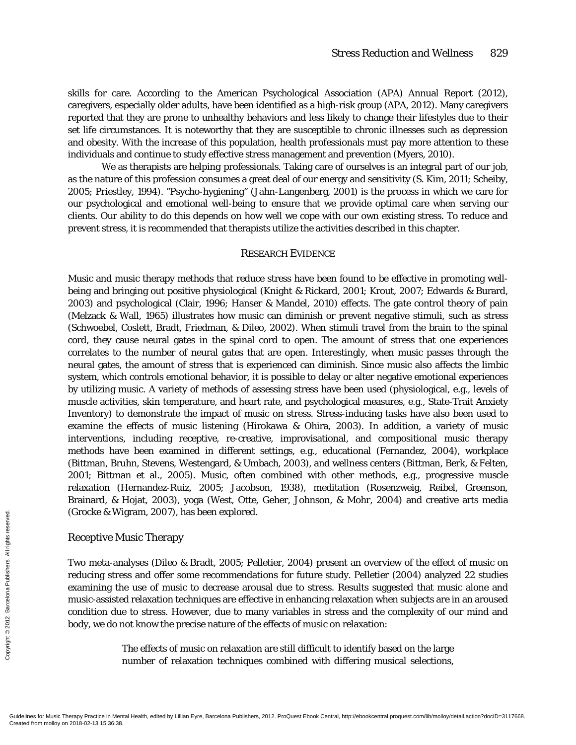skills for care. According to the American Psychological Association (APA) Annual Report (2012), caregivers, especially older adults, have been identified as a high-risk group (APA, 2012). Many caregivers reported that they are prone to unhealthy behaviors and less likely to change their lifestyles due to their set life circumstances. It is noteworthy that they are susceptible to chronic illnesses such as depression and obesity. With the increase of this population, health professionals must pay more attention to these individuals and continue to study effective stress management and prevention (Myers, 2010).

We as therapists are helping professionals. Taking care of ourselves is an integral part of our job, as the nature of this profession consumes a great deal of our energy and sensitivity (S. Kim, 2011; Scheiby, 2005; Priestley, 1994). "Psycho-hygiening" (Jahn-Langenberg, 2001) is the process in which we care for our psychological and emotional well-being to ensure that we provide optimal care when serving our clients. Our ability to do this depends on how well we cope with our own existing stress. To reduce and prevent stress, it is recommended that therapists utilize the activities described in this chapter.

## RESEARCH EVIDENCE

Music and music therapy methods that reduce stress have been found to be effective in promoting well-being and bringing out positive physiological (Knight & Rickard, 2001; Krout, 2007; Edwards & Burard, 2003) and psychological (Clair, 1996; Hanser & Mandel, 2010) effects. The gate control theory of pain (Melzack & Wall, 1965) illustrates how music can diminish or prevent negative stimuli, such as stress (Schwoebel, Coslett, Bradt, Friedman, & Dileo, 2002). When stimuli travel from the brain to the spinal cord, they cause neural gates in the spinal cord to open. The amount of stress that one experiences correlates to the number of neural gates that are open. Interestingly, when music passes through the neural gates, the amount of stress that is experienced can diminish. Since music also affects the limbic system, which controls emotional behavior, it is possible to delay or alter negative emotional experiences by utilizing music. A variety of methods of assessing stress have been used (physiological, e.g., levels of muscle activities, skin temperature, and heart rate, and psychological measures, e.g., State-Trait Anxiety Inventory) to demonstrate the impact of music on stress. Stress-inducing tasks have also been used to examine the effects of music listening (Hirokawa & Ohira, 2003). In addition, a variety of music interventions, including receptive, re-creative, improvisational, and compositional music therapy methods have been examined in different settings, e.g., educational (Fernandez, 2004), workplace (Bittman, Bruhn, Stevens, Westengard, & Umbach, 2003), and wellness centers (Bittman, Berk, & Felten, 2001; Bittman et al., 2005). Music, often combined with other methods, e.g., progressive muscle relaxation (Hernandez-Ruiz, 2005; Jacobson, 1938), meditation (Rosenzweig, Reibel, Greenson, Brainard, & Hojat, 2003), yoga (West, Otte, Geher, Johnson, & Mohr, 2004) and creative arts media (Grocke & Wigram, 2007), has been explored.

### Receptive Music Therapy

Two meta-analyses (Dileo & Bradt, 2005; Pelletier, 2004) present an overview of the effect of music on reducing stress and offer some recommendations for future study. Pelletier (2004) analyzed 22 studies examining the use of music to decrease arousal due to stress. Results suggested that music alone and music-assisted relaxation techniques are effective in enhancing relaxation when subjects are in an aroused condition due to stress. However, due to many variables in stress and the complexity of our mind and body, we do not know the precise nature of the effects of music on relaxation:

> The effects of music on relaxation are still difficult to identify based on the large number of relaxation techniques combined with differing musical selections,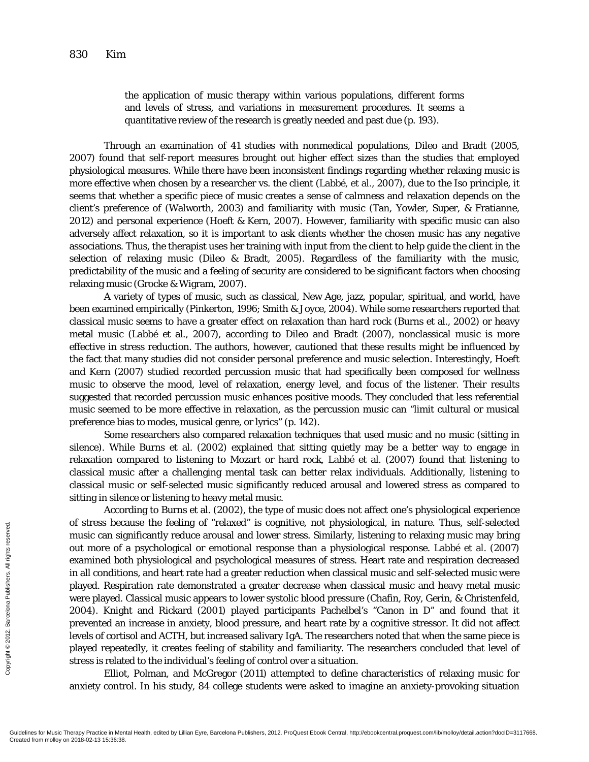the application of music therapy within various populations, different forms and levels of stress, and variations in measurement procedures. It seems a quantitative review of the research is greatly needed and past due (p. 193).

Through an examination of 41 studies with nonmedical populations, Dileo and Bradt (2005, 2007) found that self-report measures brought out higher effect sizes than the studies that employed physiological measures. While there have been inconsistent findings regarding whether relaxing music is more effective when chosen by a researcher vs. the client (Labbé, et al., 2007), due to the Iso principle, it seems that whether a specific piece of music creates a sense of calmness and relaxation depends on the client's preference of (Walworth, 2003) and familiarity with music (Tan, Yowler, Super, & Fratianne, 2012) and personal experience (Hoeft & Kern, 2007). However, familiarity with specific music can also adversely affect relaxation, so it is important to ask clients whether the chosen music has any negative associations. Thus, the therapist uses her training with input from the client to help guide the client in the selection of relaxing music (Dileo & Bradt, 2005). Regardless of the familiarity with the music, predictability of the music and a feeling of security are considered to be significant factors when choosing relaxing music (Grocke & Wigram, 2007).

A variety of types of music, such as classical, New Age, jazz, popular, spiritual, and world, have been examined empirically (Pinkerton, 1996; Smith & Joyce, 2004). While some researchers reported that classical music seems to have a greater effect on relaxation than hard rock (Burns et al., 2002) or heavy metal music (Labbé et al., 2007), according to Dileo and Bradt (2007), nonclassical music is more effective in stress reduction. The authors, however, cautioned that these results might be influenced by the fact that many studies did not consider personal preference and music selection. Interestingly, Hoeft and Kern (2007) studied recorded percussion music that had specifically been composed for wellness music to observe the mood, level of relaxation, energy level, and focus of the listener. Their results suggested that recorded percussion music enhances positive moods. They concluded that less referential music seemed to be more effective in relaxation, as the percussion music can "limit cultural or musical preference bias to modes, musical genre, or lyrics" (p. 142).

Some researchers also compared relaxation techniques that used music and no music (sitting in silence). While Burns et al. (2002) explained that sitting quietly may be a better way to engage in relaxation compared to listening to Mozart or hard rock, Labbé et al. (2007) found that listening to classical music after a challenging mental task can better relax individuals. Additionally, listening to classical music or self-selected music significantly reduced arousal and lowered stress as compared to sitting in silence or listening to heavy metal music.

According to Burns et al. (2002), the type of music does not affect one's physiological experience of stress because the feeling of "relaxed" is cognitive, not physiological, in nature. Thus, self-selected music can significantly reduce arousal and lower stress. Similarly, listening to relaxing music may bring out more of a psychological or emotional response than a physiological response. Labbé et al. (2007) examined both physiological and psychological measures of stress. Heart rate and respiration decreased in all conditions, and heart rate had a greater reduction when classical music and self-selected music were played. Respiration rate demonstrated a greater decrease when classical music and heavy metal music were played. Classical music appears to lower systolic blood pressure (Chafin, Roy, Gerin, & Christenfeld, 2004). Knight and Rickard (2001) played participants Pachelbel's "Canon in D" and found that it prevented an increase in anxiety, blood pressure, and heart rate by a cognitive stressor. It did not affect levels of cortisol and ACTH, but increased salivary IgA. The researchers noted that when the same piece is played repeatedly, it creates feeling of stability and familiarity. The researchers concluded that level of stress is related to the individual's feeling of control over a situation.

Elliot, Polman, and McGregor (2011) attempted to define characteristics of relaxing music for anxiety control. In his study, 84 college students were asked to imagine an anxiety-provoking situation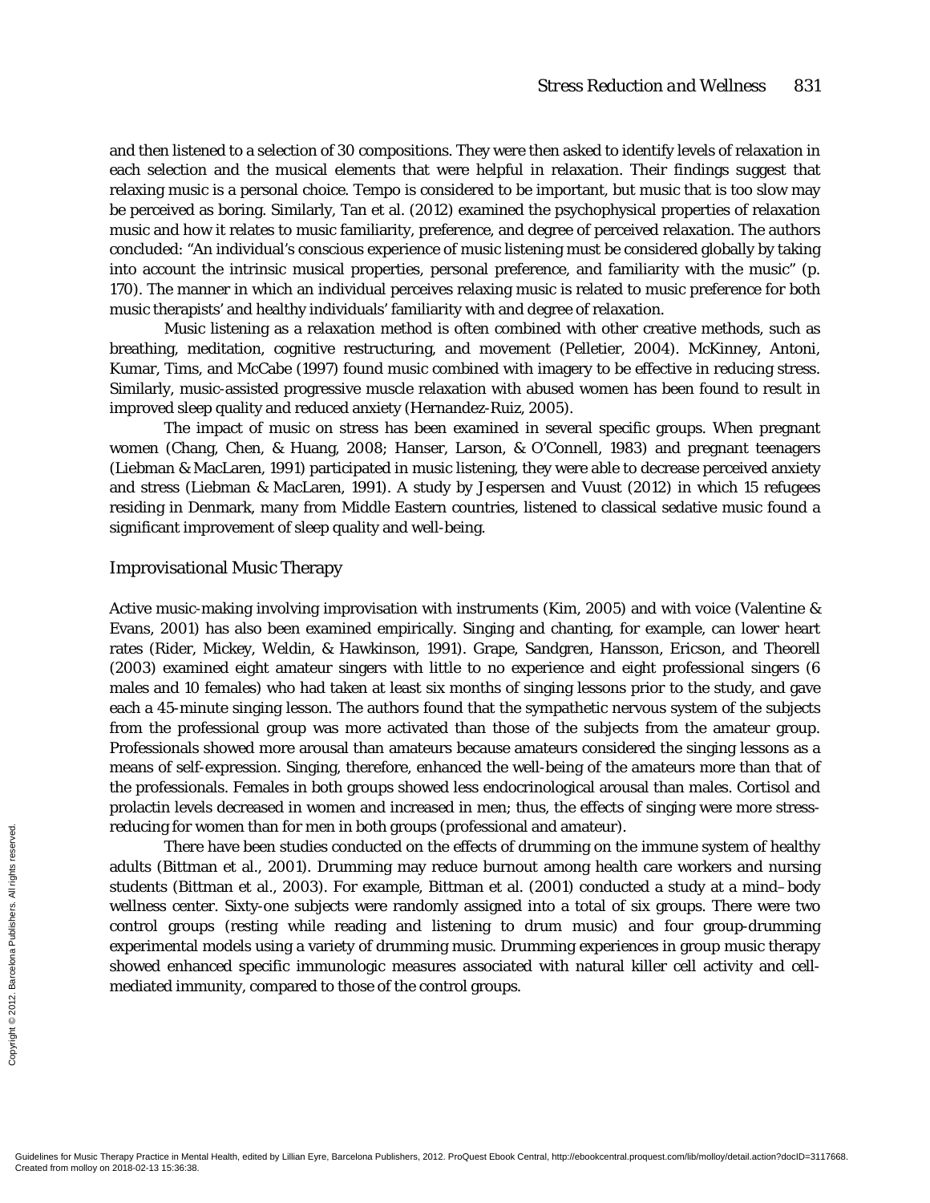and then listened to a selection of 30 compositions. They were then asked to identify levels of relaxation in each selection and the musical elements that were helpful in relaxation. Their findings suggest that relaxing music is a personal choice. Tempo is considered to be important, but music that is too slow may be perceived as boring. Similarly, Tan et al. (2012) examined the psychophysical properties of relaxation music and how it relates to music familiarity, preference, and degree of perceived relaxation. The authors concluded: "An individual's conscious experience of music listening must be considered globally by taking into account the intrinsic musical properties, personal preference, and familiarity with the music" (p. 170). The manner in which an individual perceives relaxing music is related to music preference for both music therapists' and healthy individuals' familiarity with and degree of relaxation.

Music listening as a relaxation method is often combined with other creative methods, such as breathing, meditation, cognitive restructuring, and movement (Pelletier, 2004). McKinney, Antoni, Kumar, Tims, and McCabe (1997) found music combined with imagery to be effective in reducing stress. Similarly, music-assisted progressive muscle relaxation with abused women has been found to result in improved sleep quality and reduced anxiety (Hernandez-Ruiz, 2005).

The impact of music on stress has been examined in several specific groups. When pregnant women (Chang, Chen, & Huang, 2008; Hanser, Larson, & O'Connell, 1983) and pregnant teenagers (Liebman & MacLaren, 1991) participated in music listening, they were able to decrease perceived anxiety and stress (Liebman & MacLaren, 1991). A study by Jespersen and Vuust (2012) in which 15 refugees residing in Denmark, many from Middle Eastern countries, listened to classical sedative music found a significant improvement of sleep quality and well-being.

## Improvisational Music Therapy

Active music-making involving improvisation with instruments (Kim, 2005) and with voice (Valentine & Evans, 2001) has also been examined empirically. Singing and chanting, for example, can lower heart rates (Rider, Mickey, Weldin, & Hawkinson, 1991). Grape, Sandgren, Hansson, Ericson, and Theorell (2003) examined eight amateur singers with little to no experience and eight professional singers (6 males and 10 females) who had taken at least six months of singing lessons prior to the study, and gave each a 45-minute singing lesson. The authors found that the sympathetic nervous system of the subjects from the professional group was more activated than those of the subjects from the amateur group. Professionals showed more arousal than amateurs because amateurs considered the singing lessons as a means of self-expression. Singing, therefore, enhanced the well-being of the amateurs more than that of the professionals. Females in both groups showed less endocrinological arousal than males. Cortisol and prolactin levels decreased in women and increased in men; thus, the effects of singing were more stress-reducing for women than for men in both groups (professional and amateur).

There have been studies conducted on the effects of drumming on the immune system of healthy adults (Bittman et al., 2001). Drumming may reduce burnout among health care workers and nursing students (Bittman et al., 2003). For example, Bittman et al. (2001) conducted a study at a mind–body wellness center. Sixty-one subjects were randomly assigned into a total of six groups. There were two control groups (resting while reading and listening to drum music) and four group-drumming experimental models using a variety of drumming music. Drumming experiences in group music therapy showed enhanced specific immunologic measures associated with natural killer cell activity and cell-mediated immunity, compared to those of the control groups.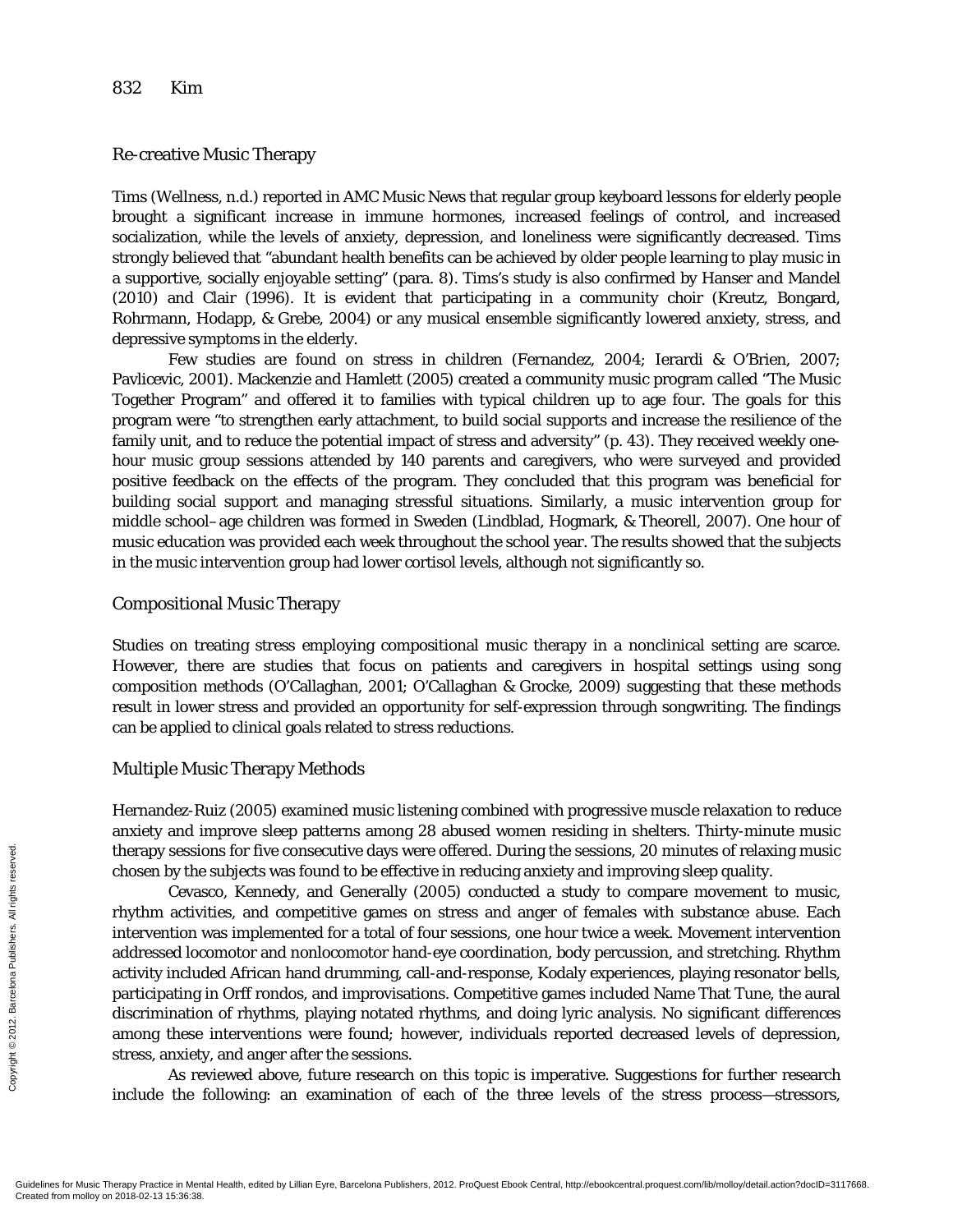## Re-creative Music Therapy

Tims (Wellness, n.d.) reported in AMC Music News that regular group keyboard lessons for elderly people brought a significant increase in immune hormones, increased feelings of control, and increased socialization, while the levels of anxiety, depression, and loneliness were significantly decreased. Tims strongly believed that "abundant health benefits can be achieved by older people learning to play music in a supportive, socially enjoyable setting" (para. 8). Tims's study is also confirmed by Hanser and Mandel (2010) and Clair (1996). It is evident that participating in a community choir (Kreutz, Bongard, Rohrmann, Hodapp, & Grebe, 2004) or any musical ensemble significantly lowered anxiety, stress, and depressive symptoms in the elderly.

Few studies are found on stress in children (Fernandez, 2004; Ierardi & O'Brien, 2007; Pavlicevic, 2001). Mackenzie and Hamlett (2005) created a community music program called "The Music Together Program" and offered it to families with typical children up to age four. The goals for this program were "to strengthen early attachment, to build social supports and increase the resilience of the family unit, and to reduce the potential impact of stress and adversity" (p. 43). They received weekly one-hour music group sessions attended by 140 parents and caregivers, who were surveyed and provided positive feedback on the effects of the program. They concluded that this program was beneficial for building social support and managing stressful situations. Similarly, a music intervention group for middle school–age children was formed in Sweden (Lindblad, Hogmark, & Theorell, 2007). One hour of music education was provided each week throughout the school year. The results showed that the subjects in the music intervention group had lower cortisol levels, although not significantly so.

## Compositional Music Therapy

Studies on treating stress employing compositional music therapy in a nonclinical setting are scarce. However, there are studies that focus on patients and caregivers in hospital settings using song composition methods (O'Callaghan, 2001; O'Callaghan & Grocke, 2009) suggesting that these methods result in lower stress and provided an opportunity for self-expression through songwriting. The findings can be applied to clinical goals related to stress reductions.

## Multiple Music Therapy Methods

Hernandez-Ruiz (2005) examined music listening combined with progressive muscle relaxation to reduce anxiety and improve sleep patterns among 28 abused women residing in shelters. Thirty-minute music therapy sessions for five consecutive days were offered. During the sessions, 20 minutes of relaxing music chosen by the subjects was found to be effective in reducing anxiety and improving sleep quality.

Cevasco, Kennedy, and Generally (2005) conducted a study to compare movement to music, rhythm activities, and competitive games on stress and anger of females with substance abuse. Each intervention was implemented for a total of four sessions, one hour twice a week. Movement intervention addressed locomotor and nonlocomotor hand-eye coordination, body percussion, and stretching. Rhythm activity included African hand drumming, call-and-response, Kodaly experiences, playing resonator bells, participating in Orff rondos, and improvisations. Competitive games included Name That Tune, the aural discrimination of rhythms, playing notated rhythms, and doing lyric analysis. No significant differences among these interventions were found; however, individuals reported decreased levels of depression, stress, anxiety, and anger after the sessions.

As reviewed above, future research on this topic is imperative. Suggestions for further research include the following: an examination of each of the three levels of the stress process—stressors,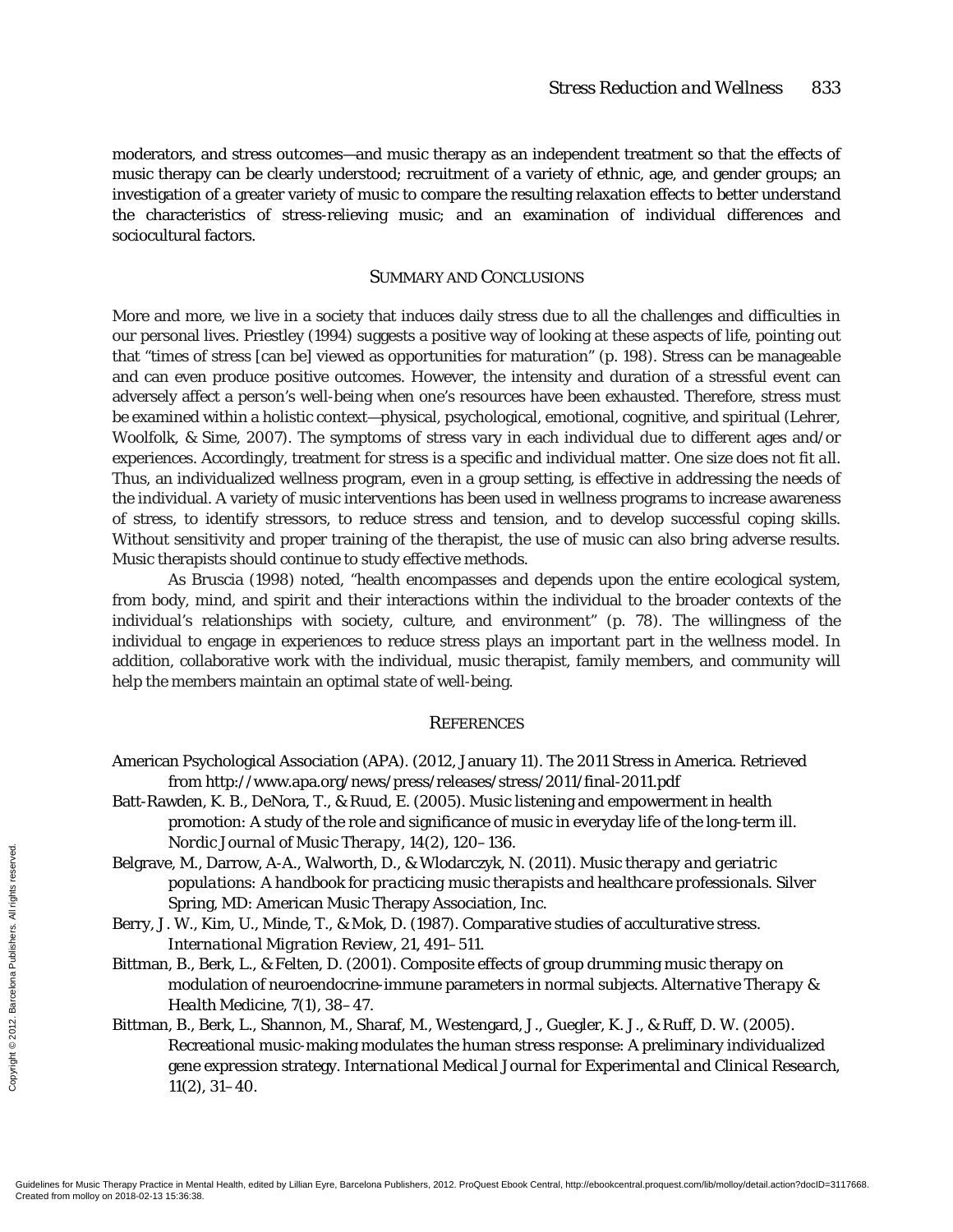moderators, and stress outcomes—and music therapy as an independent treatment so that the effects of music therapy can be clearly understood; recruitment of a variety of ethnic, age, and gender groups; an investigation of a greater variety of music to compare the resulting relaxation effects to better understand the characteristics of stress-relieving music; and an examination of individual differences and sociocultural factors.

## SUMMARY AND CONCLUSIONS

More and more, we live in a society that induces daily stress due to all the challenges and difficulties in our personal lives. Priestley (1994) suggests a positive way of looking at these aspects of life, pointing out that "times of stress [can be] viewed as opportunities for maturation" (p. 198). Stress can be manageable and can even produce positive outcomes. However, the intensity and duration of a stressful event can adversely affect a person's well-being when one's resources have been exhausted. Therefore, stress must be examined within a holistic context—physical, psychological, emotional, cognitive, and spiritual (Lehrer, Woolfolk, & Sime, 2007). The symptoms of stress vary in each individual due to different ages and/or experiences. Accordingly, treatment for stress is a specific and individual matter. *One size does not fit all.* Thus, an individualized wellness program, even in a group setting, is effective in addressing the needs of the individual. A variety of music interventions has been used in wellness programs to increase awareness of stress, to identify stressors, to reduce stress and tension, and to develop successful coping skills. Without sensitivity and proper training of the therapist, the use of music can also bring adverse results. Music therapists should continue to study effective methods.

As Bruscia (1998) noted, "health encompasses and depends upon the entire ecological system, from body, mind, and spirit and their interactions within the individual to the broader contexts of the individual's relationships with society, culture, and environment" (p. 78). The willingness of the individual to engage in experiences to reduce stress plays an important part in the wellness model. In addition, collaborative work with the individual, music therapist, family members, and community will help the members maintain an optimal state of well-being.

## REFERENCES

American Psychological Association (APA). (2012, January 11). The 2011 Stress in America. Retrieved from http://www.apa.org/news/press/releases/stress/2011/final-2011.pdf

Batt-Rawden, K. B., DeNora, T., & Ruud, E. (2005). Music listening and empowerment in health promotion: A study of the role and significance of music in everyday life of the long-term ill. *Nordic Journal of Music Therapy, 14*(2), 120–136.

Belgrave, M., Darrow, A-A., Walworth, D., & Wlodarczyk, N. (2011). *Music therapy and geriatric populations: A handbook for practicing music therapists and healthcare professionals.* Silver Spring, MD: American Music Therapy Association, Inc.

Berry, J. W., Kim, U., Minde, T., & Mok, D. (1987). Comparative studies of acculturative stress. *International Migration Review, 21,* 491–511.

Bittman, B., Berk, L., & Felten, D. (2001). Composite effects of group drumming music therapy on modulation of neuroendocrine-immune parameters in normal subjects. *Alternative Therapy & Health Medicine, 7*(1), 38–47.

Bittman, B., Berk, L., Shannon, M., Sharaf, M., Westengard, J., Guegler, K. J., & Ruff, D. W. (2005). Recreational music-making modulates the human stress response: A preliminary individualized gene expression strategy. *International Medical Journal for Experimental and Clinical Research, 11*(2), 31–40.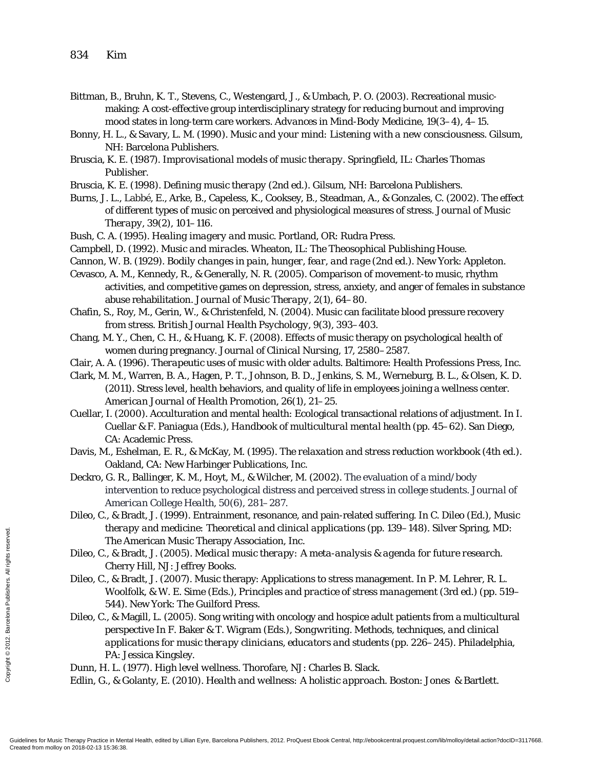Bittman, B., Bruhn, K. T., Stevens, C., Westengard, J., & Umbach, P. O. (2003). Recreational music-making: A cost-effective group interdisciplinary strategy for reducing burnout and improving mood states in long-term care workers. *Advances in Mind-Body Medicine, 19*(3–4), 4–15.

Bonny, H. L., & Savary, L. M. (1990). *Music and your mind: Listening with a new consciousness*. Gilsum, NH: Barcelona Publishers.

Bruscia, K. E. (1987). *Improvisational models of music therapy*. Springfield, IL: Charles Thomas Publisher.

Bruscia, K. E. (1998). *Defining music therapy* (2nd ed.). Gilsum, NH: Barcelona Publishers.

Burns, J. L., Labbé, E., Arke, B., Capeless, K., Cooksey, B., Steadman, A., & Gonzales, C. (2002). The effect of different types of music on perceived and physiological measures of stress. *Journal of Music Therapy, 39*(2), 101–116.

Bush, C. A. (1995). *Healing imagery and music*. Portland, OR: Rudra Press.

Campbell, D. (1992). *Music and miracles*. Wheaton, IL: The Theosophical Publishing House.

Cannon, W. B. (1929). *Bodily changes in pain, hunger, fear, and rage* (2nd ed.). New York: Appleton.

Cevasco, A. M., Kennedy, R., & Generally, N. R. (2005). Comparison of movement-to music, rhythm activities, and competitive games on depression, stress, anxiety, and anger of females in substance abuse rehabilitation. *Journal of Music Therapy, 2*(1), 64–80.

Chafin, S., Roy, M., Gerin, W., & Christenfeld, N. (2004). Music can facilitate blood pressure recovery from stress. *British Journal Health Psychology, 9*(3), 393–403.

Chang, M. Y., Chen, C. H., & Huang, K. F. (2008). Effects of music therapy on psychological health of women during pregnancy. *Journal of Clinical Nursing, 17*, 2580–2587.

Clair, A. A. (1996). *Therapeutic uses of music with older adults*. Baltimore: Health Professions Press, Inc.

Clark, M. M., Warren, B. A., Hagen, P. T., Johnson, B. D., Jenkins, S. M., Werneburg, B. L., & Olsen, K. D. (2011). Stress level, health behaviors, and quality of life in employees joining a wellness center. *American Journal of Health Promotion, 26*(1), 21–25.

Cuellar, I. (2000). Acculturation and mental health: Ecological transactional relations of adjustment. In I. Cuellar & F. Paniagua (Eds.), *Handbook of multicultural mental health* (pp. 45–62). San Diego, CA: Academic Press.

Davis, M., Eshelman, E. R., & McKay, M. (1995). *The relaxation and stress reduction workbook* (4th ed.). Oakland, CA: New Harbinger Publications, Inc.

Deckro, G. R., Ballinger, K. M., Hoyt, M., & Wilcher, M. (2002). The evaluation of a mind/body intervention to reduce psychological distress and perceived stress in college students. *Journal of American College Health, 50*(6), 281–287.

Dileo, C., & Bradt, J. (1999). Entrainment, resonance, and pain-related suffering. In C. Dileo (Ed.), *Music therapy and medicine: Theoretical and clinical applications* (pp. 139–148). Silver Spring, MD: The American Music Therapy Association, Inc.

Dileo, C., & Bradt, J. (2005). *Medical music therapy: A meta-analysis & agenda for future research*. Cherry Hill, NJ: Jeffrey Books.

Dileo, C., & Bradt, J. (2007). Music therapy: Applications to stress management. In P. M. Lehrer, R. L. Woolfolk, & W. E. Sime (Eds.), *Principles and practice of stress management* (3rd ed.) (pp. 519–544). New York: The Guilford Press.

Dileo, C., & Magill, L. (2005). Song writing with oncology and hospice adult patients from a multicultural perspective In F. Baker & T. Wigram (Eds.), *Songwriting. Methods, techniques, and clinical applications for music therapy clinicians, educators and students* (pp. 226–245). Philadelphia, PA: Jessica Kingsley.

Dunn, H. L. (1977). *High level wellness*. Thorofare, NJ: Charles B. Slack.

Edlin, G., & Golanty, E. (2010). *Health and wellness: A holistic approach*. Boston: Jones & Bartlett.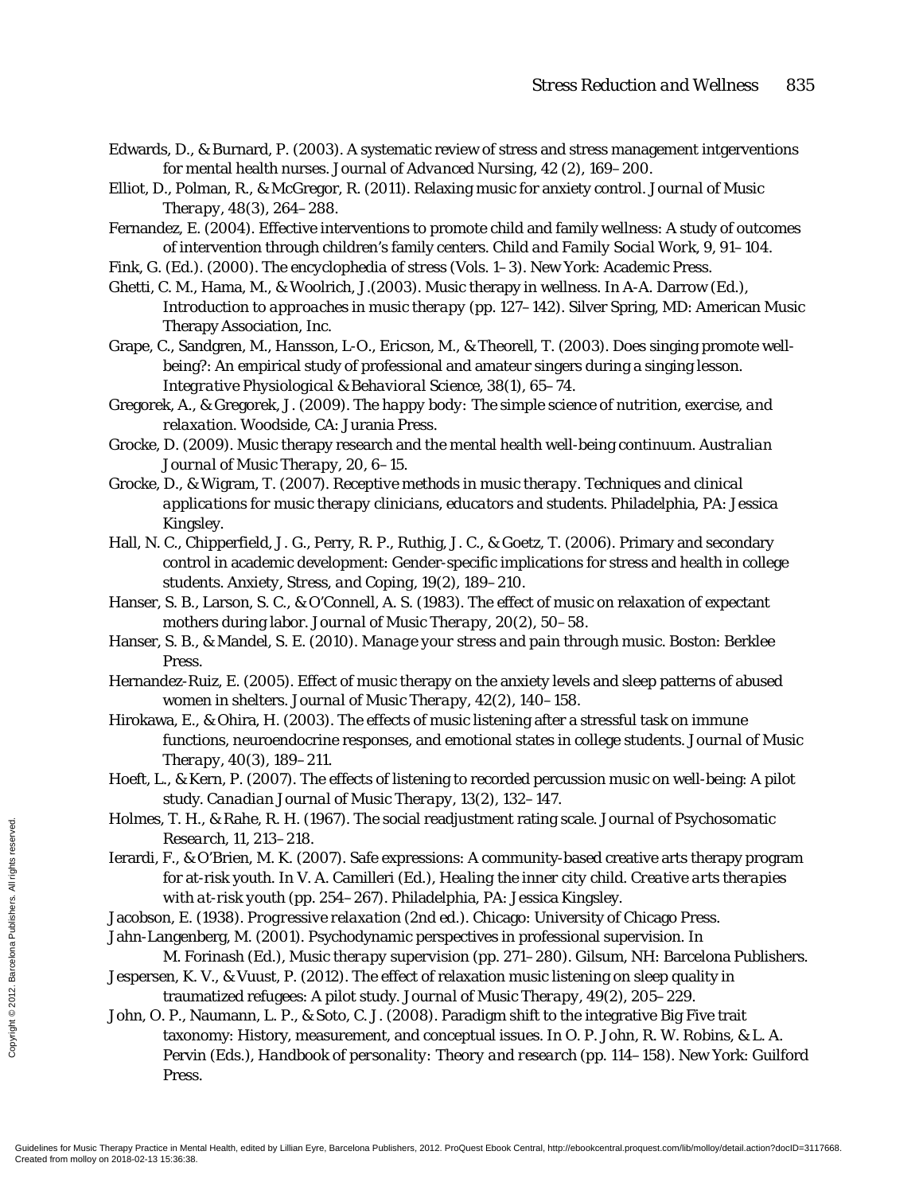Edwards, D., & Burnard, P. (2003). A systematic review of stress and stress management intgerventions for mental health nurses. *Journal of Advanced Nursing, 42* (2), 169–200.

Elliot, D., Polman, R., & McGregor, R. (2011). Relaxing music for anxiety control. *Journal of Music Therapy, 48*(3), 264–288.

Fernandez, E. (2004). Effective interventions to promote child and family wellness: A study of outcomes of intervention through children's family centers. *Child and Family Social Work, 9*, 91–104.

Fink, G. (Ed.). (2000). *The encyclopedia of stress* (Vols. 1–3). New York: Academic Press.

Ghetti, C. M., Hama, M., & Woolrich, J.(2003). Music therapy in wellness. In A-A. Darrow (Ed.), *Introduction to approaches in music therapy* (pp. 127–142). Silver Spring, MD: American Music Therapy Association, Inc.

Grape, C., Sandgren, M., Hansson, L-O., Ericson, M., & Theorell, T. (2003). Does singing promote well-being?: An empirical study of professional and amateur singers during a singing lesson. *Integrative Physiological & Behavioral Science, 38*(1), 65–74.

Gregorek, A., & Gregorek, J. (2009). *The happy body: The simple science of nutrition, exercise, and relaxation*. Woodside, CA: Jurania Press.

Grocke, D. (2009). Music therapy research and the mental health well-being continuum. *Australian Journal of Music Therapy, 20*, 6–15.

Grocke, D., & Wigram, T. (2007). *Receptive methods in music therapy. Techniques and clinical applications for music therapy clinicians, educators and students*. Philadelphia, PA: Jessica Kingsley.

Hall, N. C., Chipperfield, J. G., Perry, R. P., Ruthig, J. C., & Goetz, T. (2006). Primary and secondary control in academic development: Gender-specific implications for stress and health in college students. *Anxiety, Stress, and Coping, 19*(2), 189–210.

Hanser, S. B., Larson, S. C., & O'Connell, A. S. (1983). The effect of music on relaxation of expectant mothers during labor. *Journal of Music Therapy, 20*(2), 50–58.

Hanser, S. B., & Mandel, S. E. (2010). *Manage your stress and pain through music*. Boston: Berklee Press.

Hernandez-Ruiz, E. (2005). Effect of music therapy on the anxiety levels and sleep patterns of abused women in shelters. *Journal of Music Therapy, 42*(2), 140–158.

Hirokawa, E., & Ohira, H. (2003). The effects of music listening after a stressful task on immune functions, neuroendocrine responses, and emotional states in college students. *Journal of Music Therapy, 40*(3), 189–211.

Hoeft, L., & Kern, P. (2007). The effects of listening to recorded percussion music on well-being: A pilot study. *Canadian Journal of Music Therapy, 13*(2), 132–147.

Holmes, T. H., & Rahe, R. H. (1967). The social readjustment rating scale. *Journal of Psychosomatic Research, 11*, 213–218.

Ierardi, F., & O'Brien, M. K. (2007). Safe expressions: A community-based creative arts therapy program for at-risk youth. In V. A. Camilleri (Ed.), *Healing the inner city child. Creative arts therapies with at-risk youth* (pp. 254–267). Philadelphia, PA: Jessica Kingsley.

Jacobson, E. (1938). *Progressive relaxation* (2nd ed.). Chicago: University of Chicago Press.

Jahn-Langenberg, M. (2001). Psychodynamic perspectives in professional supervision. In M. Forinash (Ed.), *Music therapy supervision* (pp. 271–280). Gilsum, NH: Barcelona Publishers.

Jespersen, K. V., & Vuust, P. (2012). The effect of relaxation music listening on sleep quality in traumatized refugees: A pilot study. *Journal of Music Therapy, 49*(2), 205–229.

John, O. P., Naumann, L. P., & Soto, C. J. (2008). Paradigm shift to the integrative Big Five trait taxonomy: History, measurement, and conceptual issues. In O. P. John, R. W. Robins, & L. A. Pervin (Eds.), *Handbook of personality: Theory and research* (pp. 114–158). New York: Guilford Press.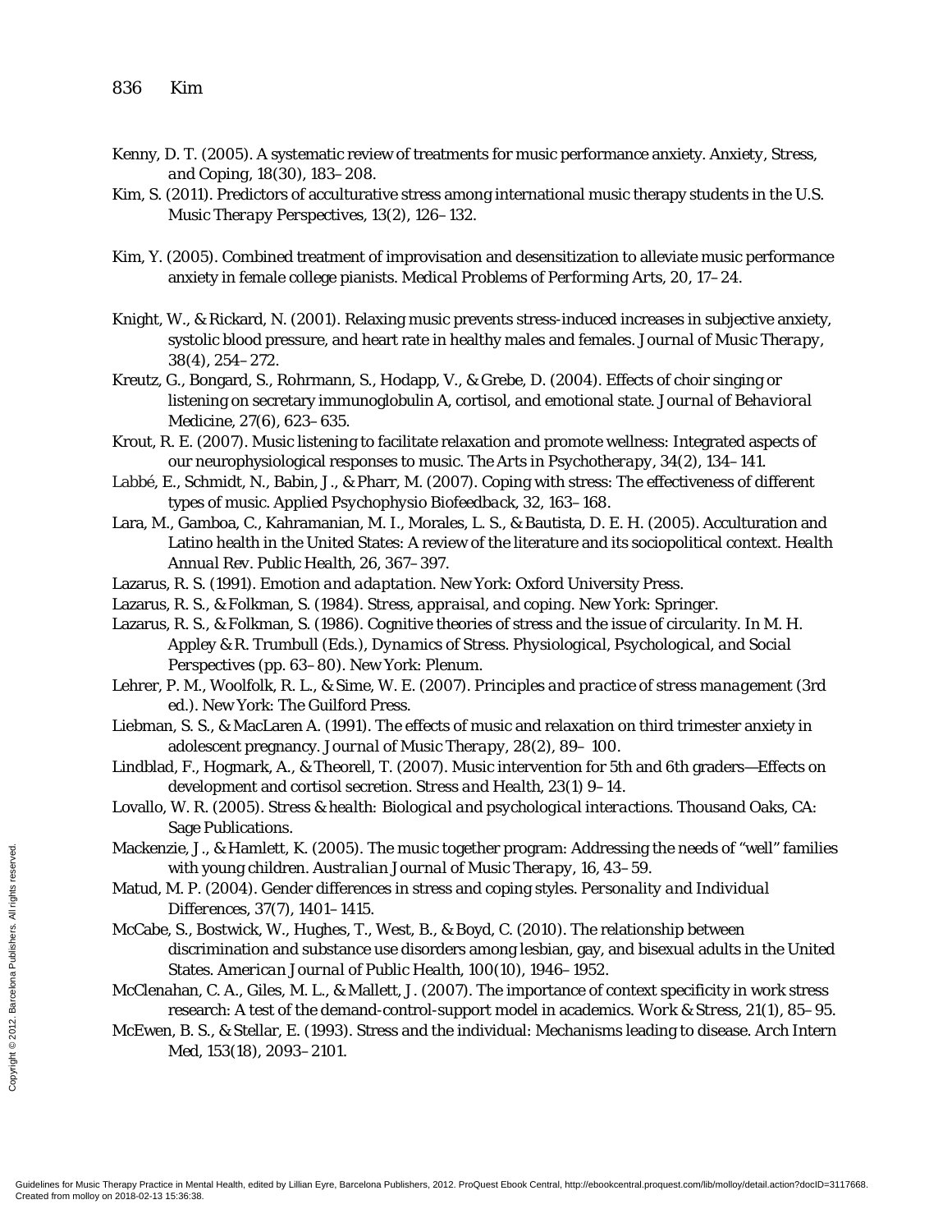Kenny, D. T. (2005). A systematic review of treatments for music performance anxiety. *Anxiety, Stress, and Coping, 18*(30), 183–208.

Kim, S. (2011). Predictors of acculturative stress among international music therapy students in the U.S. *Music Therapy Perspectives, 13*(2), 126–132.

Kim, Y. (2005). Combined treatment of improvisation and desensitization to alleviate music performance anxiety in female college pianists. *Medical Problems of Performing Arts, 20*, 17–24.

Knight, W., & Rickard, N. (2001). Relaxing music prevents stress-induced increases in subjective anxiety, systolic blood pressure, and heart rate in healthy males and females. *Journal of Music Therapy, 38*(4), 254–272.

Kreutz, G., Bongard, S., Rohrmann, S., Hodapp, V., & Grebe, D. (2004). Effects of choir singing or listening on secretary immunoglobulin A, cortisol, and emotional state. *Journal of Behavioral Medicine, 27*(6), 623–635.

Krout, R. E. (2007). Music listening to facilitate relaxation and promote wellness: Integrated aspects of our neurophysiological responses to music. *The Arts in Psychotherapy, 34*(2), 134–141.

Labbé, E., Schmidt, N., Babin, J., & Pharr, M. (2007). Coping with stress: The effectiveness of different types of music. *Applied Psychophysio Biofeedback, 32*, 163–168.

Lara, M., Gamboa, C., Kahramanian, M. I., Morales, L. S., & Bautista, D. E. H. (2005). Acculturation and Latino health in the United States: A review of the literature and its sociopolitical context. *Health Annual Rev. Public Health, 26*, 367–397.

Lazarus, R. S. (1991). *Emotion and adaptation*. New York: Oxford University Press.

Lazarus, R. S., & Folkman, S. (1984). *Stress, appraisal, and coping*. New York: Springer.

Lazarus, R. S., & Folkman, S. (1986). Cognitive theories of stress and the issue of circularity. In M. H. Appley & R. Trumbull (Eds.), *Dynamics of Stress. Physiological, Psychological, and Social Perspectives* (pp. 63–80). New York: Plenum.

Lehrer, P. M., Woolfolk, R. L., & Sime, W. E. (2007). *Principles and practice of stress management* (3rd ed.). New York: The Guilford Press.

Liebman, S. S., & MacLaren A. (1991). The effects of music and relaxation on third trimester anxiety in adolescent pregnancy. *Journal of Music Therapy, 28*(2), 89– 100.

Lindblad, F., Hogmark, A., & Theorell, T. (2007). Music intervention for 5th and 6th graders—Effects on development and cortisol secretion. *Stress and Health, 23*(1) 9–14.

Lovallo, W. R. (2005). *Stress & health: Biological and psychological interactions*. Thousand Oaks, CA: Sage Publications.

Mackenzie, J., & Hamlett, K. (2005). The music together program: Addressing the needs of "well" families with young children. *Australian Journal of Music Therapy, 16*, 43–59.

Matud, M. P. (2004). Gender differences in stress and coping styles. *Personality and Individual Differences, 37*(7), 1401–1415.

McCabe, S., Bostwick, W., Hughes, T., West, B., & Boyd, C. (2010). The relationship between discrimination and substance use disorders among lesbian, gay, and bisexual adults in the United States. *American Journal of Public Health, 100*(10), 1946–1952.

McClenahan, C. A., Giles, M. L., & Mallett, J. (2007). The importance of context specificity in work stress research: A test of the demand-control-support model in academics. *Work & Stress, 21*(1), 85–95.

McEwen, B. S., & Stellar, E. (1993). Stress and the individual: Mechanisms leading to disease. *Arch Intern Med, 153*(18), 2093–2101.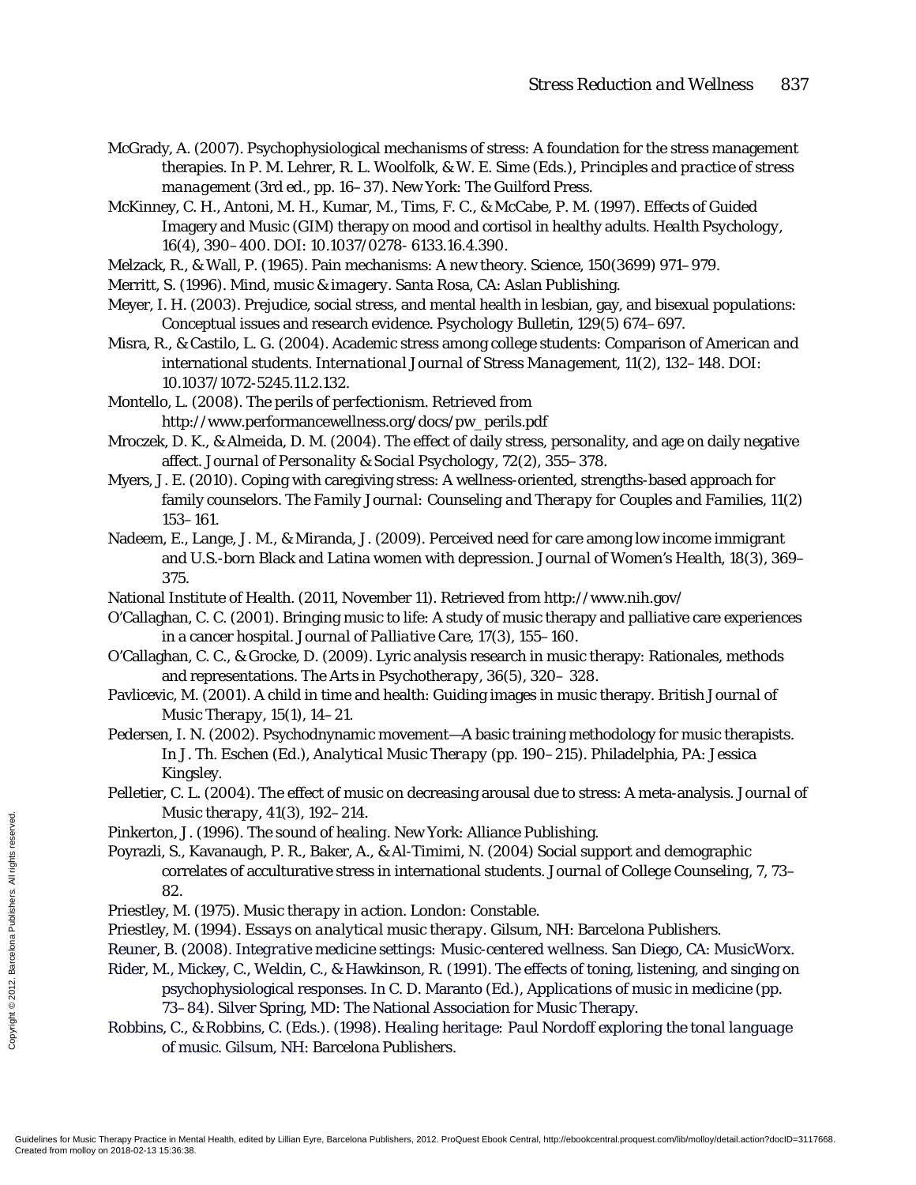McGrady, A. (2007). Psychophysiological mechanisms of stress: A foundation for the stress management therapies. In P. M. Lehrer, R. L. Woolfolk, & W. E. Sime (Eds.), *Principles and practice of stress management* (3rd ed., pp. 16–37). New York: The Guilford Press.

McKinney, C. H., Antoni, M. H., Kumar, M., Tims, F. C., & McCabe, P. M. (1997). Effects of Guided Imagery and Music (GIM) therapy on mood and cortisol in healthy adults. *Health Psychology, 16*(4), 390–400. DOI: 10.1037/0278- 6133.16.4.390.

Melzack, R., & Wall, P. (1965). Pain mechanisms: A new theory. Science, 150(3699) 971–979.

Merritt, S. (1996). *Mind, music & imagery*. Santa Rosa, CA: Aslan Publishing.

Meyer, I. H. (2003). Prejudice, social stress, and mental health in lesbian, gay, and bisexual populations: Conceptual issues and research evidence. Psychology Bulletin, 129(5) 674–697.

Misra, R., & Castilo, L. G. (2004). Academic stress among college students: Comparison of American and international students. *International Journal of Stress Management, 11*(2), 132–148. DOI: 10.1037/1072-5245.11.2.132.

Montello, L. (2008). The perils of perfectionism. Retrieved from http://www.performancewellness.org/docs/pw_perils.pdf

Mroczek, D. K., & Almeida, D. M. (2004). The effect of daily stress, personality, and age on daily negative affect. *Journal of Personality & Social Psychology, 72*(2), 355–378.

Myers, J. E. (2010). Coping with caregiving stress: A wellness-oriented, strengths-based approach for family counselors. *The Family Journal: Counseling and Therapy for Couples and Families, 11*(2) 153–161.

Nadeem, E., Lange, J. M., & Miranda, J. (2009). Perceived need for care among low income immigrant and U.S.-born Black and Latina women with depression. *Journal of Women's Health, 18*(3), 369–375.

National Institute of Health. (2011, November 11). Retrieved from http://www.nih.gov/

O'Callaghan, C. C. (2001). Bringing music to life: A study of music therapy and palliative care experiences in a cancer hospital. *Journal of Palliative Care, 17*(3), 155–160.

O'Callaghan, C. C., & Grocke, D. (2009). Lyric analysis research in music therapy: Rationales, methods and representations. *The Arts in Psychotherapy, 36*(5), 320– 328.

Pavlicevic, M. (2001). A child in time and health: Guiding images in music therapy. *British Journal of Music Therapy, 15*(1), 14–21.

Pedersen, I. N. (2002). Psychodnynamic movement—A basic training methodology for music therapists. In J. Th. Eschen (Ed.), *Analytical Music Therapy* (pp. 190–215). Philadelphia, PA: Jessica Kingsley.

Pelletier, C. L. (2004). The effect of music on decreasing arousal due to stress: A meta-analysis. *Journal of Music therapy, 41*(3), 192–214.

Pinkerton, J. (1996). *The sound of healing*. New York: Alliance Publishing.

Poyrazli, S., Kavanaugh, P. R., Baker, A., & Al-Timimi, N. (2004) Social support and demographic correlates of acculturative stress in international students. *Journal of College Counseling, 7*, 73–82.

Priestley, M. (1975). *Music therapy in action*. London: Constable.

Priestley, M. (1994). *Essays on analytical music therapy*. Gilsum, NH: Barcelona Publishers.

Reuner, B. (2008). *Integrative medicine settings: Music-centered wellness*. San Diego, CA: MusicWorx.

Rider, M., Mickey, C., Weldin, C., & Hawkinson, R. (1991). The effects of toning, listening, and singing on psychophysiological responses. In C. D. Maranto (Ed.), *Applications of music in medicine* (pp. 73–84). Silver Spring, MD: The National Association for Music Therapy.

Robbins, C., & Robbins, C. (Eds.). (1998). *Healing heritage: Paul Nordoff exploring the tonal language of music*. Gilsum, NH: Barcelona Publishers.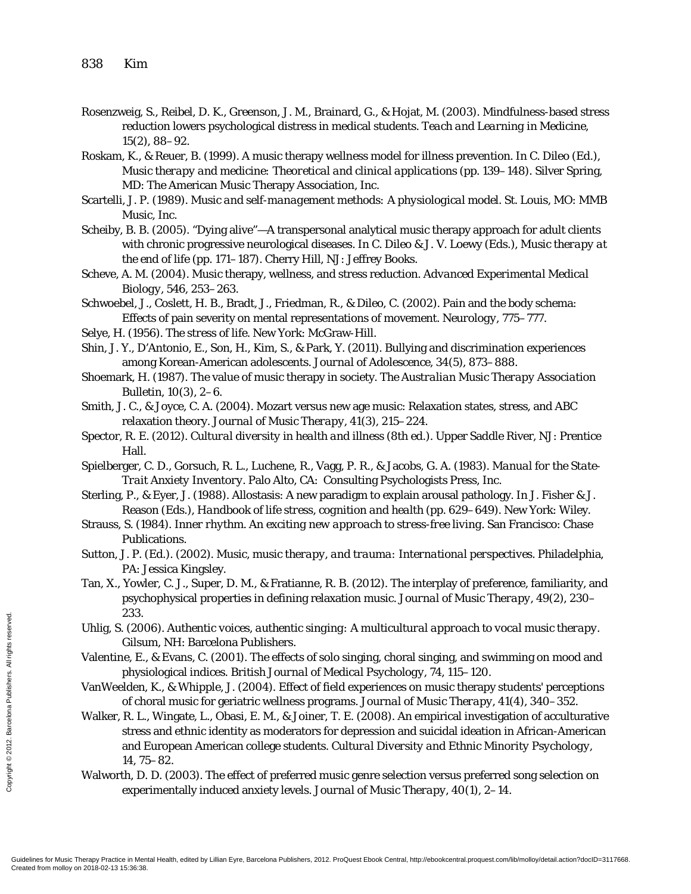Rosenzweig, S., Reibel, D. K., Greenson, J. M., Brainard, G., & Hojat, M. (2003). Mindfulness-based stress reduction lowers psychological distress in medical students. *Teach and Learning in Medicine, 15*(2), 88–92.

Roskam, K., & Reuer, B. (1999). A music therapy wellness model for illness prevention. In C. Dileo (Ed.), *Music therapy and medicine: Theoretical and clinical applications* (pp. 139–148). Silver Spring, MD: The American Music Therapy Association, Inc.

Scartelli, J. P. (1989). *Music and self-management methods: A physiological model*. St. Louis, MO: MMB Music, Inc.

Scheiby, B. B. (2005). "Dying alive"—A transpersonal analytical music therapy approach for adult clients with chronic progressive neurological diseases. In C. Dileo & J. V. Loewy (Eds.), *Music therapy at the end of life* (pp. 171–187). Cherry Hill, NJ: Jeffrey Books.

Scheve, A. M. (2004). Music therapy, wellness, and stress reduction. *Advanced Experimental Medical Biology, 546*, 253–263.

Schwoebel, J., Coslett, H. B., Bradt, J., Friedman, R., & Dileo, C. (2002). Pain and the body schema: Effects of pain severity on mental representations of movement. *Neurology*, 775–777.

Selye, H. (1956). *The stress of life*. New York: McGraw-Hill.

Shin, J. Y., D'Antonio, E., Son, H., Kim, S., & Park, Y. (2011). Bullying and discrimination experiences among Korean-American adolescents. *Journal of Adolescence, 34*(5), 873–888.

Shoemark, H. (1987). The value of music therapy in society. *The Australian Music Therapy Association Bulletin, 10*(3), 2–6.

Smith, J. C., & Joyce, C. A. (2004). Mozart versus new age music: Relaxation states, stress, and ABC relaxation theory. *Journal of Music Therapy, 41*(3), 215–224.

Spector, R. E. (2012). *Cultural diversity in health and illness* (8th ed.). Upper Saddle River, NJ: Prentice Hall.

Spielberger, C. D., Gorsuch, R. L., Luchene, R., Vagg, P. R., & Jacobs, G. A. (1983). *Manual for the State-Trait Anxiety Inventory*. Palo Alto, CA: Consulting Psychologists Press, Inc.

Sterling, P., & Eyer, J. (1988). Allostasis: A new paradigm to explain arousal pathology. In J. Fisher & J. Reason (Eds.), *Handbook of life stress, cognition and health* (pp. 629–649). New York: Wiley.

Strauss, S. (1984). *Inner rhythm. An exciting new approach to stress-free living*. San Francisco: Chase Publications.

Sutton, J. P. (Ed.). (2002). *Music, music therapy, and trauma: International perspectives*. Philadelphia, PA: Jessica Kingsley.

Tan, X., Yowler, C. J., Super, D. M., & Fratianne, R. B. (2012). The interplay of preference, familiarity, and psychophysical properties in defining relaxation music. *Journal of Music Therapy, 49*(2), 230–233.

Uhlig, S. (2006). *Authentic voices, authentic singing: A multicultural approach to vocal music therapy*. Gilsum, NH: Barcelona Publishers.

Valentine, E., & Evans, C. (2001). The effects of solo singing, choral singing, and swimming on mood and physiological indices. *British Journal of Medical Psychology, 74*, 115–120.

VanWeelden, K., & Whipple, J. (2004). Effect of field experiences on music therapy students' perceptions of choral music for geriatric wellness programs. *Journal of Music Therapy, 41*(4), 340–352.

Walker, R. L., Wingate, L., Obasi, E. M., & Joiner, T. E. (2008). An empirical investigation of acculturative stress and ethnic identity as moderators for depression and suicidal ideation in African-American and European American college students. *Cultural Diversity and Ethnic Minority Psychology, 14*, 75–82.

Walworth, D. D. (2003). The effect of preferred music genre selection versus preferred song selection on experimentally induced anxiety levels. *Journal of Music Therapy, 40*(1), 2–14.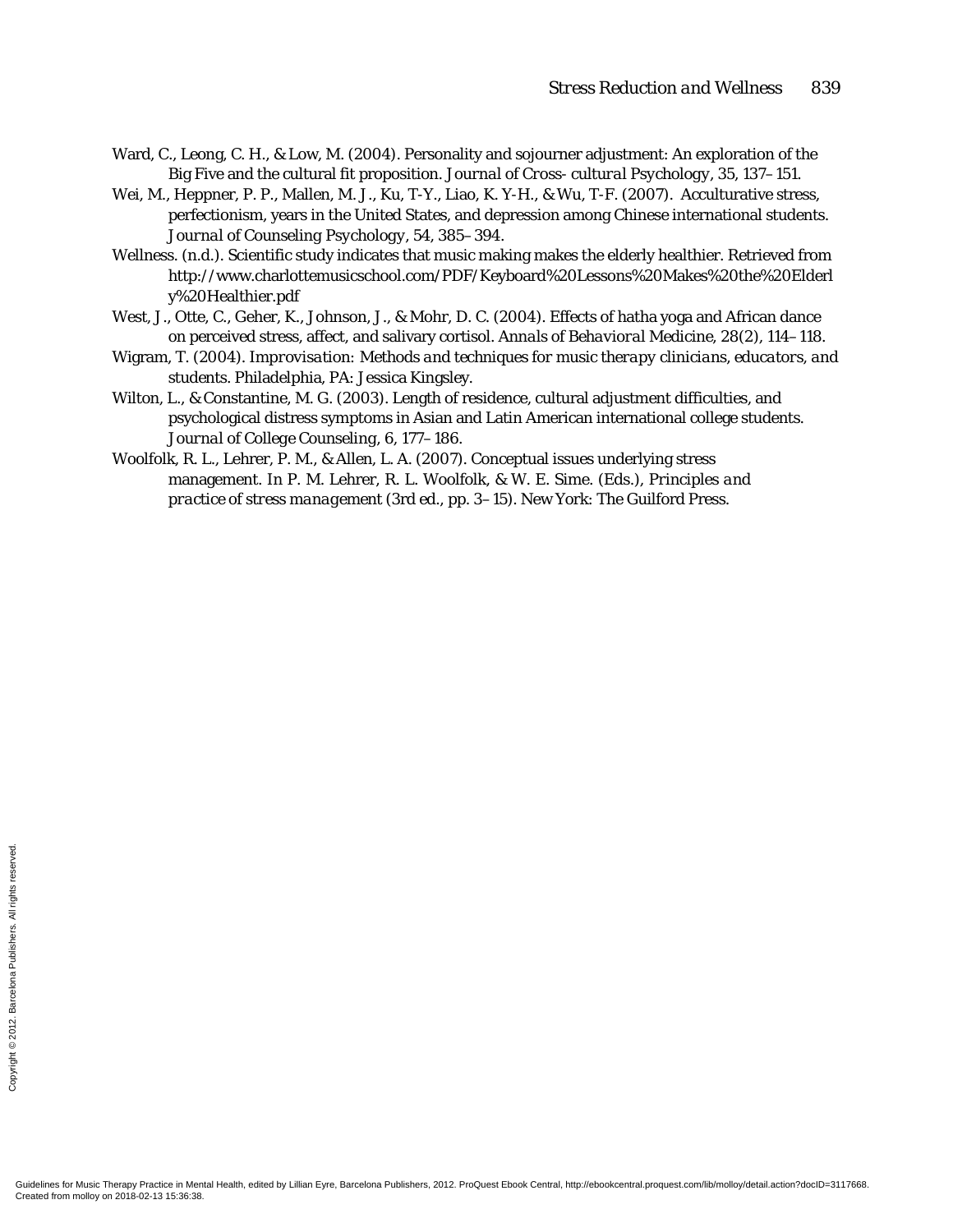Ward, C., Leong, C. H., & Low, M. (2004). Personality and sojourner adjustment: An exploration of the Big Five and the cultural fit proposition. *Journal of Cross- cultural Psychology, 35*, 137–151.

Wei, M., Heppner, P. P., Mallen, M. J., Ku, T-Y., Liao, K. Y-H., & Wu, T-F. (2007). Acculturative stress, perfectionism, years in the United States, and depression among Chinese international students. *Journal of Counseling Psychology, 54*, 385–394.

Wellness. (n.d.). Scientific study indicates that music making makes the elderly healthier. Retrieved from http://www.charlottemusicschool.com/PDF/Keyboard%20Lessons%20Makes%20the%20Elderly%20Healthier.pdf

West, J., Otte, C., Geher, K., Johnson, J., & Mohr, D. C. (2004). Effects of hatha yoga and African dance on perceived stress, affect, and salivary cortisol. *Annals of Behavioral Medicine, 28*(2), 114–118.

Wigram, T. (2004). *Improvisation: Methods and techniques for music therapy clinicians, educators, and students*. Philadelphia, PA: Jessica Kingsley.

Wilton, L., & Constantine, M. G. (2003). Length of residence, cultural adjustment difficulties, and psychological distress symptoms in Asian and Latin American international college students. *Journal of College Counseling, 6*, 177–186.

Woolfolk, R. L., Lehrer, P. M., & Allen, L. A. (2007). Conceptual issues underlying stress management. In P. M. Lehrer, R. L. Woolfolk, & W. E. Sime. (Eds.), *Principles and practice of stress management* (3rd ed., pp. 3–15). New York: The Guilford Press.